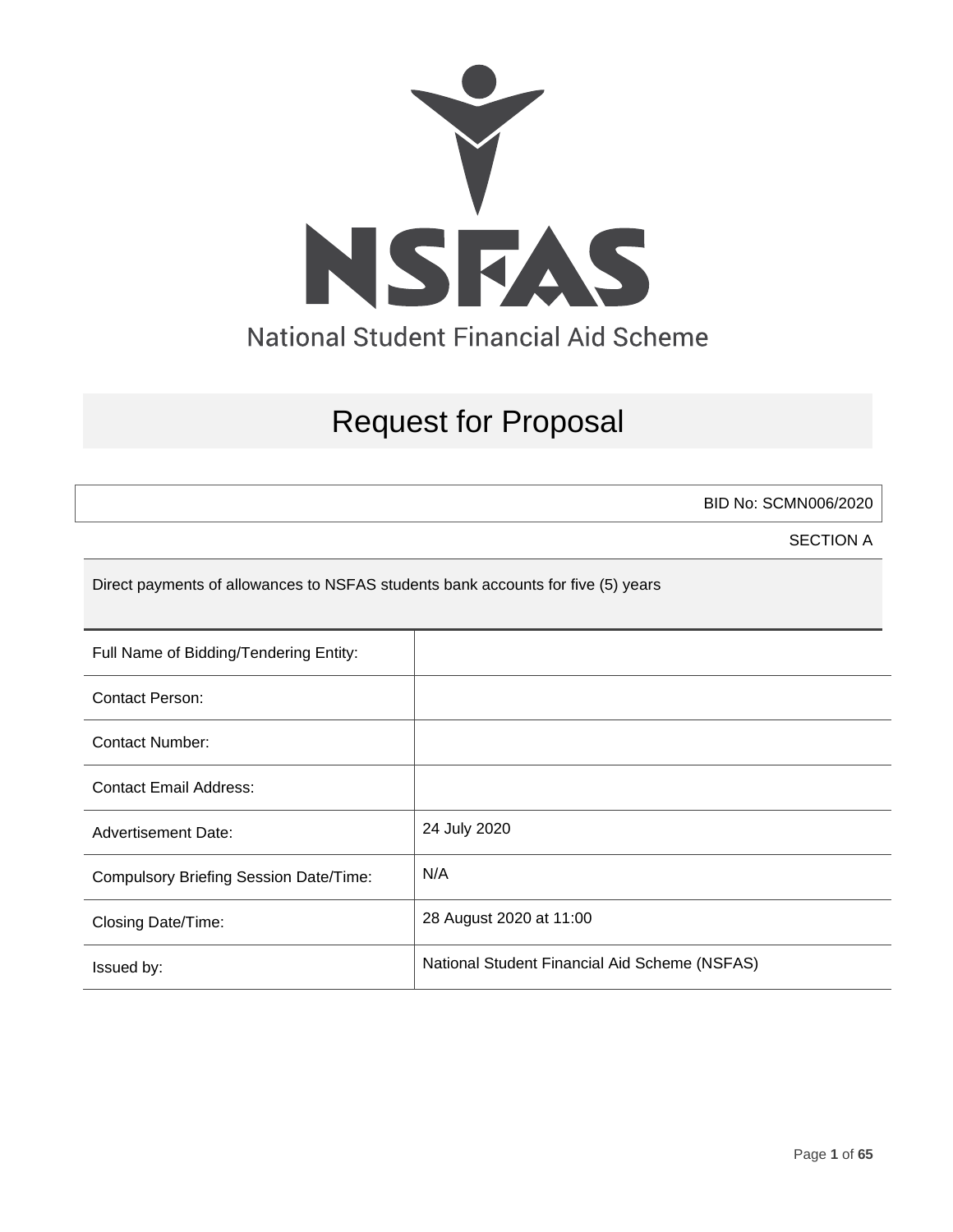# NSFAS

National Student Financial Aid Scheme

# Request for Proposal

BID No: SCMN006/2020

SECTION A

Direct payments of allowances to NSFAS students bank accounts for five (5) years

| | |
|---|---|
| Full Name of Bidding/Tendering Entity: | |
| Contact Person: | |
| Contact Number: | |
| Contact Email Address: | |
| Advertisement Date: | 24 July 2020 |
| Compulsory Briefing Session Date/Time: | N/A |
| Closing Date/Time: | 28 August 2020 at 11:00 |
| Issued by: | National Student Financial Aid Scheme (NSFAS) |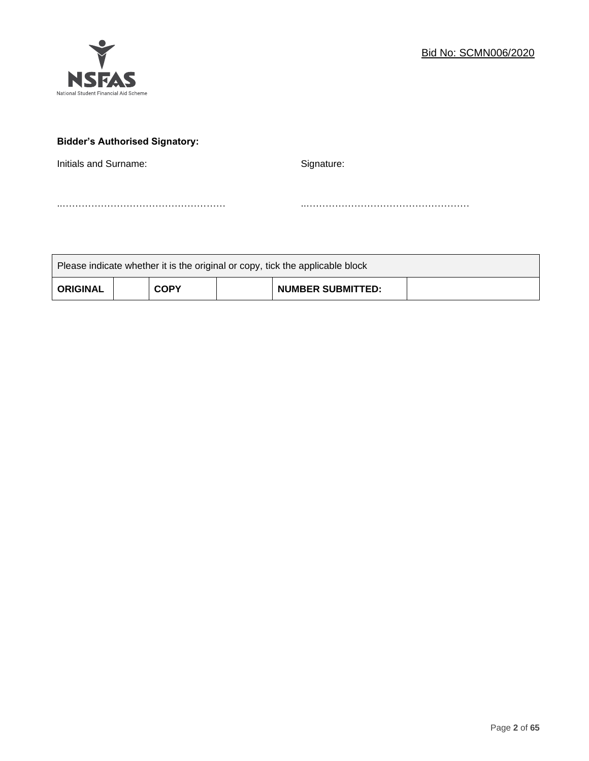Bid No: SCMN006/2020

**Bidder's Authorised Signatory:**

Initials and Surname: ……………………………………………

Signature: ……………………………………………

| Please indicate whether it is the original or copy, tick the applicable block | | | | | |
|---|---|---|---|---|---|
| **ORIGINAL** | | **COPY** | | **NUMBER SUBMITTED:** | |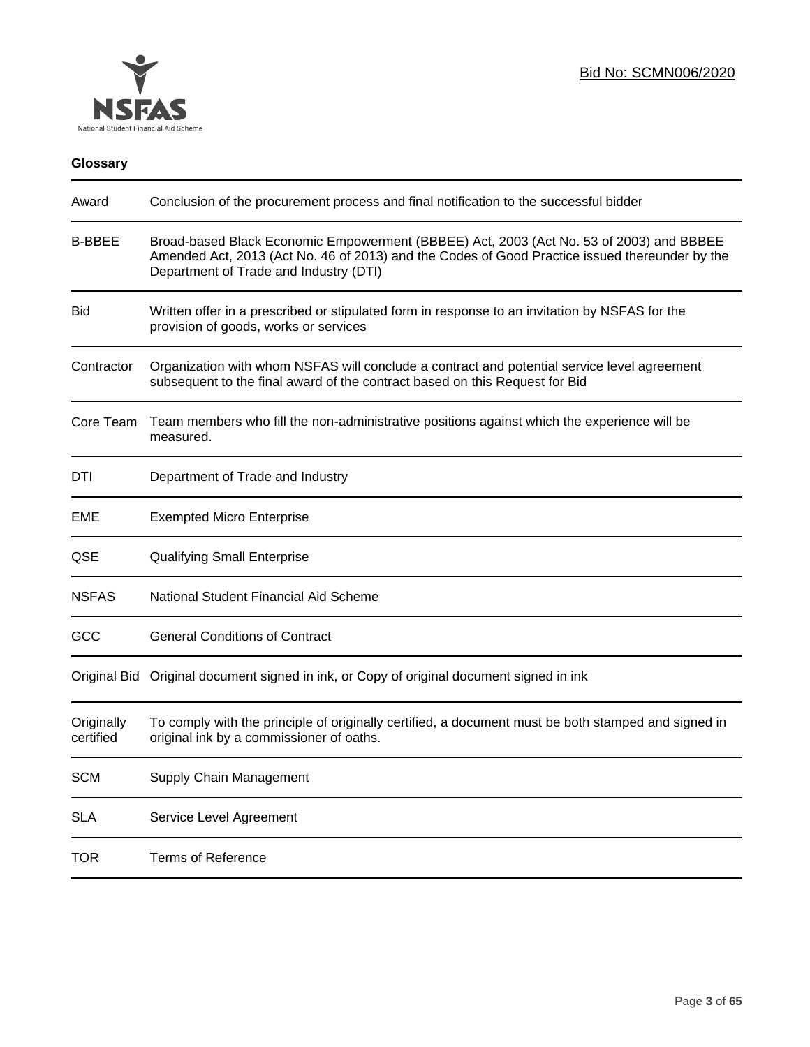Bid No: SCMN006/2020

**Glossary**

| Term | Definition |
| --- | --- |
| Award | Conclusion of the procurement process and final notification to the successful bidder |
| B-BBEE | Broad-based Black Economic Empowerment (BBBEE) Act, 2003 (Act No. 53 of 2003) and BBBEE Amended Act, 2013 (Act No. 46 of 2013) and the Codes of Good Practice issued thereunder by the Department of Trade and Industry (DTI) |
| Bid | Written offer in a prescribed or stipulated form in response to an invitation by NSFAS for the provision of goods, works or services |
| Contractor | Organization with whom NSFAS will conclude a contract and potential service level agreement subsequent to the final award of the contract based on this Request for Bid |
| Core Team | Team members who fill the non-administrative positions against which the experience will be measured. |
| DTI | Department of Trade and Industry |
| EME | Exempted Micro Enterprise |
| QSE | Qualifying Small Enterprise |
| NSFAS | National Student Financial Aid Scheme |
| GCC | General Conditions of Contract |
| Original Bid | Original document signed in ink, or Copy of original document signed in ink |
| Originally certified | To comply with the principle of originally certified, a document must be both stamped and signed in original ink by a commissioner of oaths. |
| SCM | Supply Chain Management |
| SLA | Service Level Agreement |
| TOR | Terms of Reference |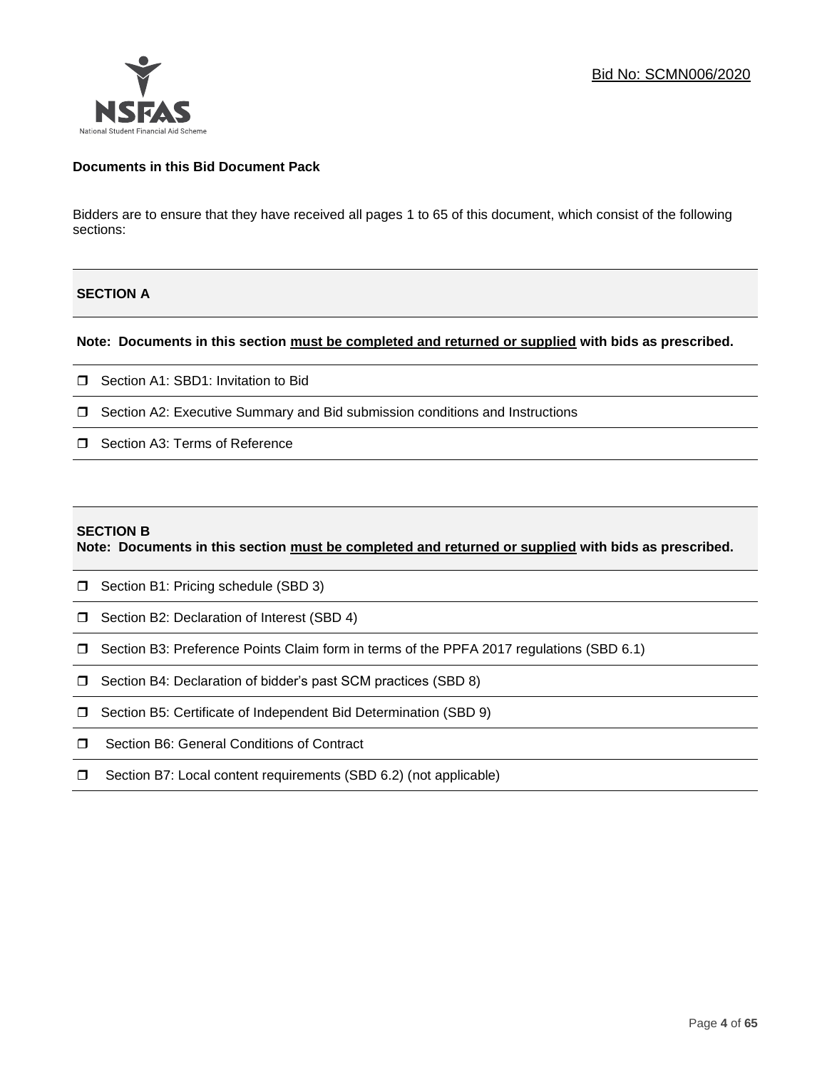Bid No: SCMN006/2020

**Documents in this Bid Document Pack**

Bidders are to ensure that they have received all pages 1 to 65 of this document, which consist of the following sections:

## SECTION A

**Note: Documents in this section must be completed and returned or supplied with bids as prescribed.**

- ☐ Section A1: SBD1: Invitation to Bid
- ☐ Section A2: Executive Summary and Bid submission conditions and Instructions
- ☐ Section A3: Terms of Reference

## SECTION B

**Note: Documents in this section must be completed and returned or supplied with bids as prescribed.**

- ☐ Section B1: Pricing schedule (SBD 3)
- ☐ Section B2: Declaration of Interest (SBD 4)
- ☐ Section B3: Preference Points Claim form in terms of the PPFA 2017 regulations (SBD 6.1)
- ☐ Section B4: Declaration of bidder's past SCM practices (SBD 8)
- ☐ Section B5: Certificate of Independent Bid Determination (SBD 9)
- ☐ Section B6: General Conditions of Contract
- ☐ Section B7: Local content requirements (SBD 6.2) (not applicable)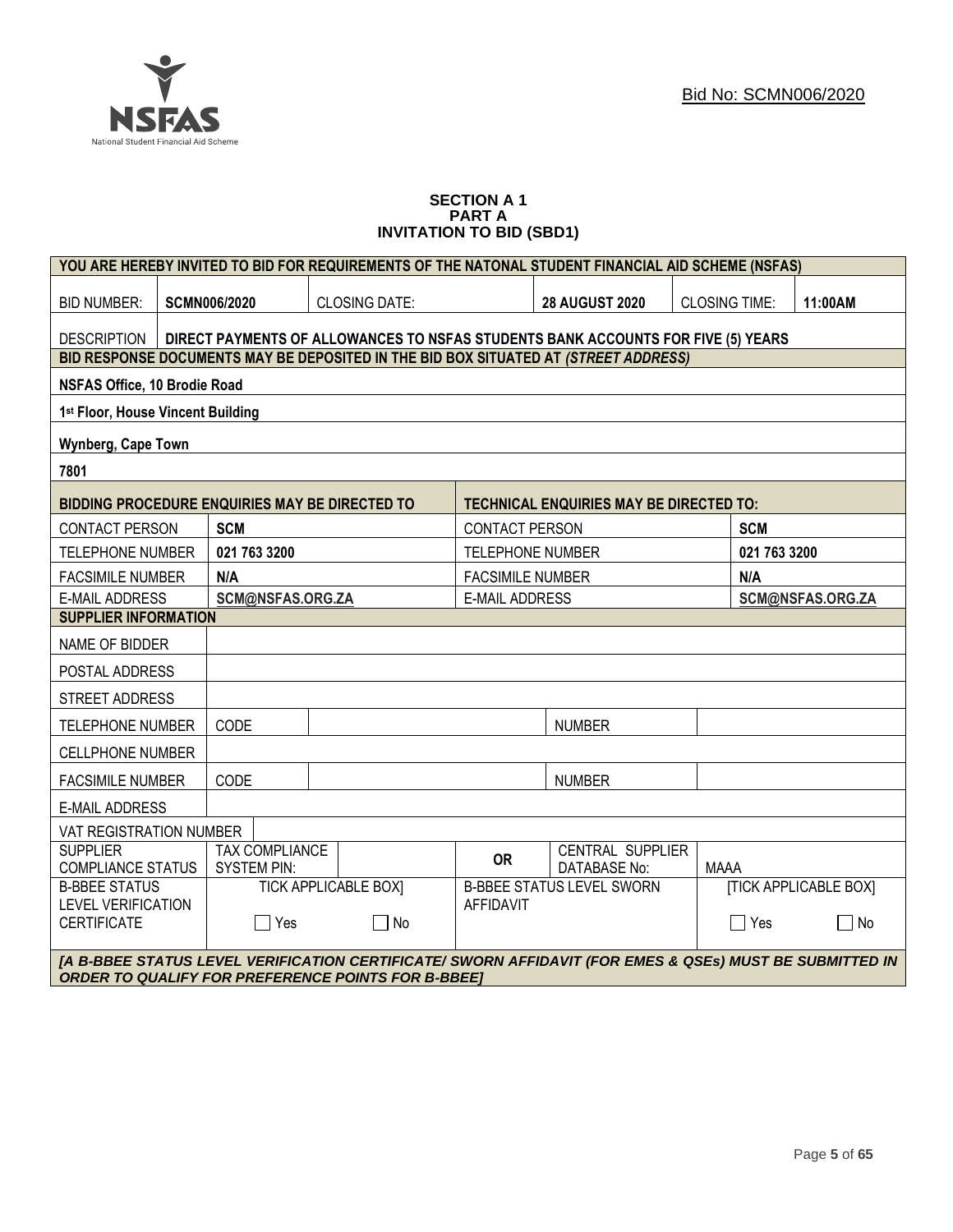Bid No: SCMN006/2020

**SECTION A 1**
**PART A**
**INVITATION TO BID (SBD1)**

| YOU ARE HEREBY INVITED TO BID FOR REQUIREMENTS OF THE NATONAL STUDENT FINANCIAL AID SCHEME (NSFAS) | | | | | | | |
|---|---|---|---|---|---|---|---|
| BID NUMBER: | **SCMN006/2020** | CLOSING DATE: | | **28 AUGUST 2020** | CLOSING TIME: | | **11:00AM** |
| DESCRIPTION | **DIRECT PAYMENTS OF ALLOWANCES TO NSFAS STUDENTS BANK ACCOUNTS FOR FIVE (5) YEARS** | | | | | | |
| **BID RESPONSE DOCUMENTS MAY BE DEPOSITED IN THE BID BOX SITUATED AT *(STREET ADDRESS)*** | | | | | | | |
| **NSFAS Office, 10 Brodie Road** | | | | | | | |
| **1st Floor, House Vincent Building** | | | | | | | |
| **Wynberg, Cape Town** | | | | | | | |
| **7801** | | | | | | | |
| **BIDDING PROCEDURE ENQUIRIES MAY BE DIRECTED TO** | | | **TECHNICAL ENQUIRIES MAY BE DIRECTED TO:** | | | | |
| CONTACT PERSON | **SCM** | | CONTACT PERSON | | | **SCM** | |
| TELEPHONE NUMBER | **021 763 3200** | | TELEPHONE NUMBER | | | **021 763 3200** | |
| FACSIMILE NUMBER | **N/A** | | FACSIMILE NUMBER | | | **N/A** | |
| E-MAIL ADDRESS | **SCM@NSFAS.ORG.ZA** | | E-MAIL ADDRESS | | | **SCM@NSFAS.ORG.ZA** | |
| **SUPPLIER INFORMATION** | | | | | | | |
| NAME OF BIDDER | | | | | | | |
| POSTAL ADDRESS | | | | | | | |
| STREET ADDRESS | | | | | | | |
| TELEPHONE NUMBER | CODE | | | NUMBER | | | |
| CELLPHONE NUMBER | | | | | | | |
| FACSIMILE NUMBER | CODE | | | NUMBER | | | |
| E-MAIL ADDRESS | | | | | | | |
| VAT REGISTRATION NUMBER | | | | | | | |
| SUPPLIER COMPLIANCE STATUS | TAX COMPLIANCE SYSTEM PIN: | | **OR** | CENTRAL SUPPLIER DATABASE No: | MAAA | | |
| B-BBEE STATUS LEVEL VERIFICATION CERTIFICATE | TICK APPLICABLE BOX] ☐ Yes | ☐ No | B-BBEE STATUS LEVEL SWORN AFFIDAVIT | | [TICK APPLICABLE BOX] ☐ Yes | | ☐ No |
| ***[A B-BBEE STATUS LEVEL VERIFICATION CERTIFICATE/ SWORN AFFIDAVIT (FOR EMES & QSEs) MUST BE SUBMITTED IN ORDER TO QUALIFY FOR PREFERENCE POINTS FOR B-BBEE]*** | | | | | | | |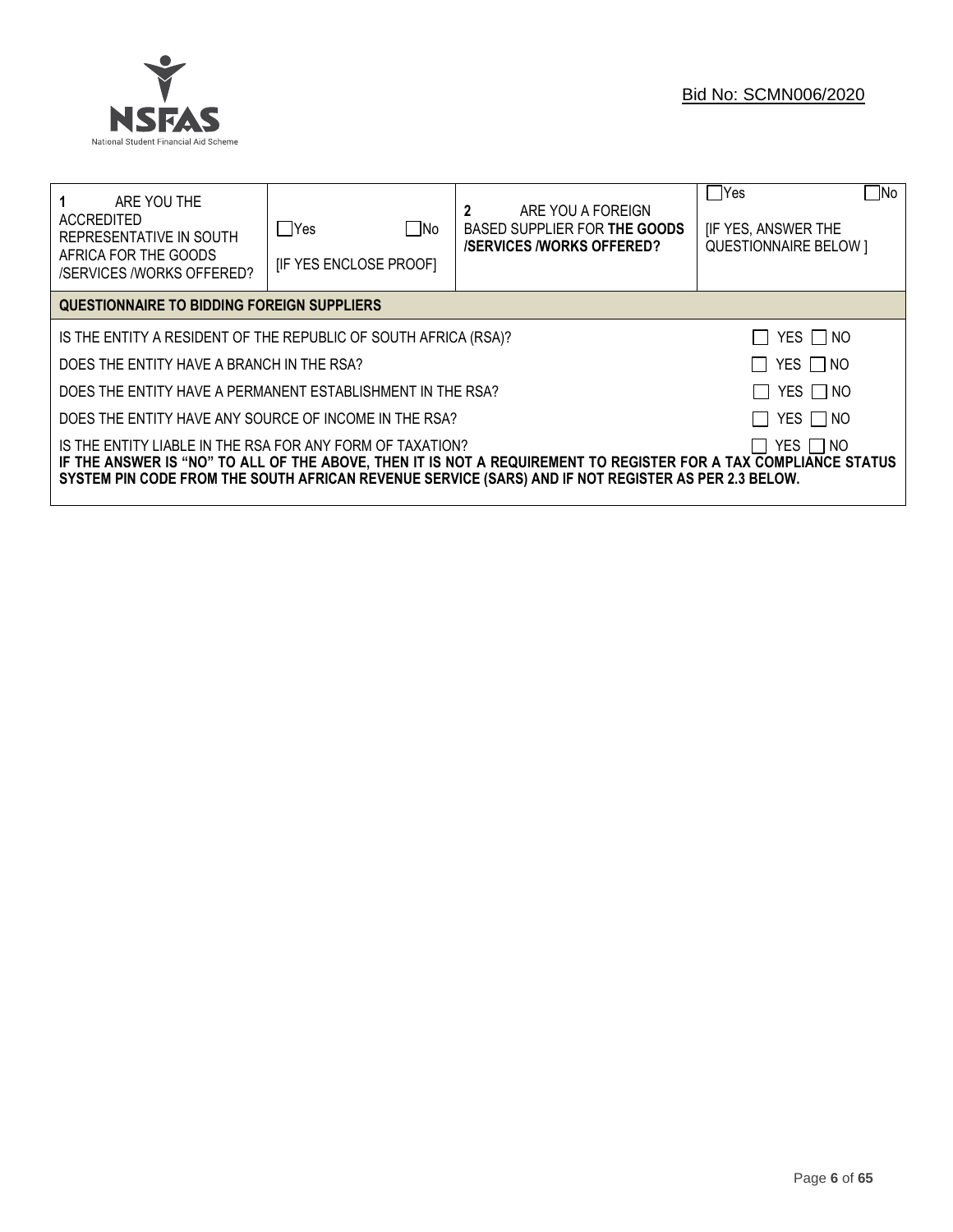Bid No: SCMN006/2020

| **1** ARE YOU THE ACCREDITED REPRESENTATIVE IN SOUTH AFRICA FOR THE GOODS /SERVICES /WORKS OFFERED? | ☐Yes ☐No [IF YES ENCLOSE PROOF] | **2** ARE YOU A FOREIGN BASED SUPPLIER FOR **THE GOODS /SERVICES /WORKS OFFERED?** | ☐Yes ☐No [IF YES, ANSWER THE QUESTIONNAIRE BELOW ] |
|---|---|---|---|

| **QUESTIONNAIRE TO BIDDING FOREIGN SUPPLIERS** | |
|---|---|
| IS THE ENTITY A RESIDENT OF THE REPUBLIC OF SOUTH AFRICA (RSA)? | ☐ YES ☐ NO |
| DOES THE ENTITY HAVE A BRANCH IN THE RSA? | ☐ YES ☐ NO |
| DOES THE ENTITY HAVE A PERMANENT ESTABLISHMENT IN THE RSA? | ☐ YES ☐ NO |
| DOES THE ENTITY HAVE ANY SOURCE OF INCOME IN THE RSA? | ☐ YES ☐ NO |
| IS THE ENTITY LIABLE IN THE RSA FOR ANY FORM OF TAXATION? | ☐ YES ☐ NO |

**IF THE ANSWER IS "NO" TO ALL OF THE ABOVE, THEN IT IS NOT A REQUIREMENT TO REGISTER FOR A TAX COMPLIANCE STATUS SYSTEM PIN CODE FROM THE SOUTH AFRICAN REVENUE SERVICE (SARS) AND IF NOT REGISTER AS PER 2.3 BELOW.**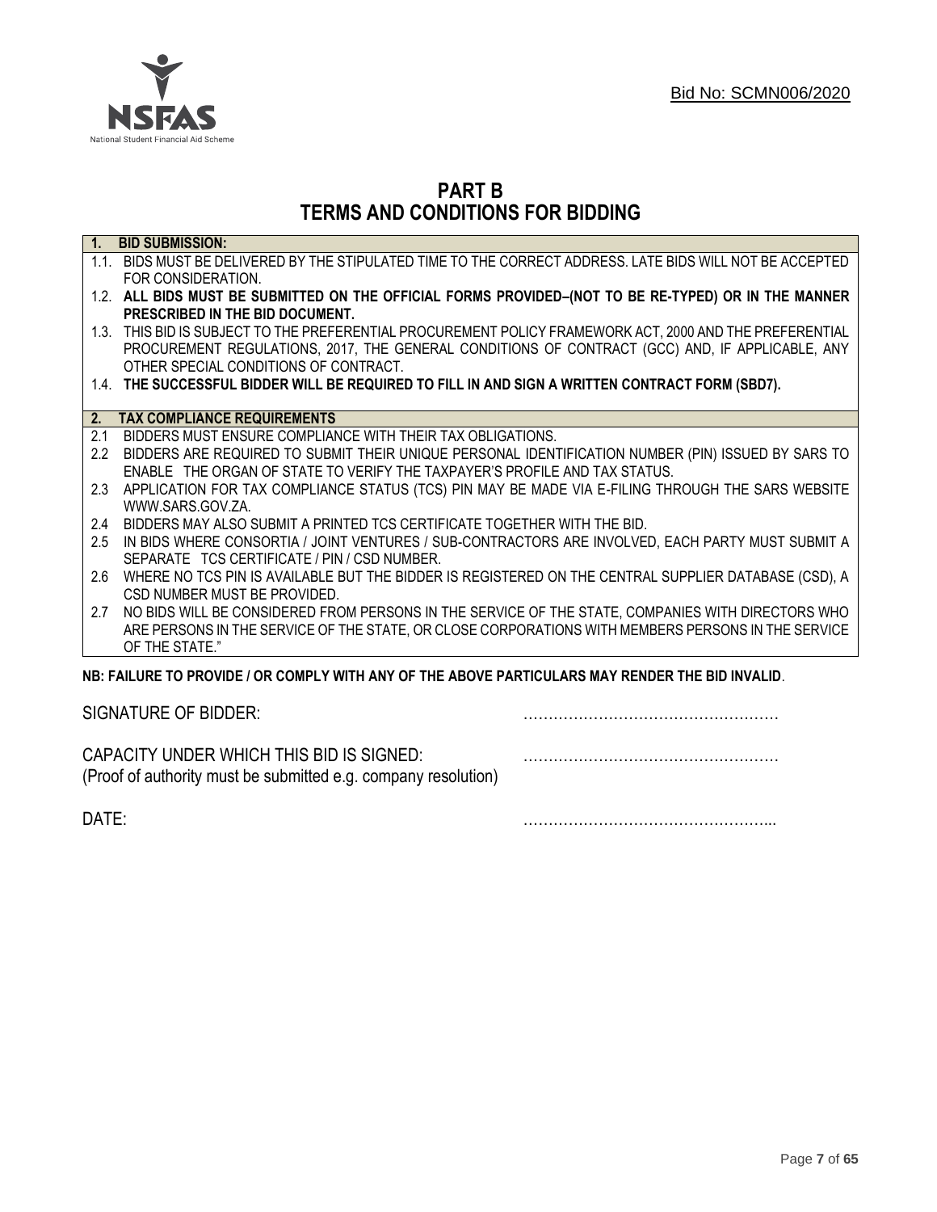Bid No: SCMN006/2020

# PART B
# TERMS AND CONDITIONS FOR BIDDING

**1. BID SUBMISSION:**

1.1. BIDS MUST BE DELIVERED BY THE STIPULATED TIME TO THE CORRECT ADDRESS. LATE BIDS WILL NOT BE ACCEPTED FOR CONSIDERATION.

1.2. **ALL BIDS MUST BE SUBMITTED ON THE OFFICIAL FORMS PROVIDED–(NOT TO BE RE-TYPED) OR IN THE MANNER PRESCRIBED IN THE BID DOCUMENT.**

1.3. THIS BID IS SUBJECT TO THE PREFERENTIAL PROCUREMENT POLICY FRAMEWORK ACT, 2000 AND THE PREFERENTIAL PROCUREMENT REGULATIONS, 2017, THE GENERAL CONDITIONS OF CONTRACT (GCC) AND, IF APPLICABLE, ANY OTHER SPECIAL CONDITIONS OF CONTRACT.

1.4. **THE SUCCESSFUL BIDDER WILL BE REQUIRED TO FILL IN AND SIGN A WRITTEN CONTRACT FORM (SBD7).**

**2. TAX COMPLIANCE REQUIREMENTS**

2.1 BIDDERS MUST ENSURE COMPLIANCE WITH THEIR TAX OBLIGATIONS.

2.2 BIDDERS ARE REQUIRED TO SUBMIT THEIR UNIQUE PERSONAL IDENTIFICATION NUMBER (PIN) ISSUED BY SARS TO ENABLE THE ORGAN OF STATE TO VERIFY THE TAXPAYER'S PROFILE AND TAX STATUS.

2.3 APPLICATION FOR TAX COMPLIANCE STATUS (TCS) PIN MAY BE MADE VIA E-FILING THROUGH THE SARS WEBSITE WWW.SARS.GOV.ZA.

2.4 BIDDERS MAY ALSO SUBMIT A PRINTED TCS CERTIFICATE TOGETHER WITH THE BID.

2.5 IN BIDS WHERE CONSORTIA / JOINT VENTURES / SUB-CONTRACTORS ARE INVOLVED, EACH PARTY MUST SUBMIT A SEPARATE TCS CERTIFICATE / PIN / CSD NUMBER.

2.6 WHERE NO TCS PIN IS AVAILABLE BUT THE BIDDER IS REGISTERED ON THE CENTRAL SUPPLIER DATABASE (CSD), A CSD NUMBER MUST BE PROVIDED.

2.7 NO BIDS WILL BE CONSIDERED FROM PERSONS IN THE SERVICE OF THE STATE, COMPANIES WITH DIRECTORS WHO ARE PERSONS IN THE SERVICE OF THE STATE, OR CLOSE CORPORATIONS WITH MEMBERS PERSONS IN THE SERVICE OF THE STATE."

**NB: FAILURE TO PROVIDE / OR COMPLY WITH ANY OF THE ABOVE PARTICULARS MAY RENDER THE BID INVALID**.

SIGNATURE OF BIDDER: ……………………………………………

CAPACITY UNDER WHICH THIS BID IS SIGNED: ……………………………………………
(Proof of authority must be submitted e.g. company resolution)

DATE: …………………………………………...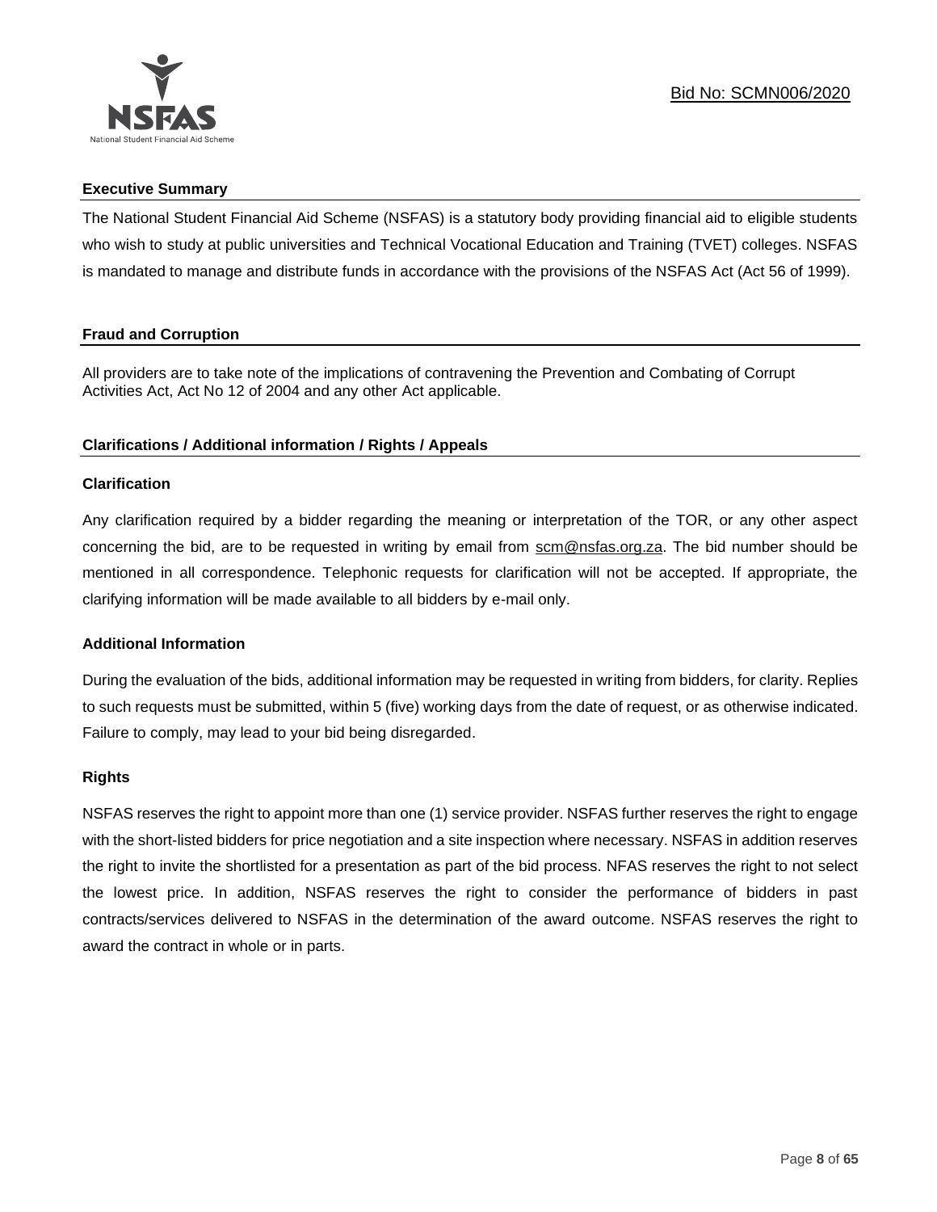## Executive Summary

The National Student Financial Aid Scheme (NSFAS) is a statutory body providing financial aid to eligible students who wish to study at public universities and Technical Vocational Education and Training (TVET) colleges. NSFAS is mandated to manage and distribute funds in accordance with the provisions of the NSFAS Act (Act 56 of 1999).

## Fraud and Corruption

All providers are to take note of the implications of contravening the Prevention and Combating of Corrupt Activities Act, Act No 12 of 2004 and any other Act applicable.

## Clarifications / Additional information / Rights / Appeals

### Clarification

Any clarification required by a bidder regarding the meaning or interpretation of the TOR, or any other aspect concerning the bid, are to be requested in writing by email from scm@nsfas.org.za. The bid number should be mentioned in all correspondence. Telephonic requests for clarification will not be accepted. If appropriate, the clarifying information will be made available to all bidders by e-mail only.

### Additional Information

During the evaluation of the bids, additional information may be requested in writing from bidders, for clarity. Replies to such requests must be submitted, within 5 (five) working days from the date of request, or as otherwise indicated. Failure to comply, may lead to your bid being disregarded.

### Rights

NSFAS reserves the right to appoint more than one (1) service provider. NSFAS further reserves the right to engage with the short-listed bidders for price negotiation and a site inspection where necessary. NSFAS in addition reserves the right to invite the shortlisted for a presentation as part of the bid process. NFAS reserves the right to not select the lowest price. In addition, NSFAS reserves the right to consider the performance of bidders in past contracts/services delivered to NSFAS in the determination of the award outcome. NSFAS reserves the right to award the contract in whole or in parts.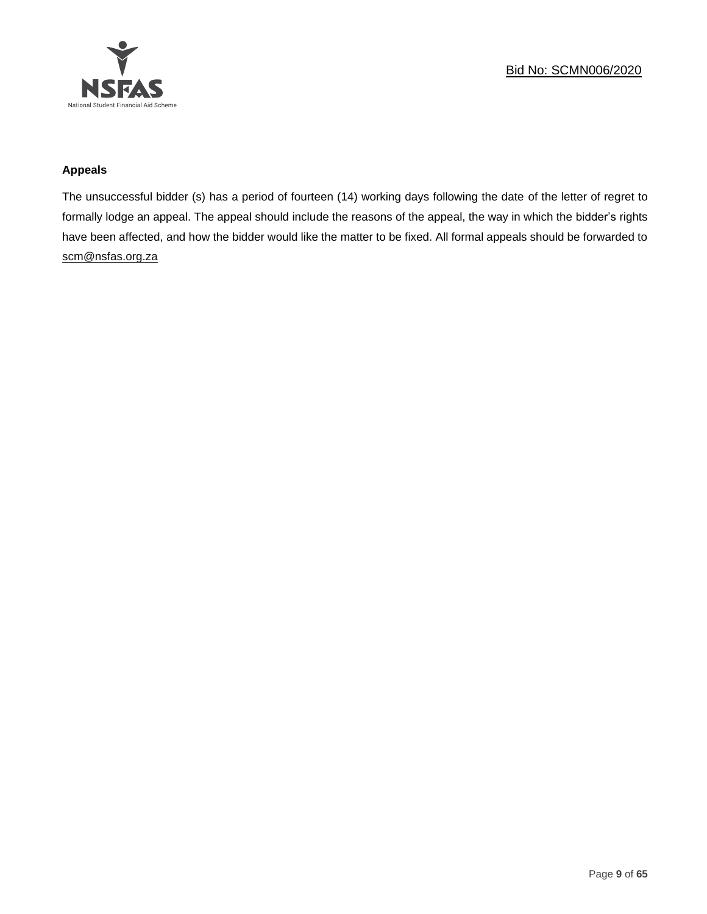**Appeals**

The unsuccessful bidder (s) has a period of fourteen (14) working days following the date of the letter of regret to formally lodge an appeal. The appeal should include the reasons of the appeal, the way in which the bidder's rights have been affected, and how the bidder would like the matter to be fixed. All formal appeals should be forwarded to scm@nsfas.org.za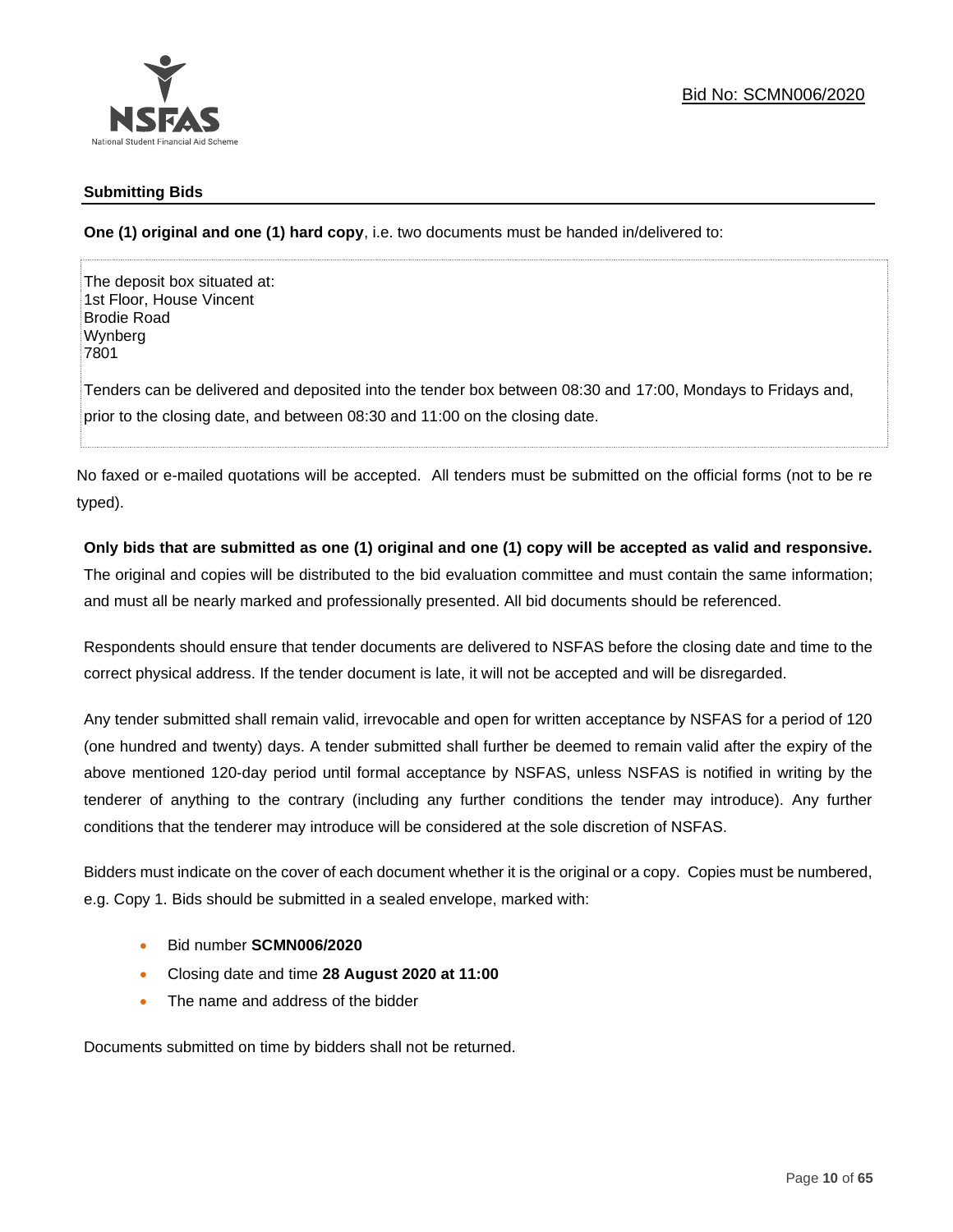## Submitting Bids

**One (1) original and one (1) hard copy**, i.e. two documents must be handed in/delivered to:

The deposit box situated at:
1st Floor, House Vincent
Brodie Road
Wynberg
7801

Tenders can be delivered and deposited into the tender box between 08:30 and 17:00, Mondays to Fridays and, prior to the closing date, and between 08:30 and 11:00 on the closing date.

No faxed or e-mailed quotations will be accepted. All tenders must be submitted on the official forms (not to be re typed).

**Only bids that are submitted as one (1) original and one (1) copy will be accepted as valid and responsive.** The original and copies will be distributed to the bid evaluation committee and must contain the same information; and must all be nearly marked and professionally presented. All bid documents should be referenced.

Respondents should ensure that tender documents are delivered to NSFAS before the closing date and time to the correct physical address. If the tender document is late, it will not be accepted and will be disregarded.

Any tender submitted shall remain valid, irrevocable and open for written acceptance by NSFAS for a period of 120 (one hundred and twenty) days. A tender submitted shall further be deemed to remain valid after the expiry of the above mentioned 120-day period until formal acceptance by NSFAS, unless NSFAS is notified in writing by the tenderer of anything to the contrary (including any further conditions the tender may introduce). Any further conditions that the tenderer may introduce will be considered at the sole discretion of NSFAS.

Bidders must indicate on the cover of each document whether it is the original or a copy. Copies must be numbered, e.g. Copy 1. Bids should be submitted in a sealed envelope, marked with:

- Bid number **SCMN006/2020**
- Closing date and time **28 August 2020 at 11:00**
- The name and address of the bidder

Documents submitted on time by bidders shall not be returned.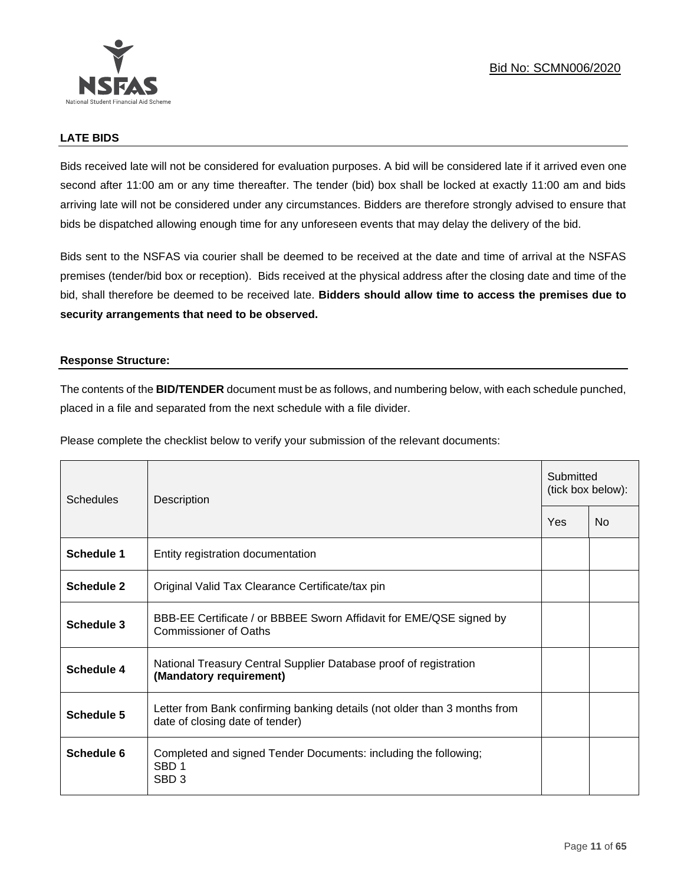## LATE BIDS

Bids received late will not be considered for evaluation purposes. A bid will be considered late if it arrived even one second after 11:00 am or any time thereafter. The tender (bid) box shall be locked at exactly 11:00 am and bids arriving late will not be considered under any circumstances. Bidders are therefore strongly advised to ensure that bids be dispatched allowing enough time for any unforeseen events that may delay the delivery of the bid.

Bids sent to the NSFAS via courier shall be deemed to be received at the date and time of arrival at the NSFAS premises (tender/bid box or reception). Bids received at the physical address after the closing date and time of the bid, shall therefore be deemed to be received late. **Bidders should allow time to access the premises due to security arrangements that need to be observed.**

## Response Structure:

The contents of the **BID/TENDER** document must be as follows, and numbering below, with each schedule punched, placed in a file and separated from the next schedule with a file divider.

Please complete the checklist below to verify your submission of the relevant documents:

| Schedules | Description | Submitted (tick box below): | |
|---|---|---|---|
| | | Yes | No |
| **Schedule 1** | Entity registration documentation | | |
| **Schedule 2** | Original Valid Tax Clearance Certificate/tax pin | | |
| **Schedule 3** | BBB-EE Certificate / or BBBEE Sworn Affidavit for EME/QSE signed by Commissioner of Oaths | | |
| **Schedule 4** | National Treasury Central Supplier Database proof of registration **(Mandatory requirement)** | | |
| **Schedule 5** | Letter from Bank confirming banking details (not older than 3 months from date of closing date of tender) | | |
| **Schedule 6** | Completed and signed Tender Documents: including the following; SBD 1 SBD 3 | | |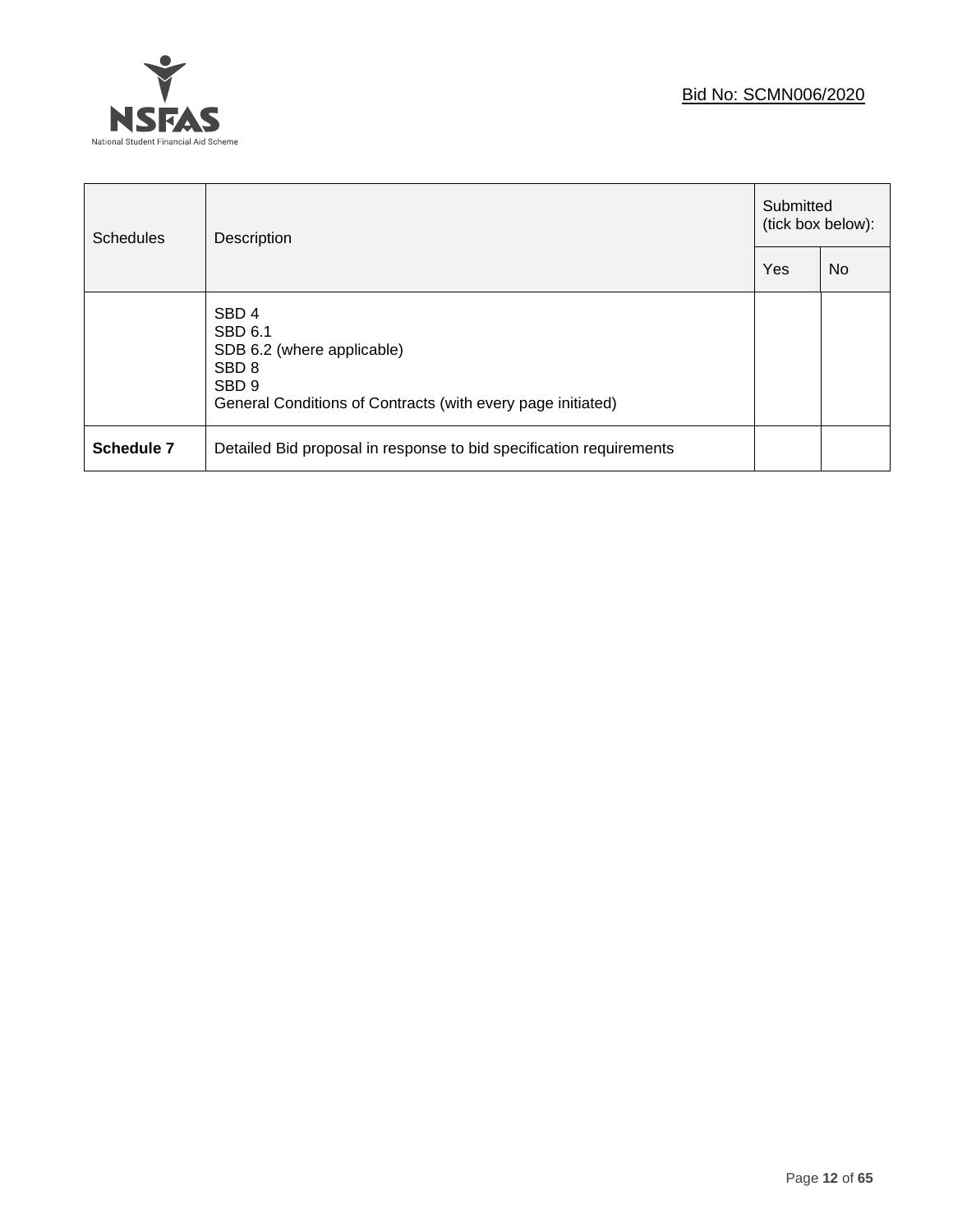| Schedules | Description | Submitted (tick box below): | |
|---|---|---|---|
| | | Yes | No |
| | SBD 4<br>SBD 6.1<br>SDB 6.2 (where applicable)<br>SBD 8<br>SBD 9<br>General Conditions of Contracts (with every page initiated) | | |
| **Schedule 7** | Detailed Bid proposal in response to bid specification requirements | | |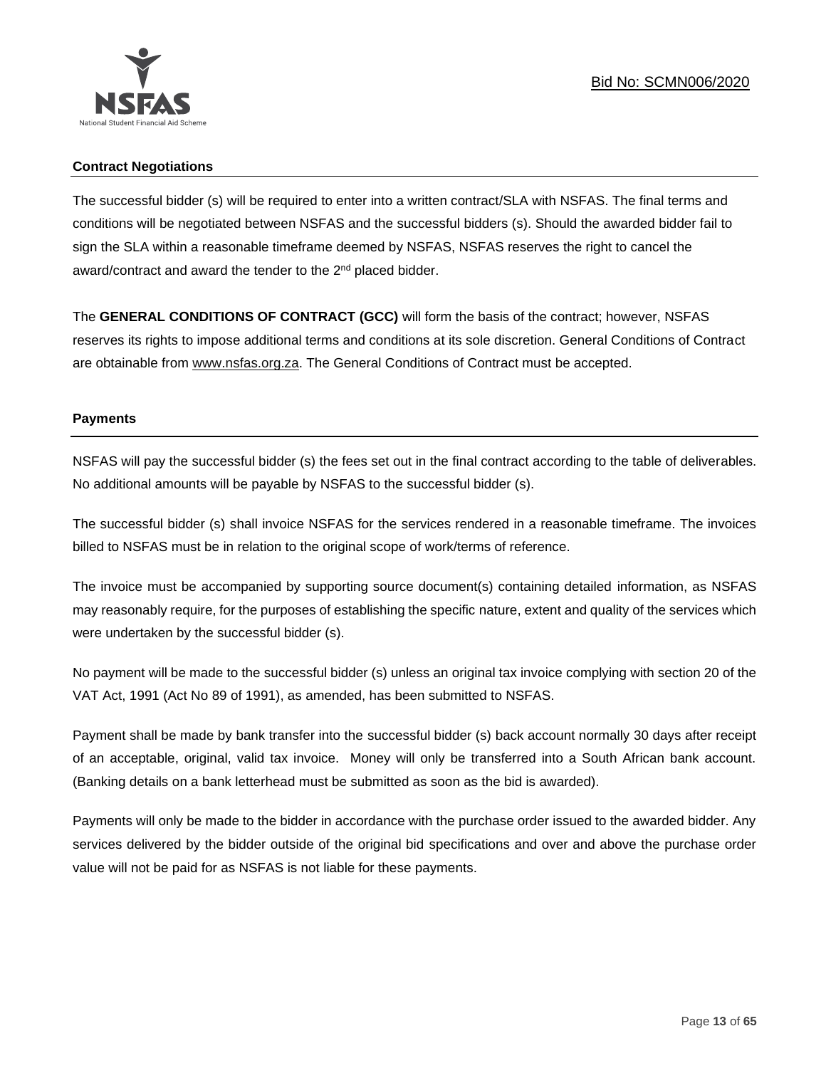## Contract Negotiations

The successful bidder (s) will be required to enter into a written contract/SLA with NSFAS. The final terms and conditions will be negotiated between NSFAS and the successful bidders (s). Should the awarded bidder fail to sign the SLA within a reasonable timeframe deemed by NSFAS, NSFAS reserves the right to cancel the award/contract and award the tender to the 2nd placed bidder.

The **GENERAL CONDITIONS OF CONTRACT (GCC)** will form the basis of the contract; however, NSFAS reserves its rights to impose additional terms and conditions at its sole discretion. General Conditions of Contract are obtainable from www.nsfas.org.za. The General Conditions of Contract must be accepted.

## Payments

NSFAS will pay the successful bidder (s) the fees set out in the final contract according to the table of deliverables. No additional amounts will be payable by NSFAS to the successful bidder (s).

The successful bidder (s) shall invoice NSFAS for the services rendered in a reasonable timeframe. The invoices billed to NSFAS must be in relation to the original scope of work/terms of reference.

The invoice must be accompanied by supporting source document(s) containing detailed information, as NSFAS may reasonably require, for the purposes of establishing the specific nature, extent and quality of the services which were undertaken by the successful bidder (s).

No payment will be made to the successful bidder (s) unless an original tax invoice complying with section 20 of the VAT Act, 1991 (Act No 89 of 1991), as amended, has been submitted to NSFAS.

Payment shall be made by bank transfer into the successful bidder (s) back account normally 30 days after receipt of an acceptable, original, valid tax invoice. Money will only be transferred into a South African bank account. (Banking details on a bank letterhead must be submitted as soon as the bid is awarded).

Payments will only be made to the bidder in accordance with the purchase order issued to the awarded bidder. Any services delivered by the bidder outside of the original bid specifications and over and above the purchase order value will not be paid for as NSFAS is not liable for these payments.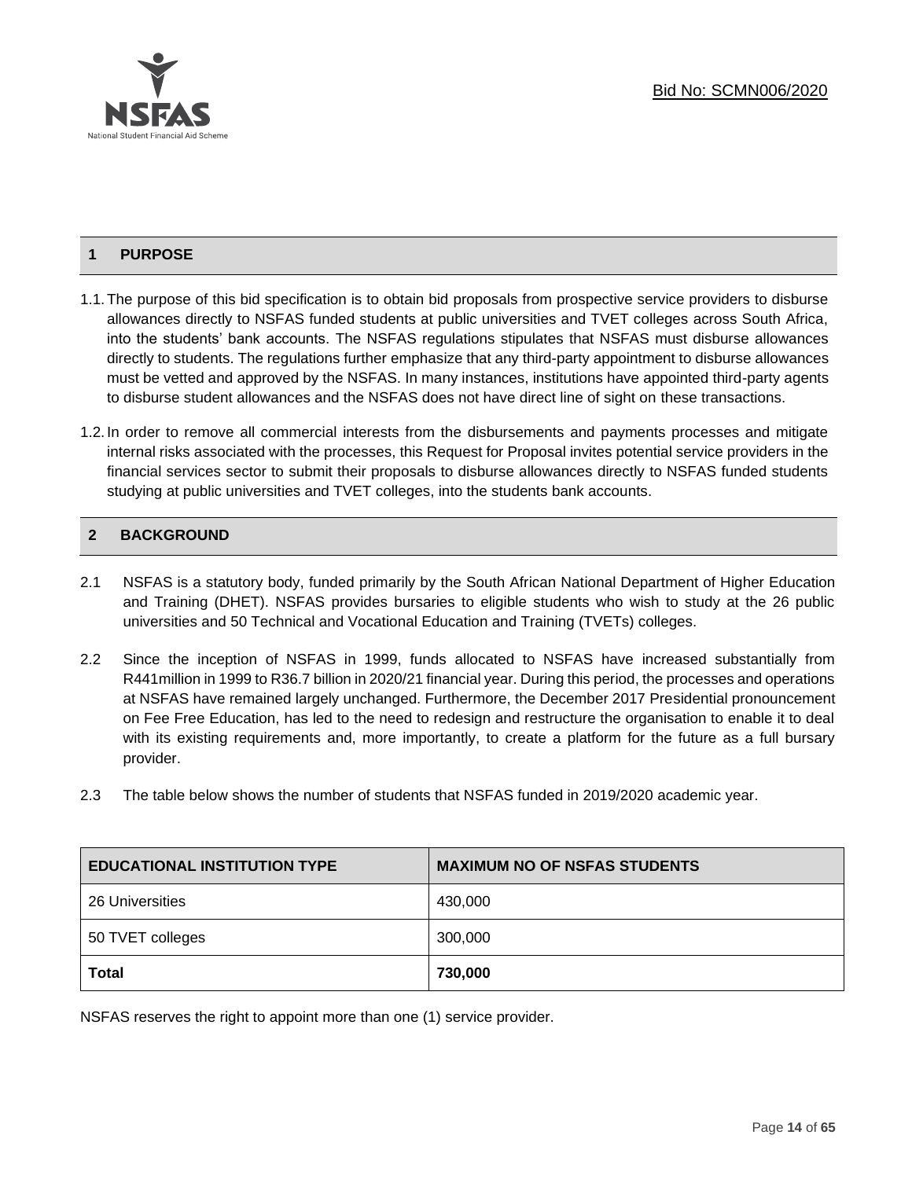## 1 PURPOSE

1.1. The purpose of this bid specification is to obtain bid proposals from prospective service providers to disburse allowances directly to NSFAS funded students at public universities and TVET colleges across South Africa, into the students' bank accounts. The NSFAS regulations stipulates that NSFAS must disburse allowances directly to students. The regulations further emphasize that any third-party appointment to disburse allowances must be vetted and approved by the NSFAS. In many instances, institutions have appointed third-party agents to disburse student allowances and the NSFAS does not have direct line of sight on these transactions.

1.2. In order to remove all commercial interests from the disbursements and payments processes and mitigate internal risks associated with the processes, this Request for Proposal invites potential service providers in the financial services sector to submit their proposals to disburse allowances directly to NSFAS funded students studying at public universities and TVET colleges, into the students bank accounts.

## 2 BACKGROUND

2.1 NSFAS is a statutory body, funded primarily by the South African National Department of Higher Education and Training (DHET). NSFAS provides bursaries to eligible students who wish to study at the 26 public universities and 50 Technical and Vocational Education and Training (TVETs) colleges.

2.2 Since the inception of NSFAS in 1999, funds allocated to NSFAS have increased substantially from R441million in 1999 to R36.7 billion in 2020/21 financial year. During this period, the processes and operations at NSFAS have remained largely unchanged. Furthermore, the December 2017 Presidential pronouncement on Fee Free Education, has led to the need to redesign and restructure the organisation to enable it to deal with its existing requirements and, more importantly, to create a platform for the future as a full bursary provider.

2.3 The table below shows the number of students that NSFAS funded in 2019/2020 academic year.

| EDUCATIONAL INSTITUTION TYPE | MAXIMUM NO OF NSFAS STUDENTS |
|---|---|
| 26 Universities | 430,000 |
| 50 TVET colleges | 300,000 |
| **Total** | **730,000** |

NSFAS reserves the right to appoint more than one (1) service provider.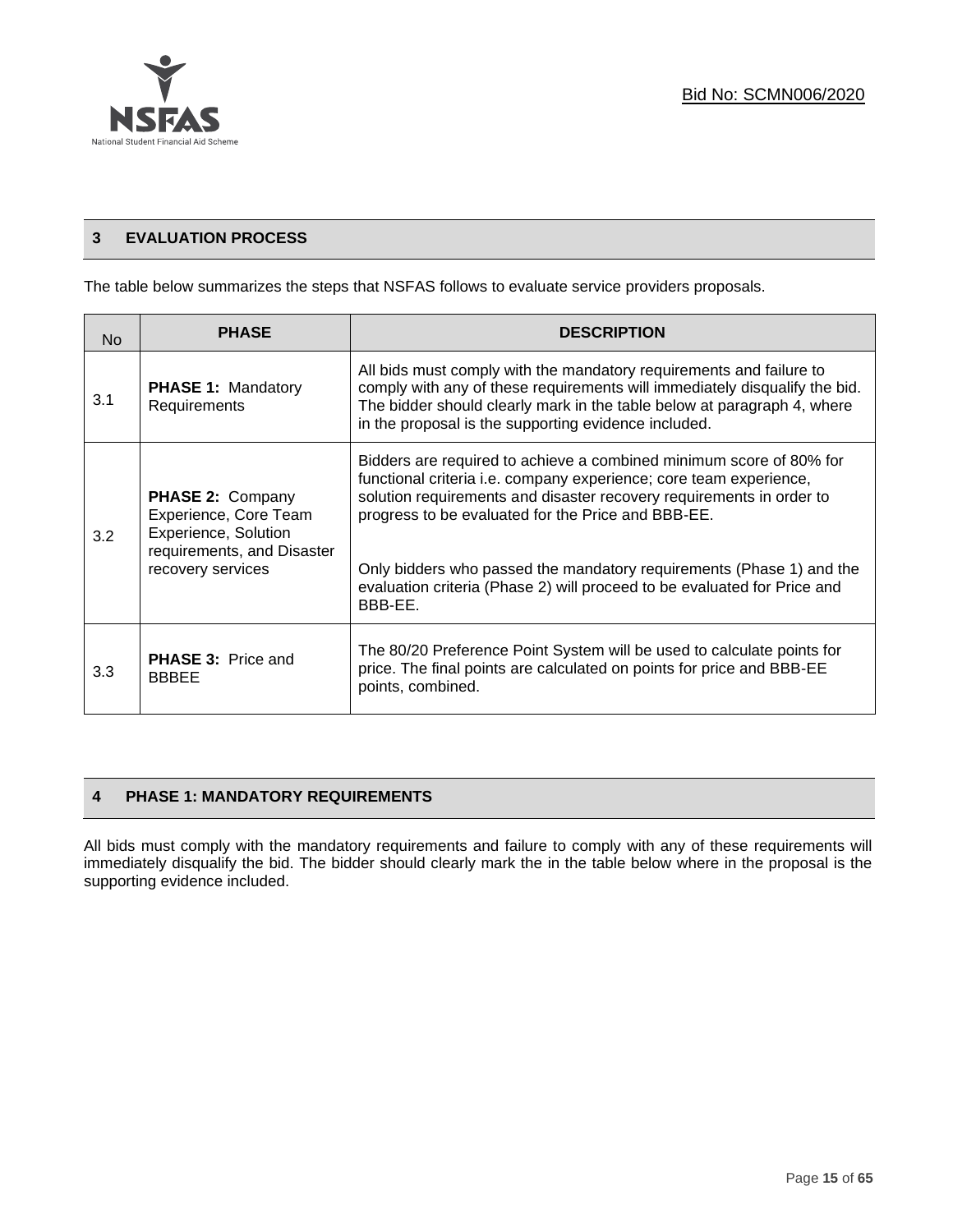## 3 EVALUATION PROCESS

The table below summarizes the steps that NSFAS follows to evaluate service providers proposals.

| No | PHASE | DESCRIPTION |
|---|---|---|
| 3.1 | **PHASE 1:** Mandatory Requirements | All bids must comply with the mandatory requirements and failure to comply with any of these requirements will immediately disqualify the bid. The bidder should clearly mark in the table below at paragraph 4, where in the proposal is the supporting evidence included. |
| 3.2 | **PHASE 2:** Company Experience, Core Team Experience, Solution requirements, and Disaster recovery services | Bidders are required to achieve a combined minimum score of 80% for functional criteria i.e. company experience; core team experience, solution requirements and disaster recovery requirements in order to progress to be evaluated for the Price and BBB-EE.<br><br>Only bidders who passed the mandatory requirements (Phase 1) and the evaluation criteria (Phase 2) will proceed to be evaluated for Price and BBB-EE. |
| 3.3 | **PHASE 3:** Price and BBBEE | The 80/20 Preference Point System will be used to calculate points for price. The final points are calculated on points for price and BBB-EE points, combined. |

## 4 PHASE 1: MANDATORY REQUIREMENTS

All bids must comply with the mandatory requirements and failure to comply with any of these requirements will immediately disqualify the bid. The bidder should clearly mark the in the table below where in the proposal is the supporting evidence included.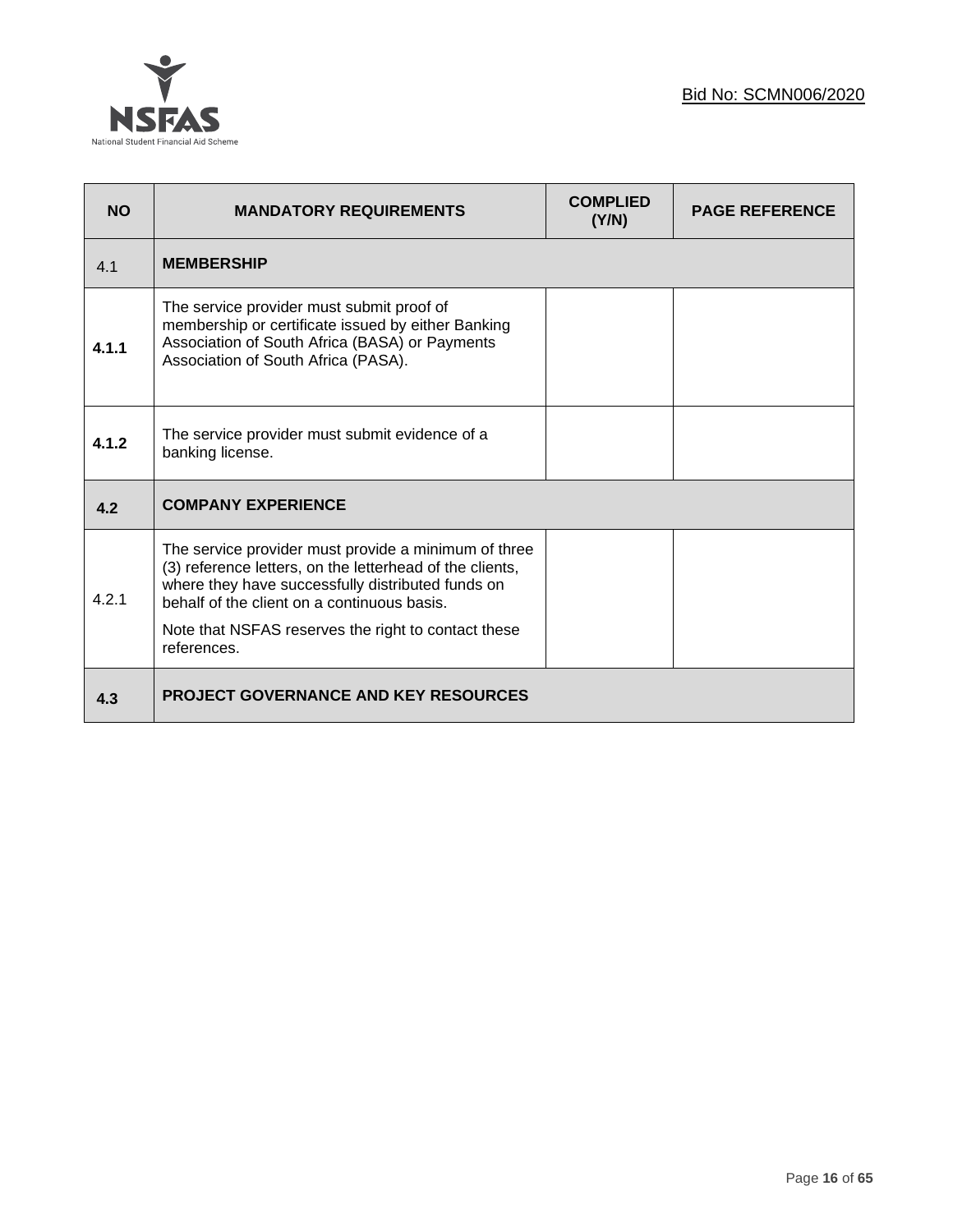| NO | MANDATORY REQUIREMENTS | COMPLIED (Y/N) | PAGE REFERENCE |
|---|---|---|---|
| 4.1 | **MEMBERSHIP** | | |
| **4.1.1** | The service provider must submit proof of membership or certificate issued by either Banking Association of South Africa (BASA) or Payments Association of South Africa (PASA). | | |
| **4.1.2** | The service provider must submit evidence of a banking license. | | |
| **4.2** | **COMPANY EXPERIENCE** | | |
| 4.2.1 | The service provider must provide a minimum of three (3) reference letters, on the letterhead of the clients, where they have successfully distributed funds on behalf of the client on a continuous basis.<br><br>Note that NSFAS reserves the right to contact these references. | | |
| **4.3** | **PROJECT GOVERNANCE AND KEY RESOURCES** | | |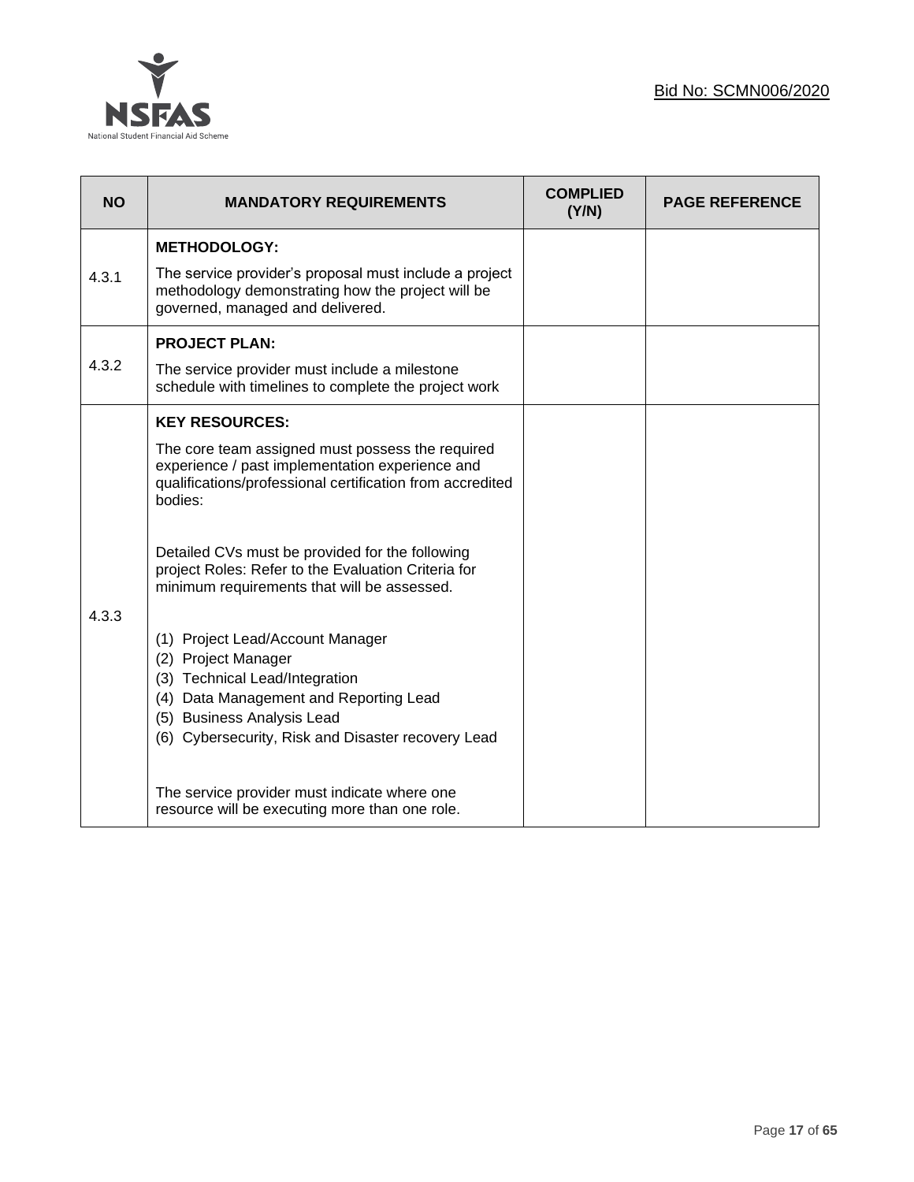| NO | MANDATORY REQUIREMENTS | COMPLIED (Y/N) | PAGE REFERENCE |
|---|---|---|---|
| 4.3.1 | **METHODOLOGY:**<br>The service provider's proposal must include a project methodology demonstrating how the project will be governed, managed and delivered. | | |
| 4.3.2 | **PROJECT PLAN:**<br>The service provider must include a milestone schedule with timelines to complete the project work | | |
| 4.3.3 | **KEY RESOURCES:**<br>The core team assigned must possess the required experience / past implementation experience and qualifications/professional certification from accredited bodies:<br><br>Detailed CVs must be provided for the following project Roles: Refer to the Evaluation Criteria for minimum requirements that will be assessed.<br><br>(1) Project Lead/Account Manager<br>(2) Project Manager<br>(3) Technical Lead/Integration<br>(4) Data Management and Reporting Lead<br>(5) Business Analysis Lead<br>(6) Cybersecurity, Risk and Disaster recovery Lead<br><br>The service provider must indicate where one resource will be executing more than one role. | | |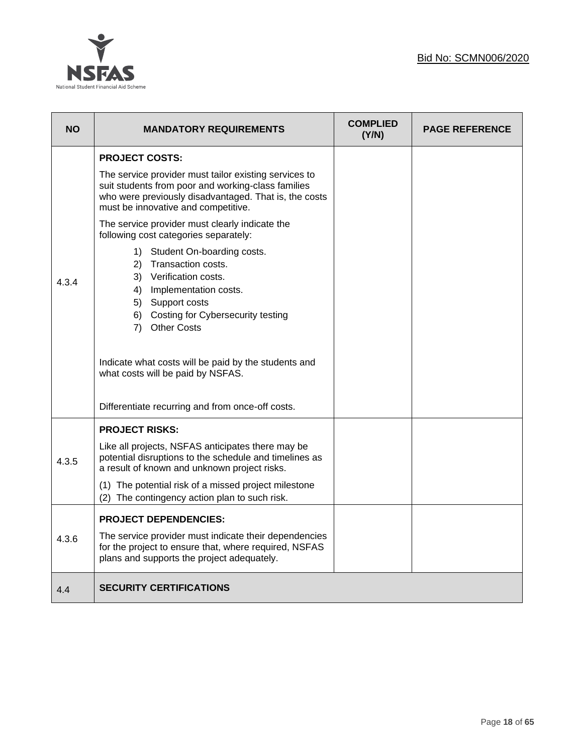| NO | MANDATORY REQUIREMENTS | COMPLIED (Y/N) | PAGE REFERENCE |
|---|---|---|---|
| 4.3.4 | **PROJECT COSTS:**<br><br>The service provider must tailor existing services to suit students from poor and working-class families who were previously disadvantaged. That is, the costs must be innovative and competitive.<br><br>The service provider must clearly indicate the following cost categories separately:<br><br>1) Student On-boarding costs.<br>2) Transaction costs.<br>3) Verification costs.<br>4) Implementation costs.<br>5) Support costs<br>6) Costing for Cybersecurity testing<br>7) Other Costs<br><br>Indicate what costs will be paid by the students and what costs will be paid by NSFAS.<br><br>Differentiate recurring and from once-off costs. | | |
| 4.3.5 | **PROJECT RISKS:**<br><br>Like all projects, NSFAS anticipates there may be potential disruptions to the schedule and timelines as a result of known and unknown project risks.<br><br>(1) The potential risk of a missed project milestone<br>(2) The contingency action plan to such risk. | | |
| 4.3.6 | **PROJECT DEPENDENCIES:**<br><br>The service provider must indicate their dependencies for the project to ensure that, where required, NSFAS plans and supports the project adequately. | | |
| 4.4 | **SECURITY CERTIFICATIONS** | | |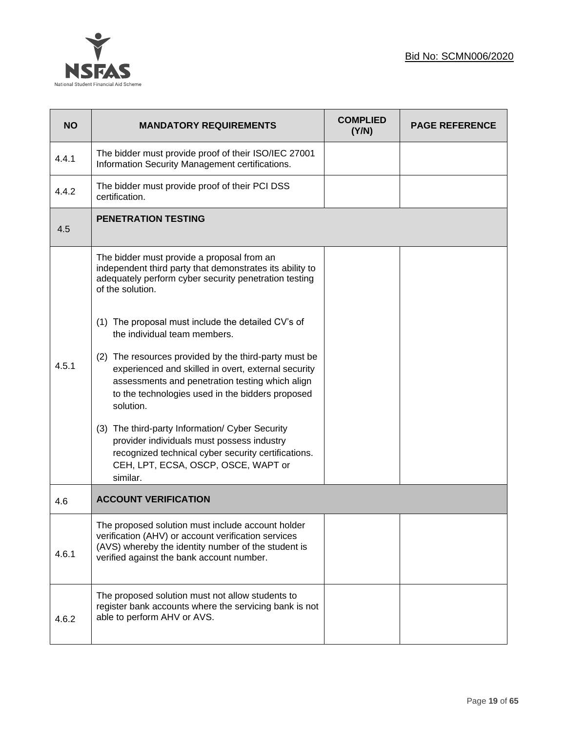| NO | MANDATORY REQUIREMENTS | COMPLIED (Y/N) | PAGE REFERENCE |
|---|---|---|---|
| 4.4.1 | The bidder must provide proof of their ISO/IEC 27001 Information Security Management certifications. | | |
| 4.4.2 | The bidder must provide proof of their PCI DSS certification. | | |
| 4.5 | **PENETRATION TESTING** | | |
| 4.5.1 | The bidder must provide a proposal from an independent third party that demonstrates its ability to adequately perform cyber security penetration testing of the solution.<br><br>(1) The proposal must include the detailed CV's of the individual team members.<br><br>(2) The resources provided by the third-party must be experienced and skilled in overt, external security assessments and penetration testing which align to the technologies used in the bidders proposed solution.<br><br>(3) The third-party Information/ Cyber Security provider individuals must possess industry recognized technical cyber security certifications. CEH, LPT, ECSA, OSCP, OSCE, WAPT or similar. | | |
| 4.6 | **ACCOUNT VERIFICATION** | | |
| 4.6.1 | The proposed solution must include account holder verification (AHV) or account verification services (AVS) whereby the identity number of the student is verified against the bank account number. | | |
| 4.6.2 | The proposed solution must not allow students to register bank accounts where the servicing bank is not able to perform AHV or AVS. | | |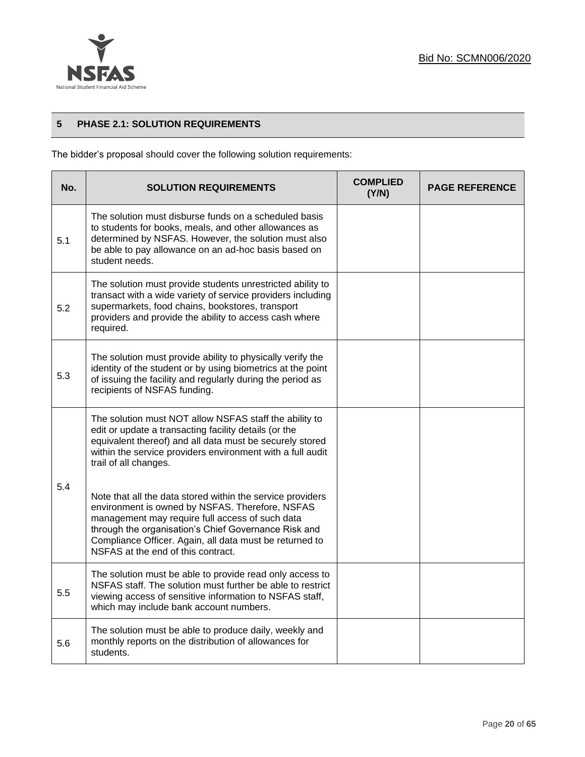## 5 PHASE 2.1: SOLUTION REQUIREMENTS

The bidder's proposal should cover the following solution requirements:

| No. | SOLUTION REQUIREMENTS | COMPLIED (Y/N) | PAGE REFERENCE |
|---|---|---|---|
| 5.1 | The solution must disburse funds on a scheduled basis to students for books, meals, and other allowances as determined by NSFAS. However, the solution must also be able to pay allowance on an ad-hoc basis based on student needs. | | |
| 5.2 | The solution must provide students unrestricted ability to transact with a wide variety of service providers including supermarkets, food chains, bookstores, transport providers and provide the ability to access cash where required. | | |
| 5.3 | The solution must provide ability to physically verify the identity of the student or by using biometrics at the point of issuing the facility and regularly during the period as recipients of NSFAS funding. | | |
| 5.4 | The solution must NOT allow NSFAS staff the ability to edit or update a transacting facility details (or the equivalent thereof) and all data must be securely stored within the service providers environment with a full audit trail of all changes.<br><br>Note that all the data stored within the service providers environment is owned by NSFAS. Therefore, NSFAS management may require full access of such data through the organisation's Chief Governance Risk and Compliance Officer. Again, all data must be returned to NSFAS at the end of this contract. | | |
| 5.5 | The solution must be able to provide read only access to NSFAS staff. The solution must further be able to restrict viewing access of sensitive information to NSFAS staff, which may include bank account numbers. | | |
| 5.6 | The solution must be able to produce daily, weekly and monthly reports on the distribution of allowances for students. | | |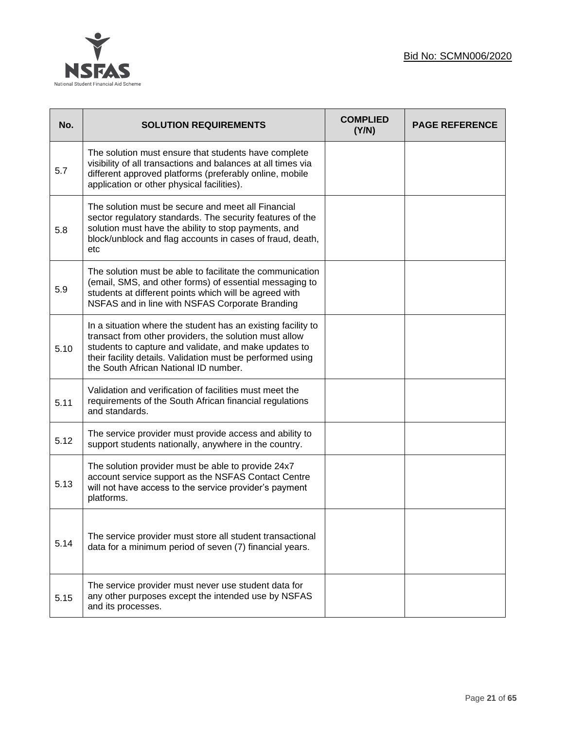| No. | SOLUTION REQUIREMENTS | COMPLIED (Y/N) | PAGE REFERENCE |
|---|---|---|---|
| 5.7 | The solution must ensure that students have complete visibility of all transactions and balances at all times via different approved platforms (preferably online, mobile application or other physical facilities). | | |
| 5.8 | The solution must be secure and meet all Financial sector regulatory standards. The security features of the solution must have the ability to stop payments, and block/unblock and flag accounts in cases of fraud, death, etc | | |
| 5.9 | The solution must be able to facilitate the communication (email, SMS, and other forms) of essential messaging to students at different points which will be agreed with NSFAS and in line with NSFAS Corporate Branding | | |
| 5.10 | In a situation where the student has an existing facility to transact from other providers, the solution must allow students to capture and validate, and make updates to their facility details. Validation must be performed using the South African National ID number. | | |
| 5.11 | Validation and verification of facilities must meet the requirements of the South African financial regulations and standards. | | |
| 5.12 | The service provider must provide access and ability to support students nationally, anywhere in the country. | | |
| 5.13 | The solution provider must be able to provide 24x7 account service support as the NSFAS Contact Centre will not have access to the service provider's payment platforms. | | |
| 5.14 | The service provider must store all student transactional data for a minimum period of seven (7) financial years. | | |
| 5.15 | The service provider must never use student data for any other purposes except the intended use by NSFAS and its processes. | | |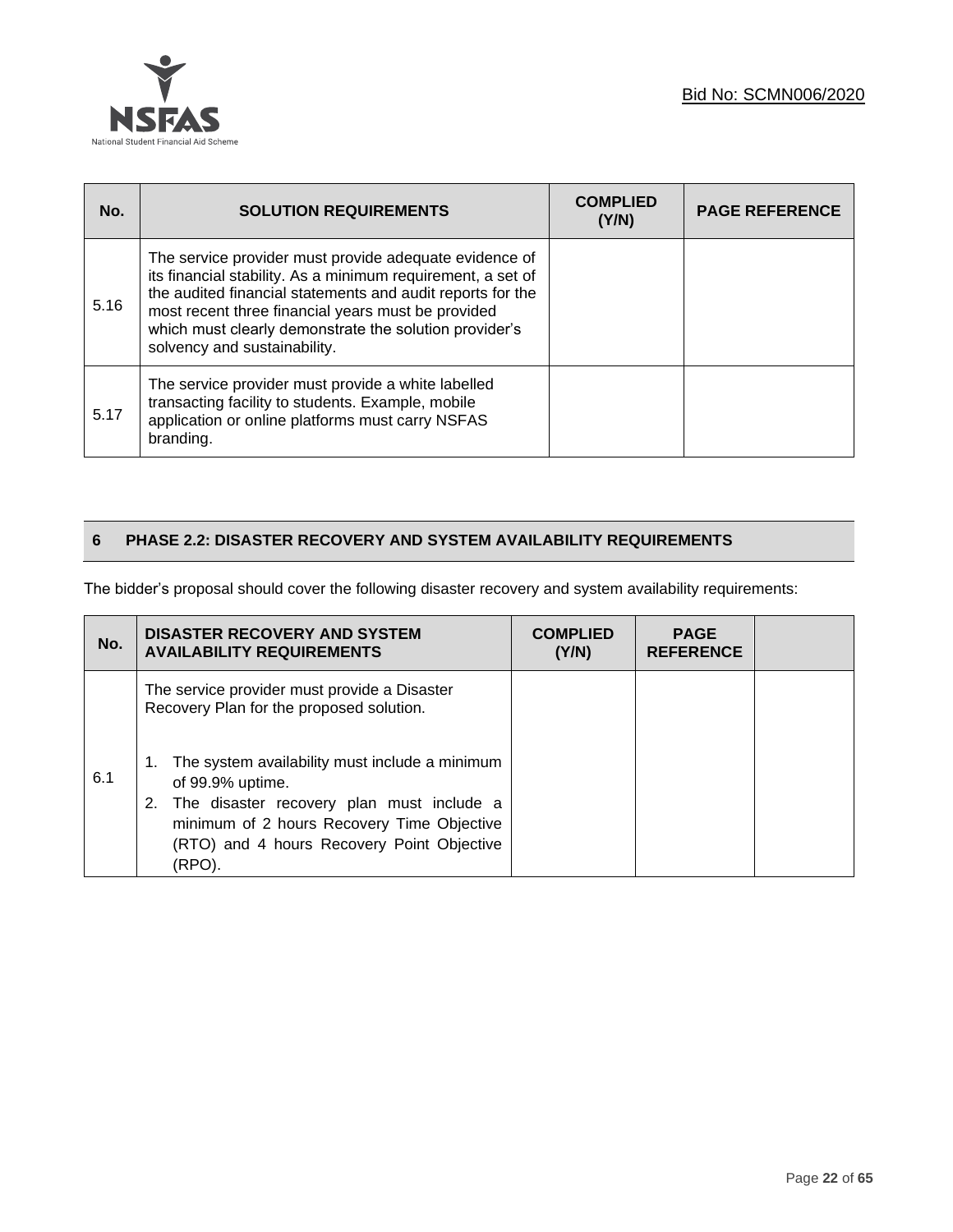| No. | SOLUTION REQUIREMENTS | COMPLIED (Y/N) | PAGE REFERENCE |
|---|---|---|---|
| 5.16 | The service provider must provide adequate evidence of its financial stability. As a minimum requirement, a set of the audited financial statements and audit reports for the most recent three financial years must be provided which must clearly demonstrate the solution provider's solvency and sustainability. | | |
| 5.17 | The service provider must provide a white labelled transacting facility to students. Example, mobile application or online platforms must carry NSFAS branding. | | |

## 6 PHASE 2.2: DISASTER RECOVERY AND SYSTEM AVAILABILITY REQUIREMENTS

The bidder's proposal should cover the following disaster recovery and system availability requirements:

| No. | DISASTER RECOVERY AND SYSTEM AVAILABILITY REQUIREMENTS | COMPLIED (Y/N) | PAGE REFERENCE | |
|---|---|---|---|---|
| 6.1 | The service provider must provide a Disaster Recovery Plan for the proposed solution.<br><br>1. The system availability must include a minimum of 99.9% uptime.<br>2. The disaster recovery plan must include a minimum of 2 hours Recovery Time Objective (RTO) and 4 hours Recovery Point Objective (RPO). | | | |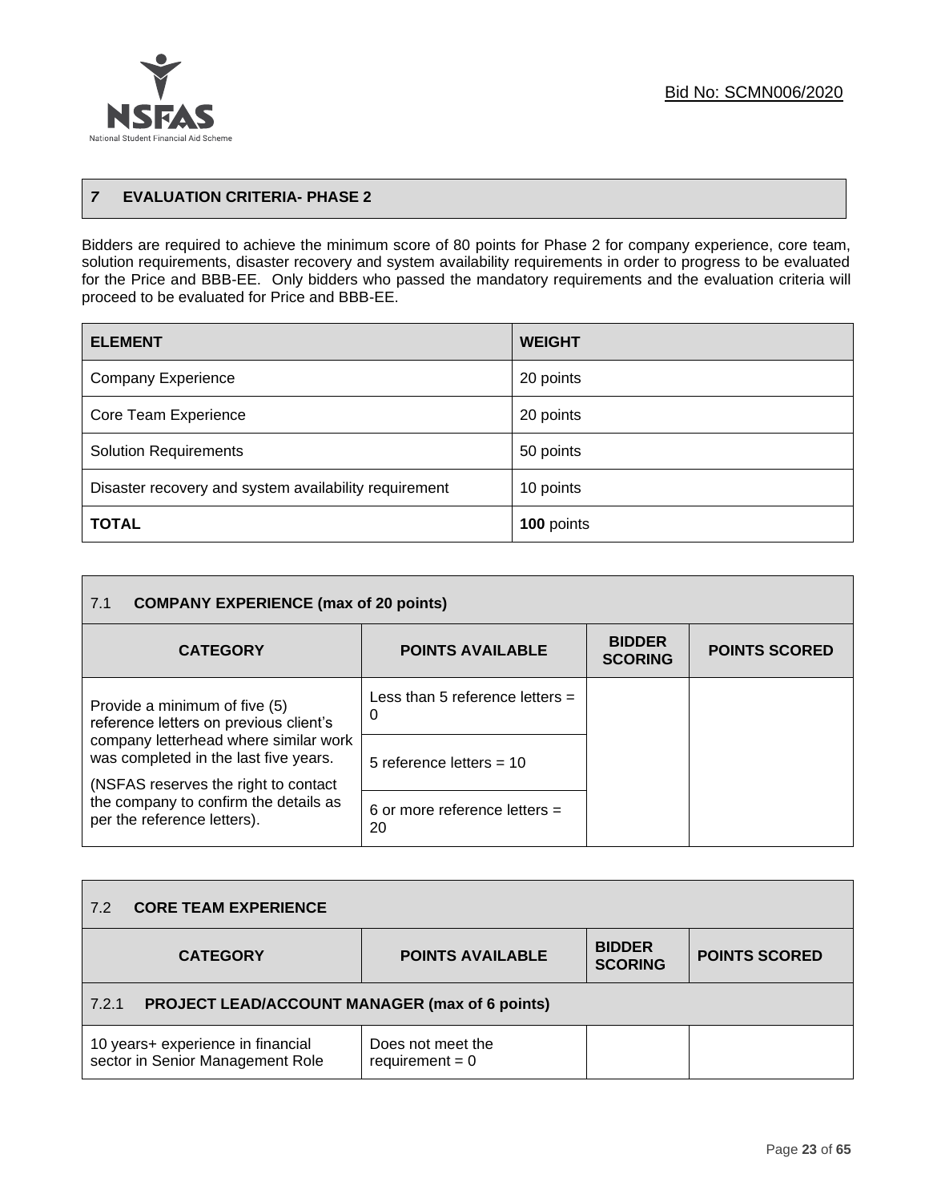## 7 EVALUATION CRITERIA- PHASE 2

Bidders are required to achieve the minimum score of 80 points for Phase 2 for company experience, core team, solution requirements, disaster recovery and system availability requirements in order to progress to be evaluated for the Price and BBB-EE. Only bidders who passed the mandatory requirements and the evaluation criteria will proceed to be evaluated for Price and BBB-EE.

| ELEMENT | WEIGHT |
|---|---|
| Company Experience | 20 points |
| Core Team Experience | 20 points |
| Solution Requirements | 50 points |
| Disaster recovery and system availability requirement | 10 points |
| **TOTAL** | **100** points |

| 7.1 **COMPANY EXPERIENCE (max of 20 points)** | | | |
|---|---|---|---|
| **CATEGORY** | **POINTS AVAILABLE** | **BIDDER SCORING** | **POINTS SCORED** |
| Provide a minimum of five (5) reference letters on previous client's company letterhead where similar work was completed in the last five years. (NSFAS reserves the right to contact the company to confirm the details as per the reference letters). | Less than 5 reference letters = 0 | | |
| | 5 reference letters = 10 | | |
| | 6 or more reference letters = 20 | | |

| 7.2 **CORE TEAM EXPERIENCE** | | | |
|---|---|---|---|
| **CATEGORY** | **POINTS AVAILABLE** | **BIDDER SCORING** | **POINTS SCORED** |
| 7.2.1 **PROJECT LEAD/ACCOUNT MANAGER (max of 6 points)** | | | |
| 10 years+ experience in financial sector in Senior Management Role | Does not meet the requirement = 0 | | |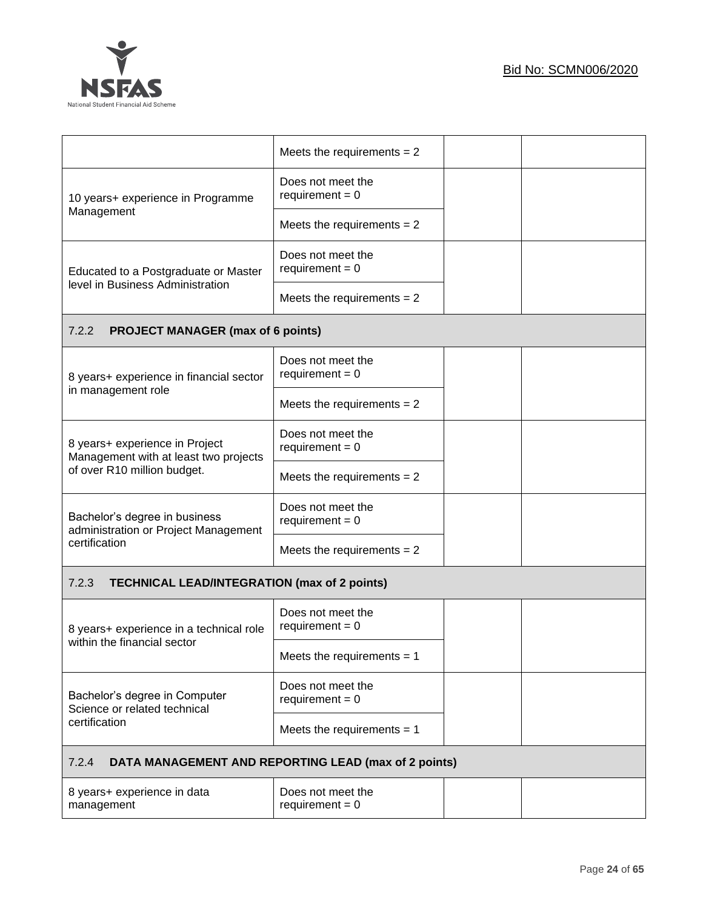| | | | |
|---|---|---|---|
| | Meets the requirements = 2 | | |
| 10 years+ experience in Programme Management | Does not meet the requirement = 0 | | |
| | Meets the requirements = 2 | | |
| Educated to a Postgraduate or Master level in Business Administration | Does not meet the requirement = 0 | | |
| | Meets the requirements = 2 | | |
| 7.2.2 **PROJECT MANAGER (max of 6 points)** | | | |
| 8 years+ experience in financial sector in management role | Does not meet the requirement = 0 | | |
| | Meets the requirements = 2 | | |
| 8 years+ experience in Project Management with at least two projects of over R10 million budget. | Does not meet the requirement = 0 | | |
| | Meets the requirements = 2 | | |
| Bachelor's degree in business administration or Project Management certification | Does not meet the requirement = 0 | | |
| | Meets the requirements = 2 | | |
| 7.2.3 **TECHNICAL LEAD/INTEGRATION (max of 2 points)** | | | |
| 8 years+ experience in a technical role within the financial sector | Does not meet the requirement = 0 | | |
| | Meets the requirements = 1 | | |
| Bachelor's degree in Computer Science or related technical certification | Does not meet the requirement = 0 | | |
| | Meets the requirements = 1 | | |
| 7.2.4 **DATA MANAGEMENT AND REPORTING LEAD (max of 2 points)** | | | |
| 8 years+ experience in data management | Does not meet the requirement = 0 | | |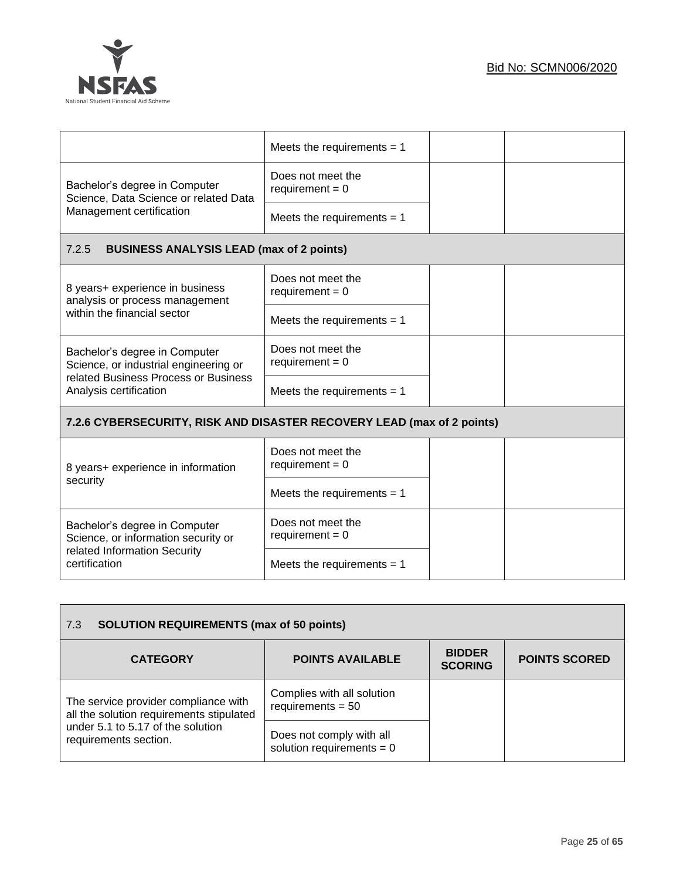| | | | |
|---|---|---|---|
| | Meets the requirements = 1 | | |
| Bachelor's degree in Computer Science, Data Science or related Data Management certification | Does not meet the requirement = 0 | | |
| | Meets the requirements = 1 | | |
| 7.2.5 **BUSINESS ANALYSIS LEAD (max of 2 points)** | | | |
| 8 years+ experience in business analysis or process management within the financial sector | Does not meet the requirement = 0 | | |
| | Meets the requirements = 1 | | |
| Bachelor's degree in Computer Science, or industrial engineering or related Business Process or Business Analysis certification | Does not meet the requirement = 0 | | |
| | Meets the requirements = 1 | | |
| **7.2.6 CYBERSECURITY, RISK AND DISASTER RECOVERY LEAD (max of 2 points)** | | | |
| 8 years+ experience in information security | Does not meet the requirement = 0 | | |
| | Meets the requirements = 1 | | |
| Bachelor's degree in Computer Science, or information security or related Information Security certification | Does not meet the requirement = 0 | | |
| | Meets the requirements = 1 | | |

| 7.3 **SOLUTION REQUIREMENTS (max of 50 points)** | | | |
|---|---|---|---|
| **CATEGORY** | **POINTS AVAILABLE** | **BIDDER SCORING** | **POINTS SCORED** |
| The service provider compliance with all the solution requirements stipulated under 5.1 to 5.17 of the solution requirements section. | Complies with all solution requirements = 50 | | |
| | Does not comply with all solution requirements = 0 | | |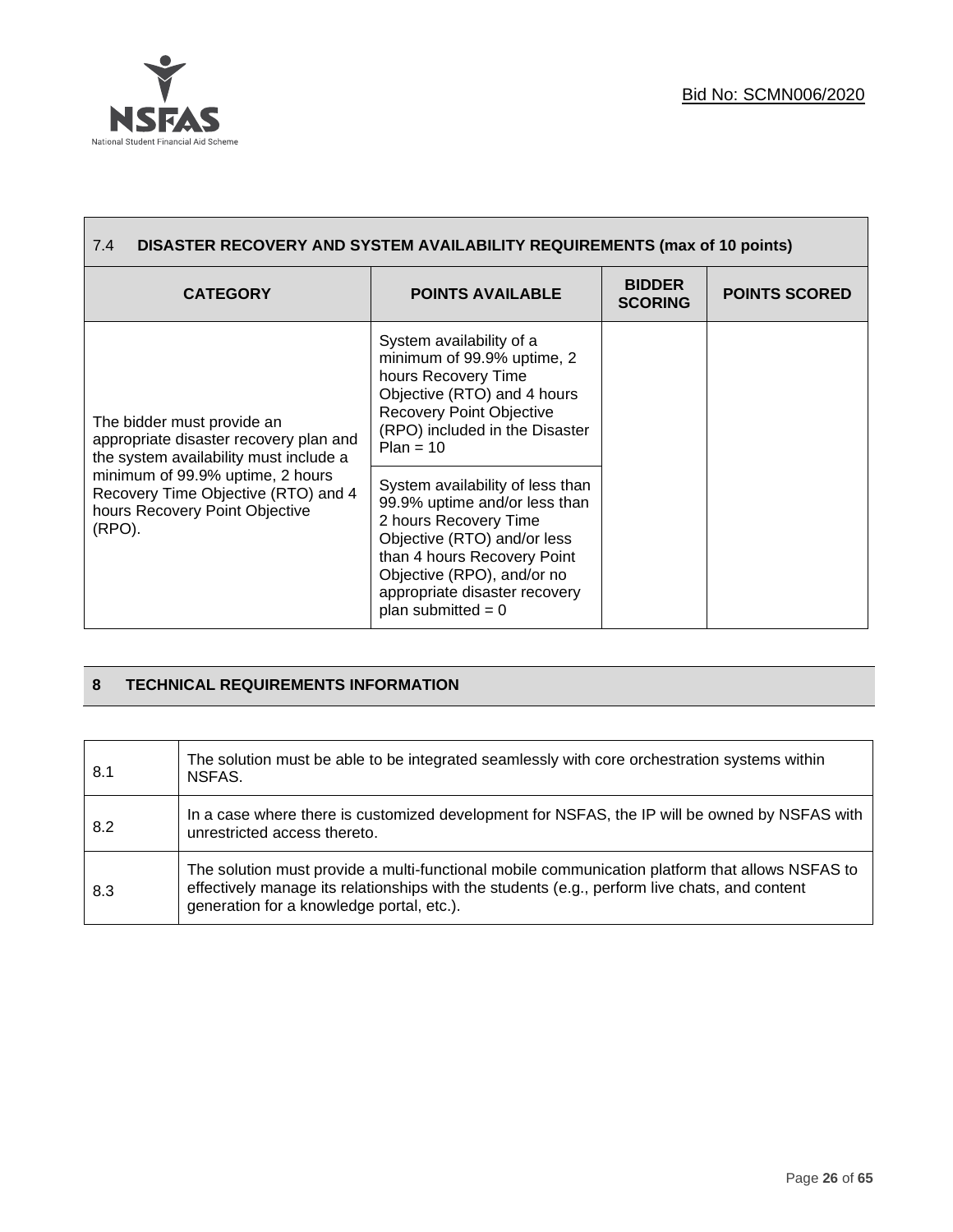Bid No: SCMN006/2020

| 7.4 **DISASTER RECOVERY AND SYSTEM AVAILABILITY REQUIREMENTS (max of 10 points)** | | | |
|---|---|---|---|
| **CATEGORY** | **POINTS AVAILABLE** | **BIDDER SCORING** | **POINTS SCORED** |
| The bidder must provide an appropriate disaster recovery plan and the system availability must include a minimum of 99.9% uptime, 2 hours Recovery Time Objective (RTO) and 4 hours Recovery Point Objective (RPO). | System availability of a minimum of 99.9% uptime, 2 hours Recovery Time Objective (RTO) and 4 hours Recovery Point Objective (RPO) included in the Disaster Plan = 10 | | |
| | System availability of less than 99.9% uptime and/or less than 2 hours Recovery Time Objective (RTO) and/or less than 4 hours Recovery Point Objective (RPO), and/or no appropriate disaster recovery plan submitted = 0 | | |

## 8 TECHNICAL REQUIREMENTS INFORMATION

| | |
|---|---|
| 8.1 | The solution must be able to be integrated seamlessly with core orchestration systems within NSFAS. |
| 8.2 | In a case where there is customized development for NSFAS, the IP will be owned by NSFAS with unrestricted access thereto. |
| 8.3 | The solution must provide a multi-functional mobile communication platform that allows NSFAS to effectively manage its relationships with the students (e.g., perform live chats, and content generation for a knowledge portal, etc.). |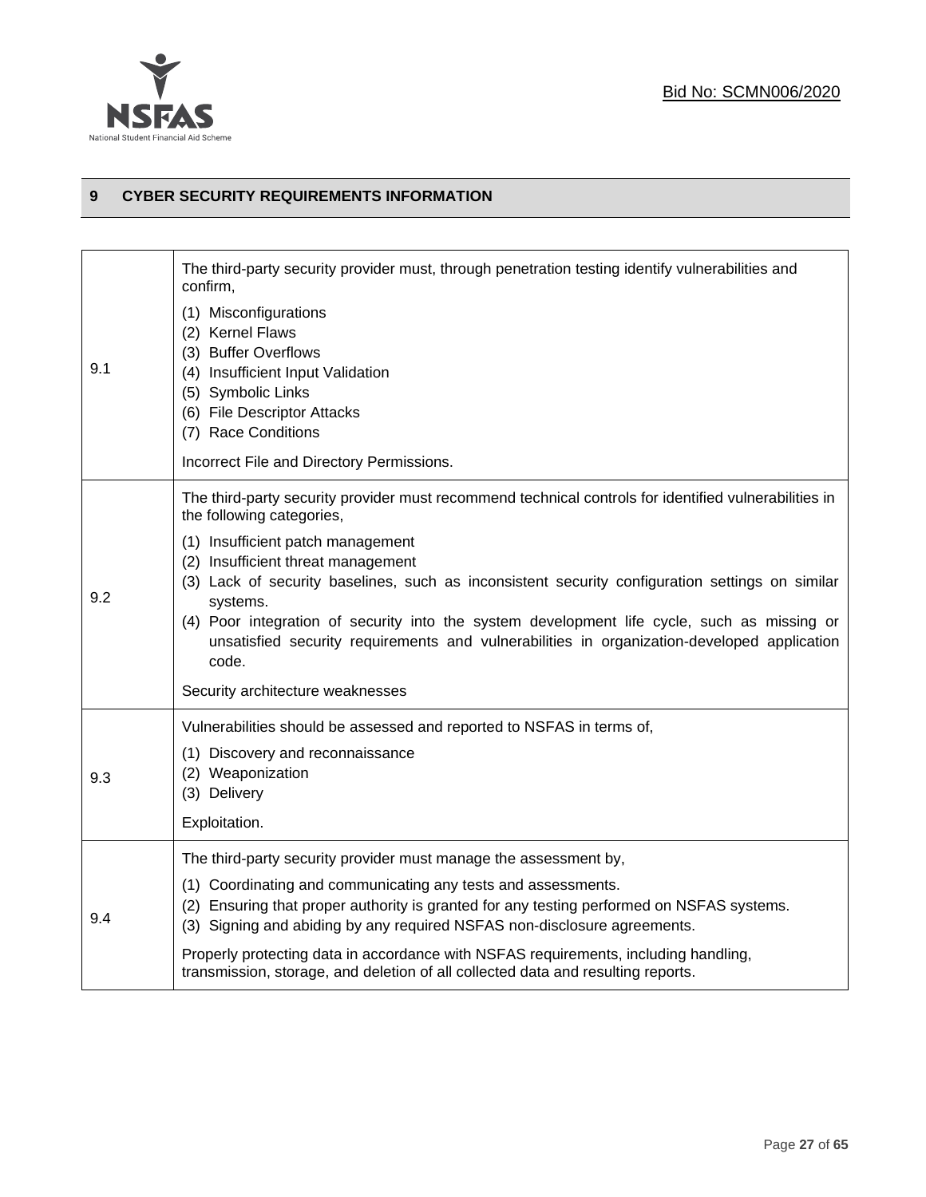## 9 CYBER SECURITY REQUIREMENTS INFORMATION

| | |
|---|---|
| 9.1 | The third-party security provider must, through penetration testing identify vulnerabilities and confirm,<br><br>(1) Misconfigurations<br>(2) Kernel Flaws<br>(3) Buffer Overflows<br>(4) Insufficient Input Validation<br>(5) Symbolic Links<br>(6) File Descriptor Attacks<br>(7) Race Conditions<br><br>Incorrect File and Directory Permissions. |
| 9.2 | The third-party security provider must recommend technical controls for identified vulnerabilities in the following categories,<br><br>(1) Insufficient patch management<br>(2) Insufficient threat management<br>(3) Lack of security baselines, such as inconsistent security configuration settings on similar systems.<br>(4) Poor integration of security into the system development life cycle, such as missing or unsatisfied security requirements and vulnerabilities in organization-developed application code.<br><br>Security architecture weaknesses |
| 9.3 | Vulnerabilities should be assessed and reported to NSFAS in terms of,<br><br>(1) Discovery and reconnaissance<br>(2) Weaponization<br>(3) Delivery<br><br>Exploitation. |
| 9.4 | The third-party security provider must manage the assessment by,<br><br>(1) Coordinating and communicating any tests and assessments.<br>(2) Ensuring that proper authority is granted for any testing performed on NSFAS systems.<br>(3) Signing and abiding by any required NSFAS non-disclosure agreements.<br><br>Properly protecting data in accordance with NSFAS requirements, including handling, transmission, storage, and deletion of all collected data and resulting reports. |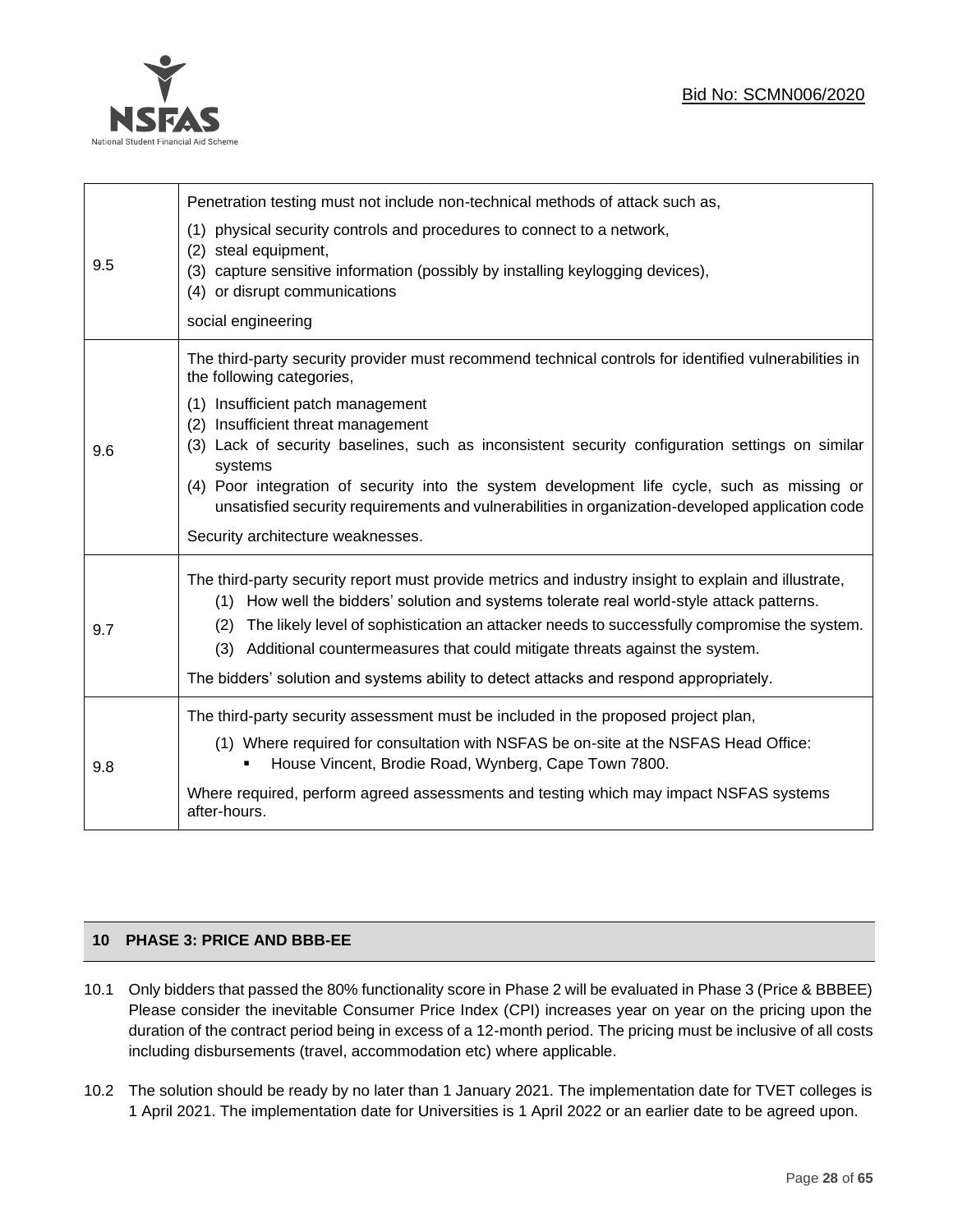| | |
|---|---|
| 9.5 | Penetration testing must not include non-technical methods of attack such as,<br>(1) physical security controls and procedures to connect to a network,<br>(2) steal equipment,<br>(3) capture sensitive information (possibly by installing keylogging devices),<br>(4) or disrupt communications<br>social engineering |
| 9.6 | The third-party security provider must recommend technical controls for identified vulnerabilities in the following categories,<br>(1) Insufficient patch management<br>(2) Insufficient threat management<br>(3) Lack of security baselines, such as inconsistent security configuration settings on similar systems<br>(4) Poor integration of security into the system development life cycle, such as missing or unsatisfied security requirements and vulnerabilities in organization-developed application code<br>Security architecture weaknesses. |
| 9.7 | The third-party security report must provide metrics and industry insight to explain and illustrate,<br>(1) How well the bidders' solution and systems tolerate real world-style attack patterns.<br>(2) The likely level of sophistication an attacker needs to successfully compromise the system.<br>(3) Additional countermeasures that could mitigate threats against the system.<br>The bidders' solution and systems ability to detect attacks and respond appropriately. |
| 9.8 | The third-party security assessment must be included in the proposed project plan,<br>(1) Where required for consultation with NSFAS be on-site at the NSFAS Head Office:<br>▪ House Vincent, Brodie Road, Wynberg, Cape Town 7800.<br>Where required, perform agreed assessments and testing which may impact NSFAS systems after-hours. |

## 10 PHASE 3: PRICE AND BBB-EE

10.1 Only bidders that passed the 80% functionality score in Phase 2 will be evaluated in Phase 3 (Price & BBBEE) Please consider the inevitable Consumer Price Index (CPI) increases year on year on the pricing upon the duration of the contract period being in excess of a 12-month period. The pricing must be inclusive of all costs including disbursements (travel, accommodation etc) where applicable.

10.2 The solution should be ready by no later than 1 January 2021. The implementation date for TVET colleges is 1 April 2021. The implementation date for Universities is 1 April 2022 or an earlier date to be agreed upon.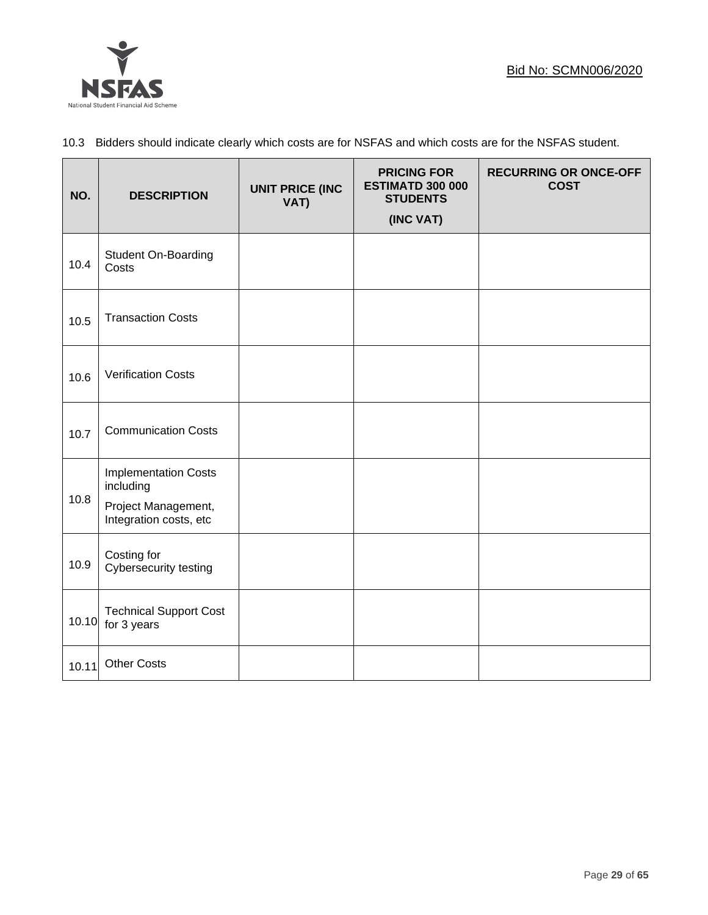10.3 Bidders should indicate clearly which costs are for NSFAS and which costs are for the NSFAS student.

| NO. | DESCRIPTION | UNIT PRICE (INC VAT) | PRICING FOR ESTIMATD 300 000 STUDENTS (INC VAT) | RECURRING OR ONCE-OFF COST |
|---|---|---|---|---|
| 10.4 | Student On-Boarding Costs | | | |
| 10.5 | Transaction Costs | | | |
| 10.6 | Verification Costs | | | |
| 10.7 | Communication Costs | | | |
| 10.8 | Implementation Costs including Project Management, Integration costs, etc | | | |
| 10.9 | Costing for Cybersecurity testing | | | |
| 10.10 | Technical Support Cost for 3 years | | | |
| 10.11 | Other Costs | | | |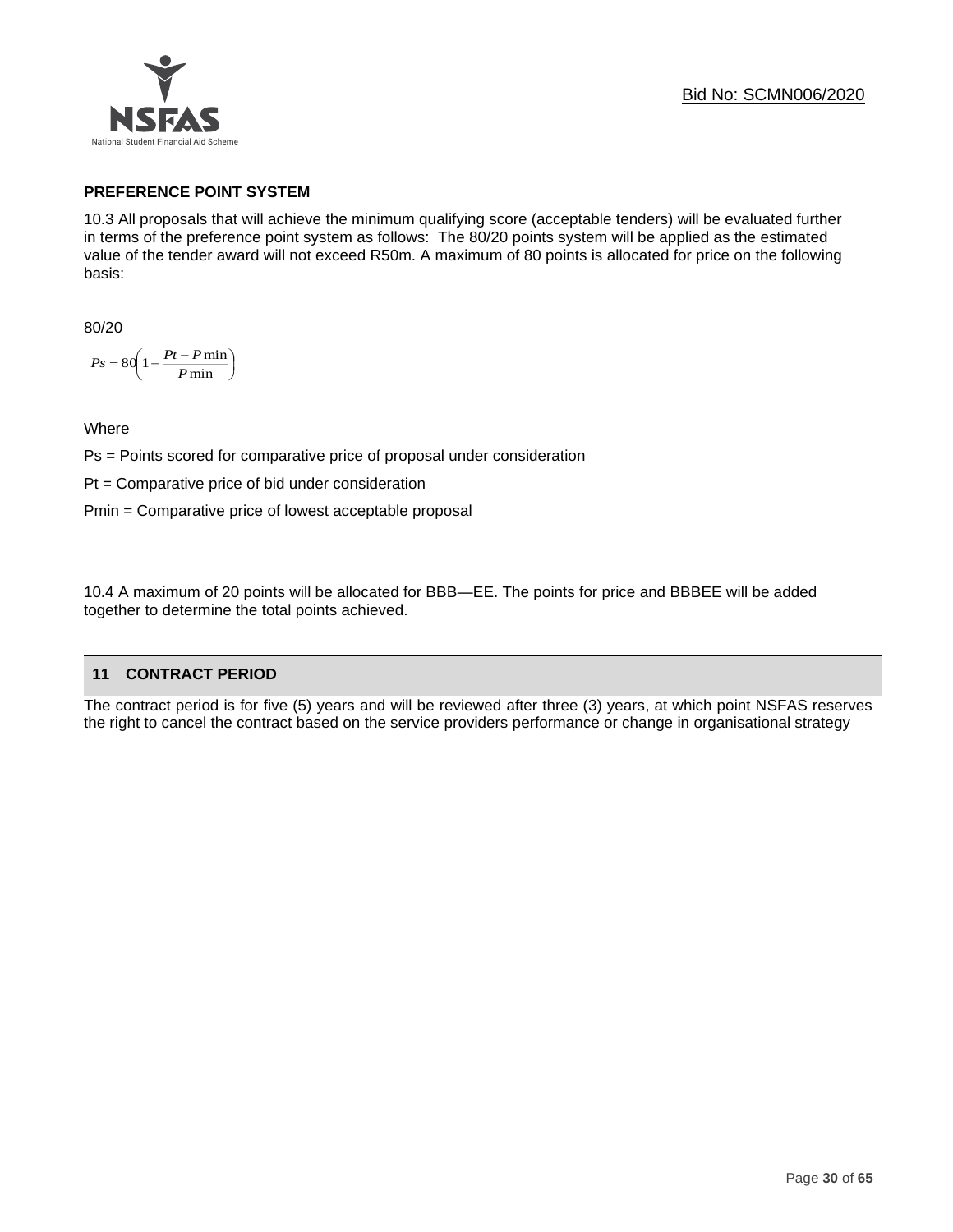**PREFERENCE POINT SYSTEM**

10.3 All proposals that will achieve the minimum qualifying score (acceptable tenders) will be evaluated further in terms of the preference point system as follows: The 80/20 points system will be applied as the estimated value of the tender award will not exceed R50m. A maximum of 80 points is allocated for price on the following basis:

80/20

$$Ps = 80\left(1 - \frac{Pt - P\min}{P\min}\right)$$

Where

Ps = Points scored for comparative price of proposal under consideration

Pt = Comparative price of bid under consideration

Pmin = Comparative price of lowest acceptable proposal

10.4 A maximum of 20 points will be allocated for BBB—EE. The points for price and BBBEE will be added together to determine the total points achieved.

## 11 CONTRACT PERIOD

The contract period is for five (5) years and will be reviewed after three (3) years, at which point NSFAS reserves the right to cancel the contract based on the service providers performance or change in organisational strategy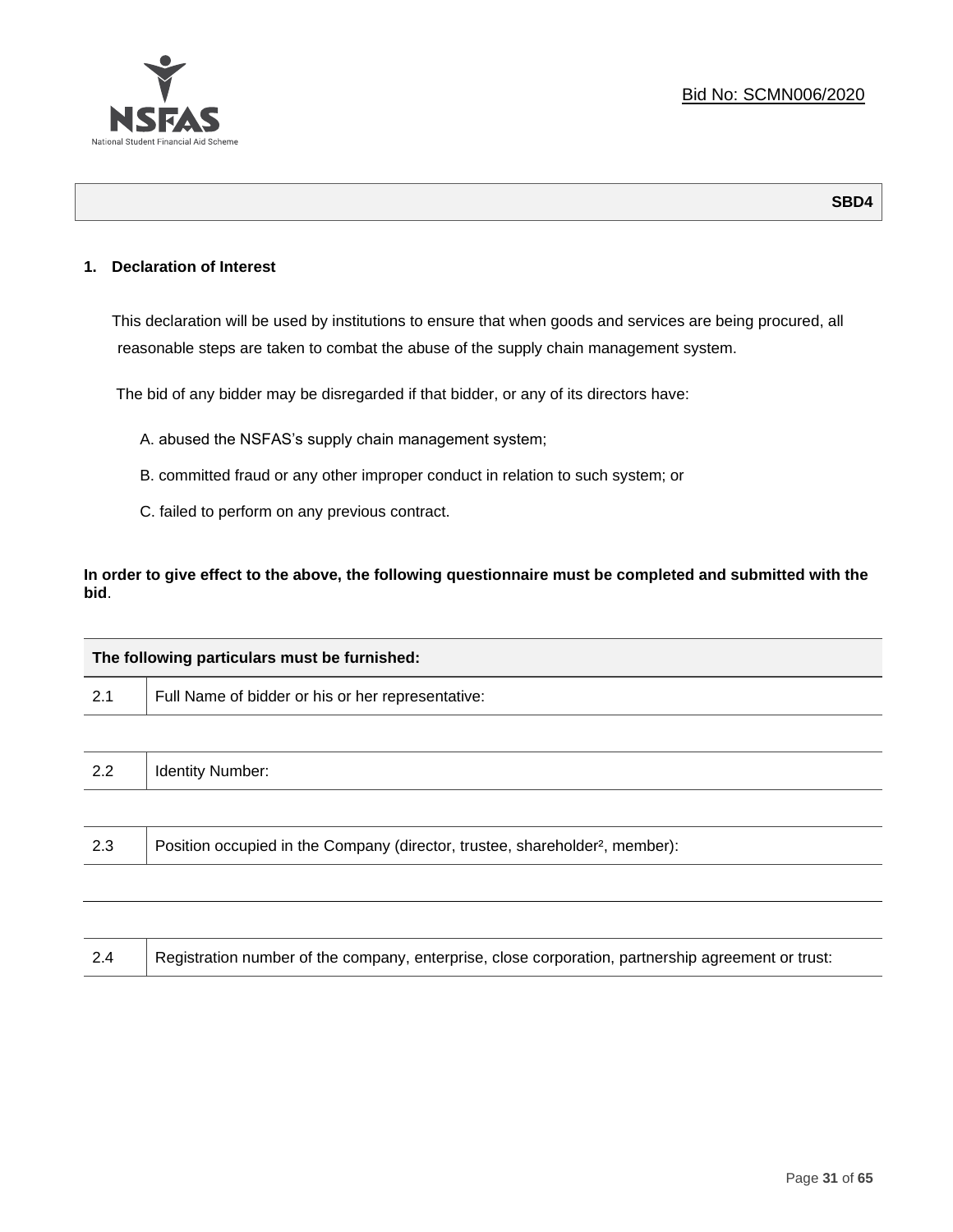Bid No: SCMN006/2020

**SBD4**

## 1. Declaration of Interest

This declaration will be used by institutions to ensure that when goods and services are being procured, all reasonable steps are taken to combat the abuse of the supply chain management system.

The bid of any bidder may be disregarded if that bidder, or any of its directors have:

A. abused the NSFAS's supply chain management system;

B. committed fraud or any other improper conduct in relation to such system; or

C. failed to perform on any previous contract.

**In order to give effect to the above, the following questionnaire must be completed and submitted with the bid**.

| **The following particulars must be furnished:** | |
|---|---|
| 2.1 | Full Name of bidder or his or her representative: |
| | |
| 2.2 | Identity Number: |
| | |
| 2.3 | Position occupied in the Company (director, trustee, shareholder[2], member): |
| | |
| | |
| 2.4 | Registration number of the company, enterprise, close corporation, partnership agreement or trust: |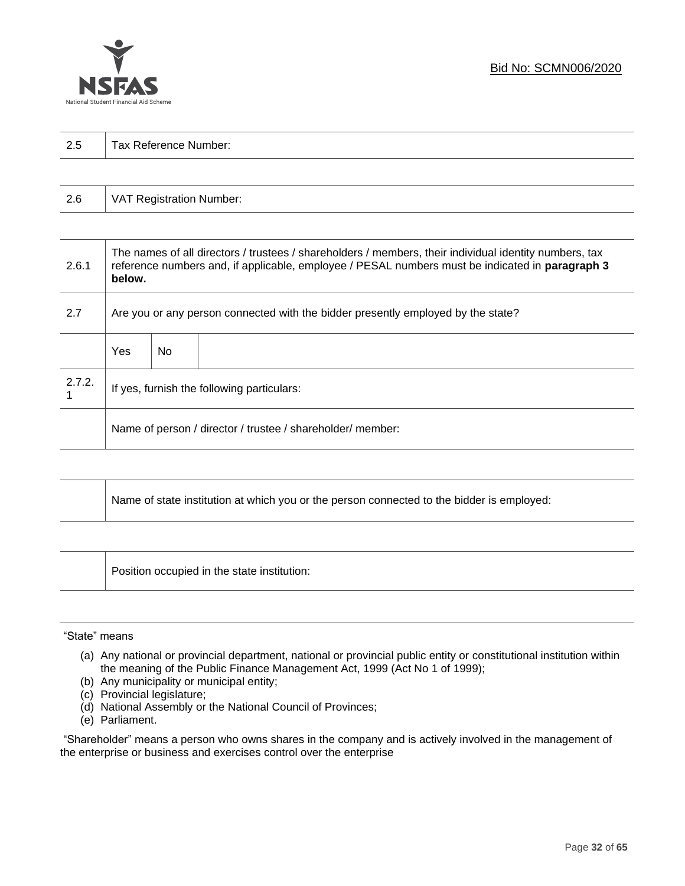| 2.5 | Tax Reference Number: |
|---|---|

| 2.6 | VAT Registration Number: |
|---|---|

| 2.6.1 | The names of all directors / trustees / shareholders / members, their individual identity numbers, tax reference numbers and, if applicable, employee / PESAL numbers must be indicated in **paragraph 3 below.** | | |
|---|---|---|---|
| 2.7 | Are you or any person connected with the bidder presently employed by the state? | | |
| | Yes | No | |
| 2.7.2.1 | If yes, furnish the following particulars: | | |
| | Name of person / director / trustee / shareholder/ member: | | |

| | Name of state institution at which you or the person connected to the bidder is employed: |
|---|---|

| | Position occupied in the state institution: |
|---|---|

"State" means

(a) Any national or provincial department, national or provincial public entity or constitutional institution within the meaning of the Public Finance Management Act, 1999 (Act No 1 of 1999);
(b) Any municipality or municipal entity;
(c) Provincial legislature;
(d) National Assembly or the National Council of Provinces;
(e) Parliament.

"Shareholder" means a person who owns shares in the company and is actively involved in the management of the enterprise or business and exercises control over the enterprise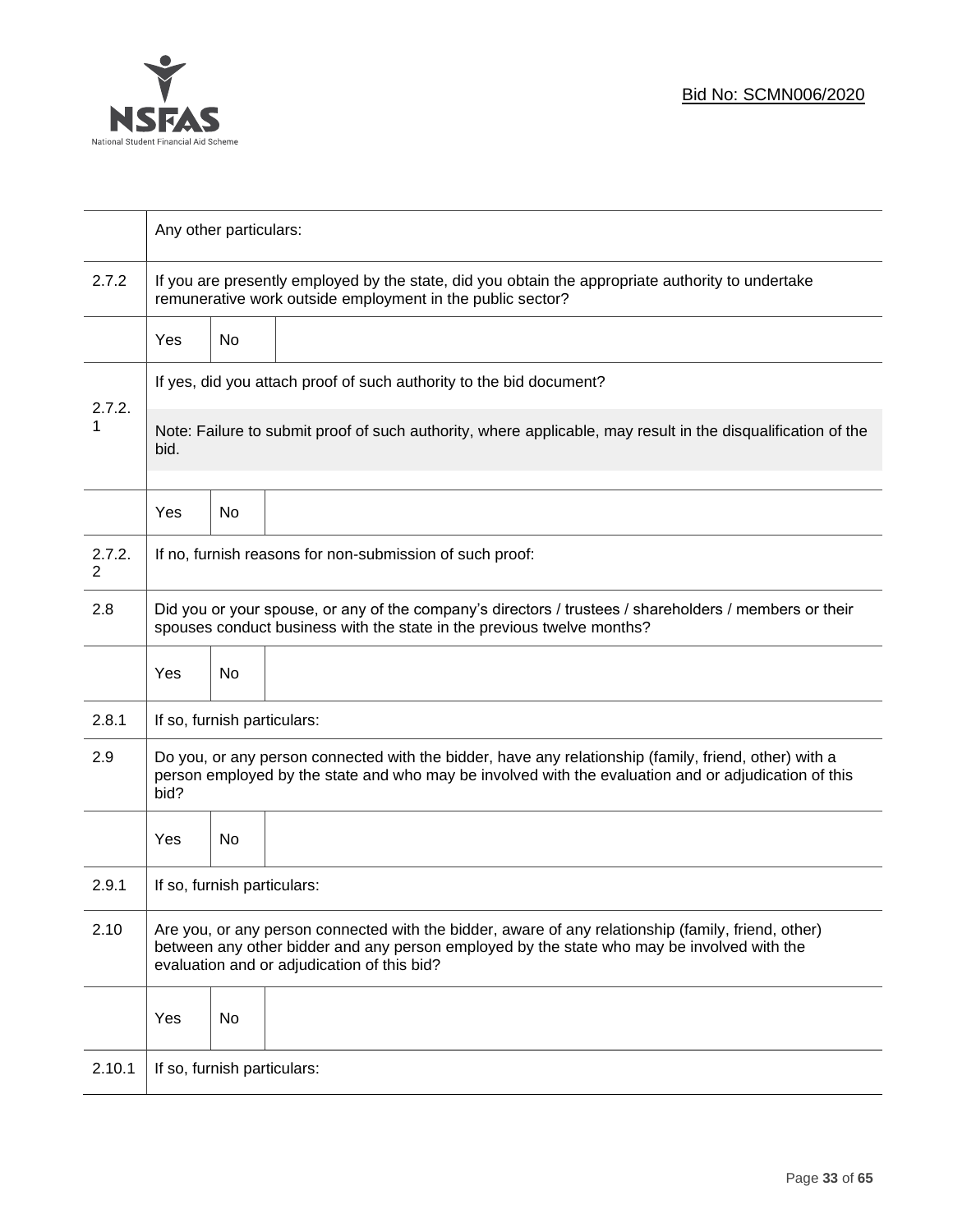| | | | |
|---|---|---|---|
| | Any other particulars: | | |
| 2.7.2 | If you are presently employed by the state, did you obtain the appropriate authority to undertake remunerative work outside employment in the public sector? | | |
| | Yes | No | |
| 2.7.2.1 | If yes, did you attach proof of such authority to the bid document? Note: Failure to submit proof of such authority, where applicable, may result in the disqualification of the bid. | | |
| | Yes | No | |
| 2.7.2.2 | If no, furnish reasons for non-submission of such proof: | | |
| 2.8 | Did you or your spouse, or any of the company's directors / trustees / shareholders / members or their spouses conduct business with the state in the previous twelve months? | | |
| | Yes | No | |
| 2.8.1 | If so, furnish particulars: | | |
| 2.9 | Do you, or any person connected with the bidder, have any relationship (family, friend, other) with a person employed by the state and who may be involved with the evaluation and or adjudication of this bid? | | |
| | Yes | No | |
| 2.9.1 | If so, furnish particulars: | | |
| 2.10 | Are you, or any person connected with the bidder, aware of any relationship (family, friend, other) between any other bidder and any person employed by the state who may be involved with the evaluation and or adjudication of this bid? | | |
| | Yes | No | |
| 2.10.1 | If so, furnish particulars: | | |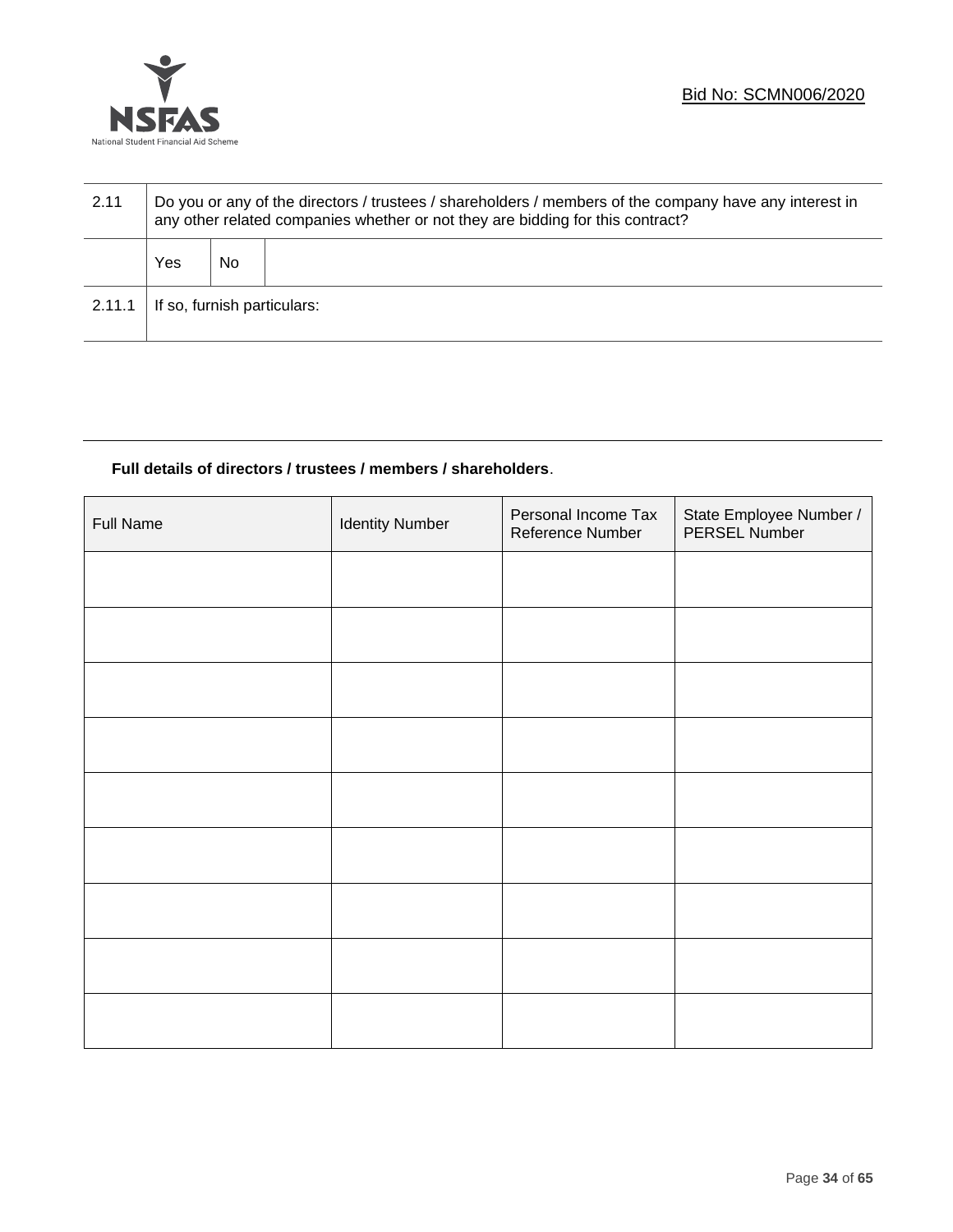| 2.11 | Do you or any of the directors / trustees / shareholders / members of the company have any interest in any other related companies whether or not they are bidding for this contract? | | |
|---|---|---|---|
| | Yes | No | |
| 2.11.1 | If so, furnish particulars: | | |

**Full details of directors / trustees / members / shareholders**.

| Full Name | Identity Number | Personal Income Tax Reference Number | State Employee Number / PERSEL Number |
|---|---|---|---|
| | | | |
| | | | |
| | | | |
| | | | |
| | | | |
| | | | |
| | | | |
| | | | |
| | | | |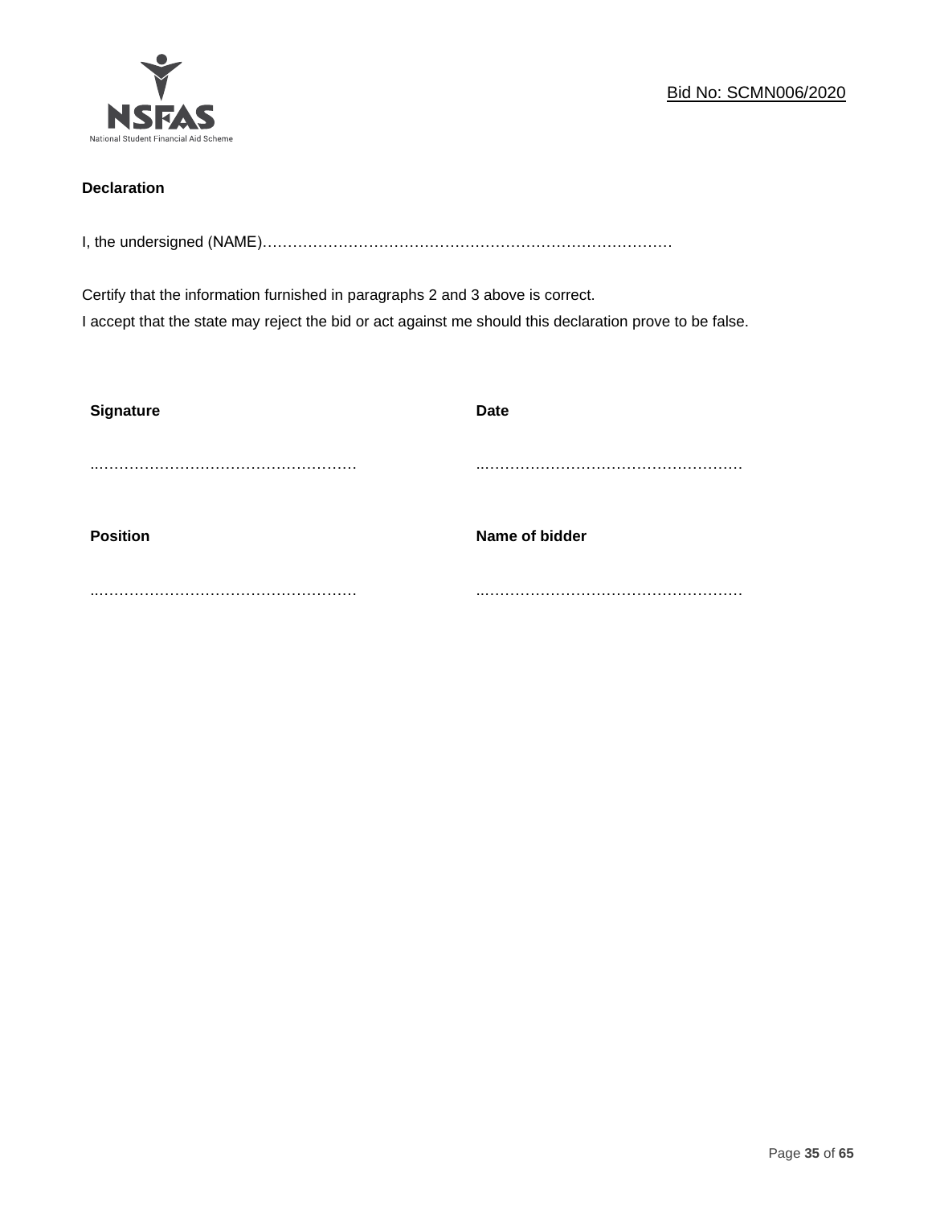**Declaration**

I, the undersigned (NAME)………………………………………………………………………

Certify that the information furnished in paragraphs 2 and 3 above is correct.
I accept that the state may reject the bid or act against me should this declaration prove to be false.

| **Signature** | **Date** |
| --- | --- |
| …………………………………………… | …………………………………………… |
| **Position** | **Name of bidder** |
| …………………………………………… | …………………………………………… |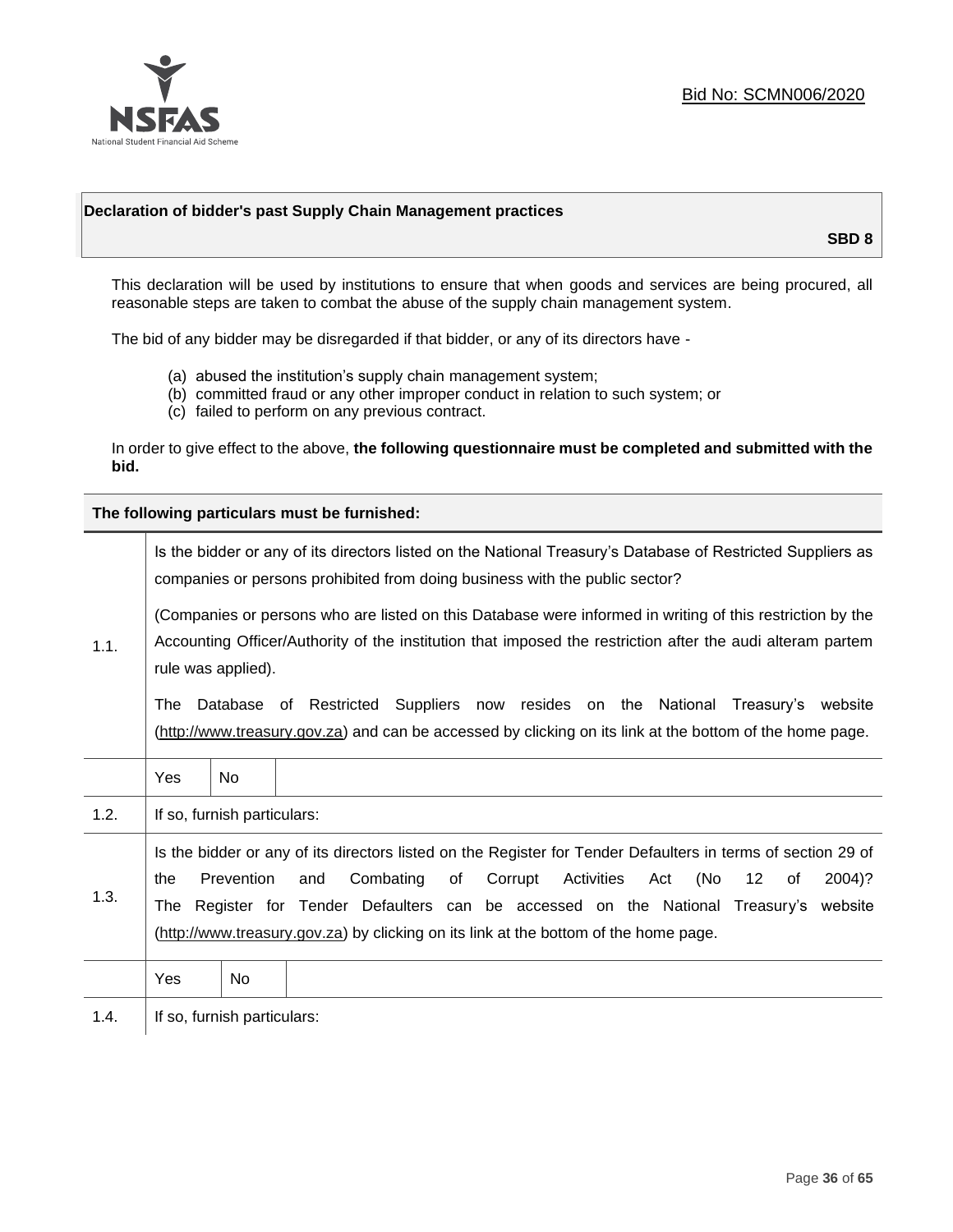Bid No: SCMN006/2020

**Declaration of bidder's past Supply Chain Management practices**

**SBD 8**

This declaration will be used by institutions to ensure that when goods and services are being procured, all reasonable steps are taken to combat the abuse of the supply chain management system.

The bid of any bidder may be disregarded if that bidder, or any of its directors have -

(a) abused the institution's supply chain management system;
(b) committed fraud or any other improper conduct in relation to such system; or
(c) failed to perform on any previous contract.

In order to give effect to the above, **the following questionnaire must be completed and submitted with the bid.**

| **The following particulars must be furnished:** | | | |
|---|---|---|---|
| 1.1. | Is the bidder or any of its directors listed on the National Treasury's Database of Restricted Suppliers as companies or persons prohibited from doing business with the public sector?<br><br>(Companies or persons who are listed on this Database were informed in writing of this restriction by the Accounting Officer/Authority of the institution that imposed the restriction after the audi alteram partem rule was applied).<br><br>The Database of Restricted Suppliers now resides on the National Treasury's website (http://www.treasury.gov.za) and can be accessed by clicking on its link at the bottom of the home page. | | |
| | Yes | No | |
| 1.2. | If so, furnish particulars: | | |
| 1.3. | Is the bidder or any of its directors listed on the Register for Tender Defaulters in terms of section 29 of the Prevention and Combating of Corrupt Activities Act (No 12 of 2004)? The Register for Tender Defaulters can be accessed on the National Treasury's website (http://www.treasury.gov.za) by clicking on its link at the bottom of the home page. | | |
| | Yes | No | |
| 1.4. | If so, furnish particulars: | | |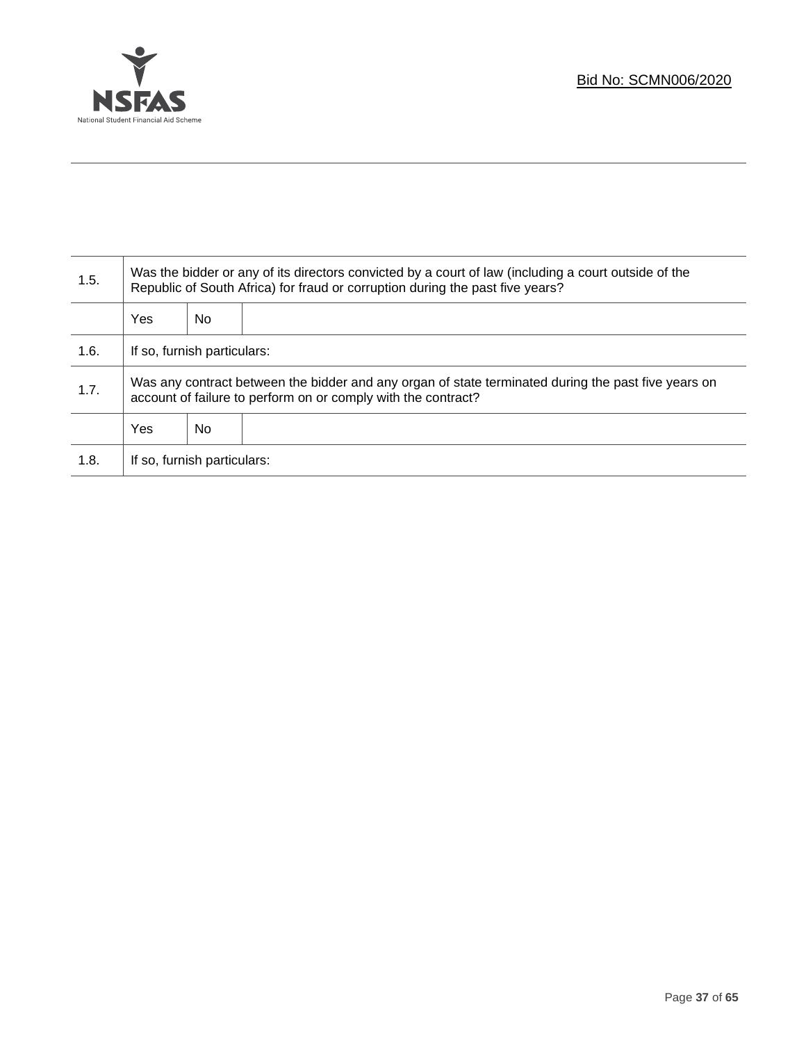| 1.5. | Was the bidder or any of its directors convicted by a court of law (including a court outside of the Republic of South Africa) for fraud or corruption during the past five years? | | |
|---|---|---|---|
| | Yes | No | |
| 1.6. | If so, furnish particulars: | | |
| 1.7. | Was any contract between the bidder and any organ of state terminated during the past five years on account of failure to perform on or comply with the contract? | | |
| | Yes | No | |
| 1.8. | If so, furnish particulars: | | |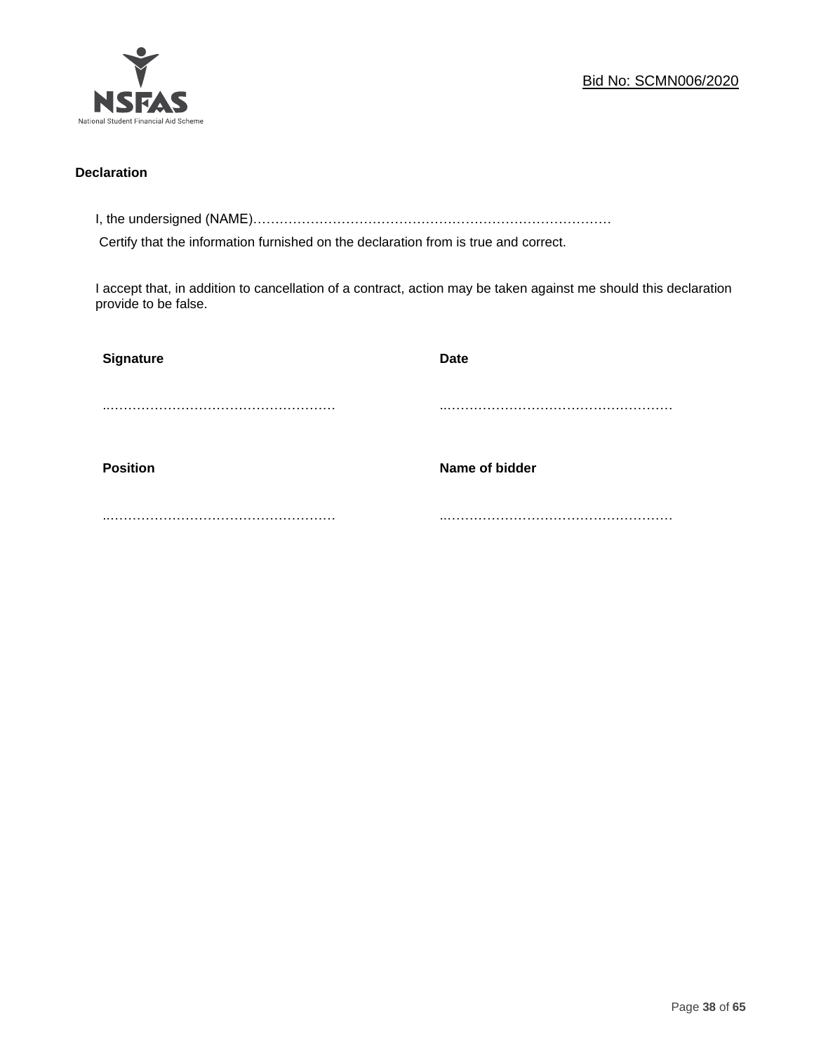Bid No: SCMN006/2020

**Declaration**

I, the undersigned (NAME)…………………………………………………………………………

Certify that the information furnished on the declaration from is true and correct.

I accept that, in addition to cancellation of a contract, action may be taken against me should this declaration provide to be false.

| **Signature** | **Date** |
|---|---|
| ……………………………………………… | ……………………………………………… |
| **Position** | **Name of bidder** |
| ……………………………………………… | ……………………………………………… |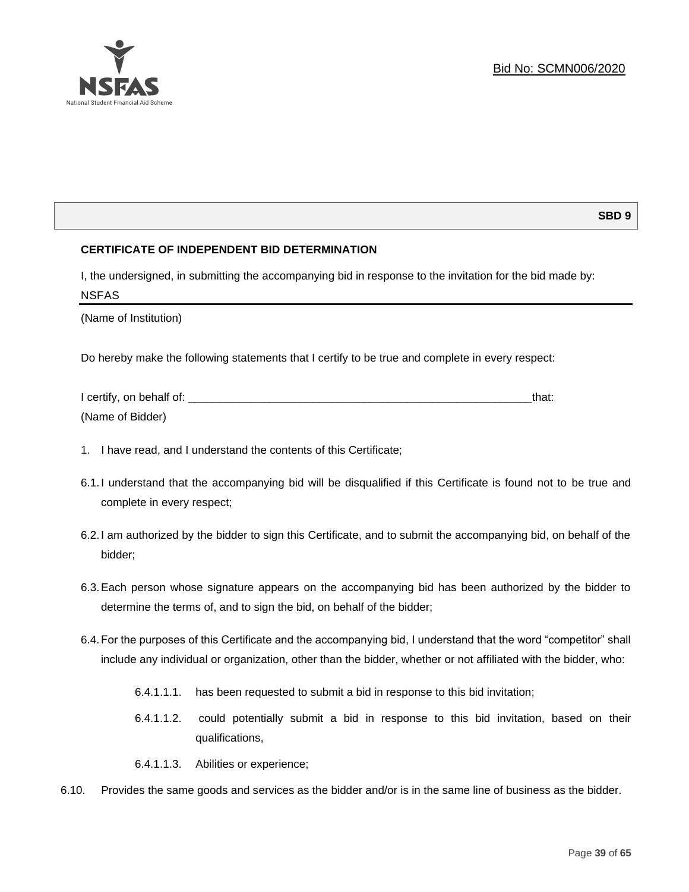**SBD 9**

**CERTIFICATE OF INDEPENDENT BID DETERMINATION**

I, the undersigned, in submitting the accompanying bid in response to the invitation for the bid made by:

NSFAS

(Name of Institution)

Do hereby make the following statements that I certify to be true and complete in every respect:

I certify, on behalf of: ___________________________________________________________that:

(Name of Bidder)

1. I have read, and I understand the contents of this Certificate;

6.1. I understand that the accompanying bid will be disqualified if this Certificate is found not to be true and complete in every respect;

6.2. I am authorized by the bidder to sign this Certificate, and to submit the accompanying bid, on behalf of the bidder;

6.3. Each person whose signature appears on the accompanying bid has been authorized by the bidder to determine the terms of, and to sign the bid, on behalf of the bidder;

6.4. For the purposes of this Certificate and the accompanying bid, I understand that the word "competitor" shall include any individual or organization, other than the bidder, whether or not affiliated with the bidder, who:

6.4.1.1.1. has been requested to submit a bid in response to this bid invitation;

6.4.1.1.2. could potentially submit a bid in response to this bid invitation, based on their qualifications,

6.4.1.1.3. Abilities or experience;

6.10. Provides the same goods and services as the bidder and/or is in the same line of business as the bidder.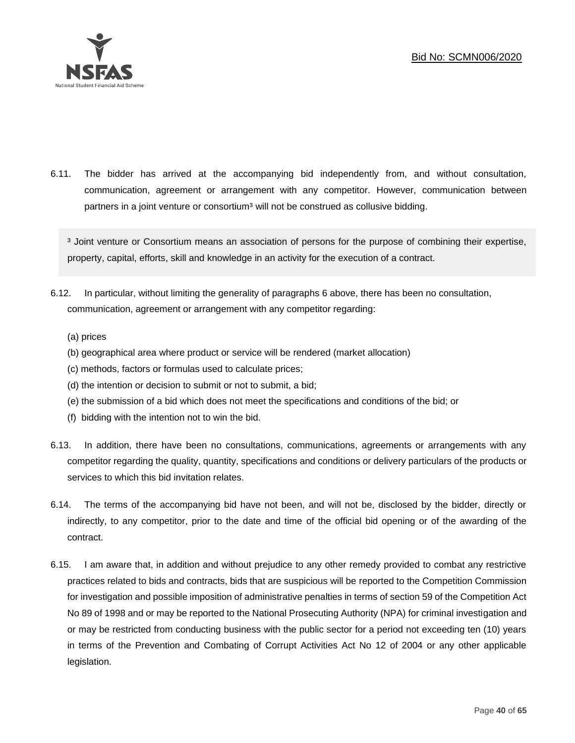6.11. The bidder has arrived at the accompanying bid independently from, and without consultation, communication, agreement or arrangement with any competitor. However, communication between partners in a joint venture or consortium[3] will not be construed as collusive bidding.

> [3] Joint venture or Consortium means an association of persons for the purpose of combining their expertise, property, capital, efforts, skill and knowledge in an activity for the execution of a contract.

6.12. In particular, without limiting the generality of paragraphs 6 above, there has been no consultation, communication, agreement or arrangement with any competitor regarding:

(a) prices
(b) geographical area where product or service will be rendered (market allocation)
(c) methods, factors or formulas used to calculate prices;
(d) the intention or decision to submit or not to submit, a bid;
(e) the submission of a bid which does not meet the specifications and conditions of the bid; or
(f) bidding with the intention not to win the bid.

6.13. In addition, there have been no consultations, communications, agreements or arrangements with any competitor regarding the quality, quantity, specifications and conditions or delivery particulars of the products or services to which this bid invitation relates.

6.14. The terms of the accompanying bid have not been, and will not be, disclosed by the bidder, directly or indirectly, to any competitor, prior to the date and time of the official bid opening or of the awarding of the contract.

6.15. I am aware that, in addition and without prejudice to any other remedy provided to combat any restrictive practices related to bids and contracts, bids that are suspicious will be reported to the Competition Commission for investigation and possible imposition of administrative penalties in terms of section 59 of the Competition Act No 89 of 1998 and or may be reported to the National Prosecuting Authority (NPA) for criminal investigation and or may be restricted from conducting business with the public sector for a period not exceeding ten (10) years in terms of the Prevention and Combating of Corrupt Activities Act No 12 of 2004 or any other applicable legislation.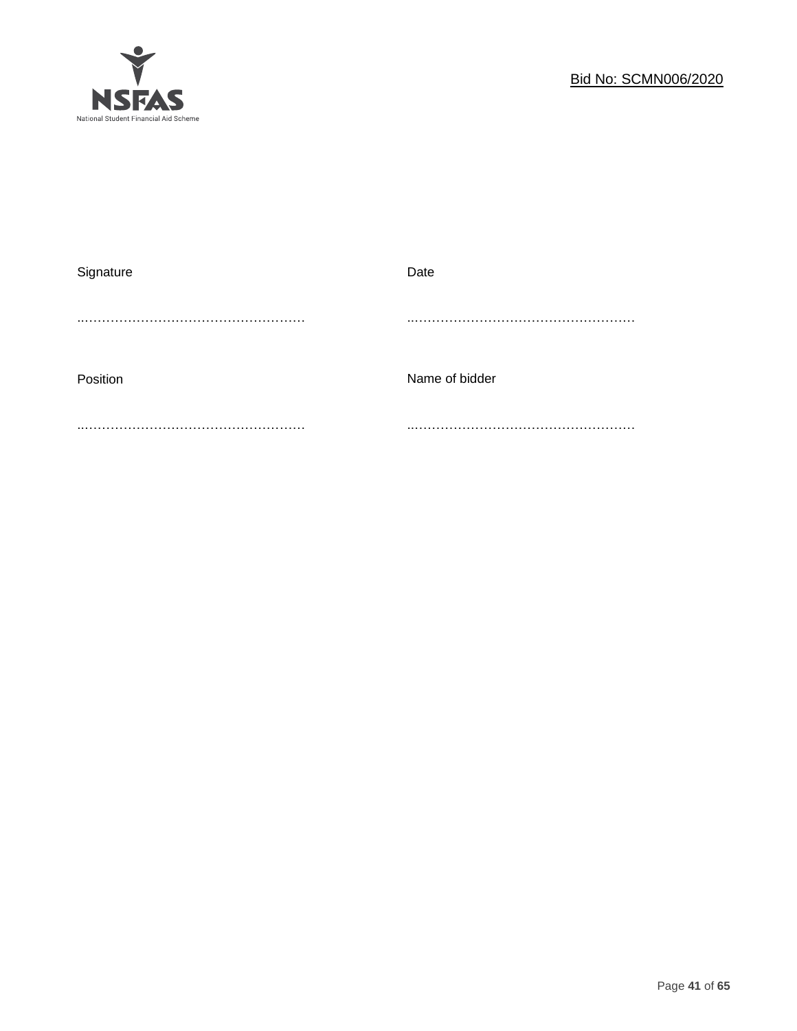| Signature | Date |
|---|---|
| ..................................................... | ..................................................... |
| **Position** | **Name of bidder** |
| ..................................................... | ..................................................... |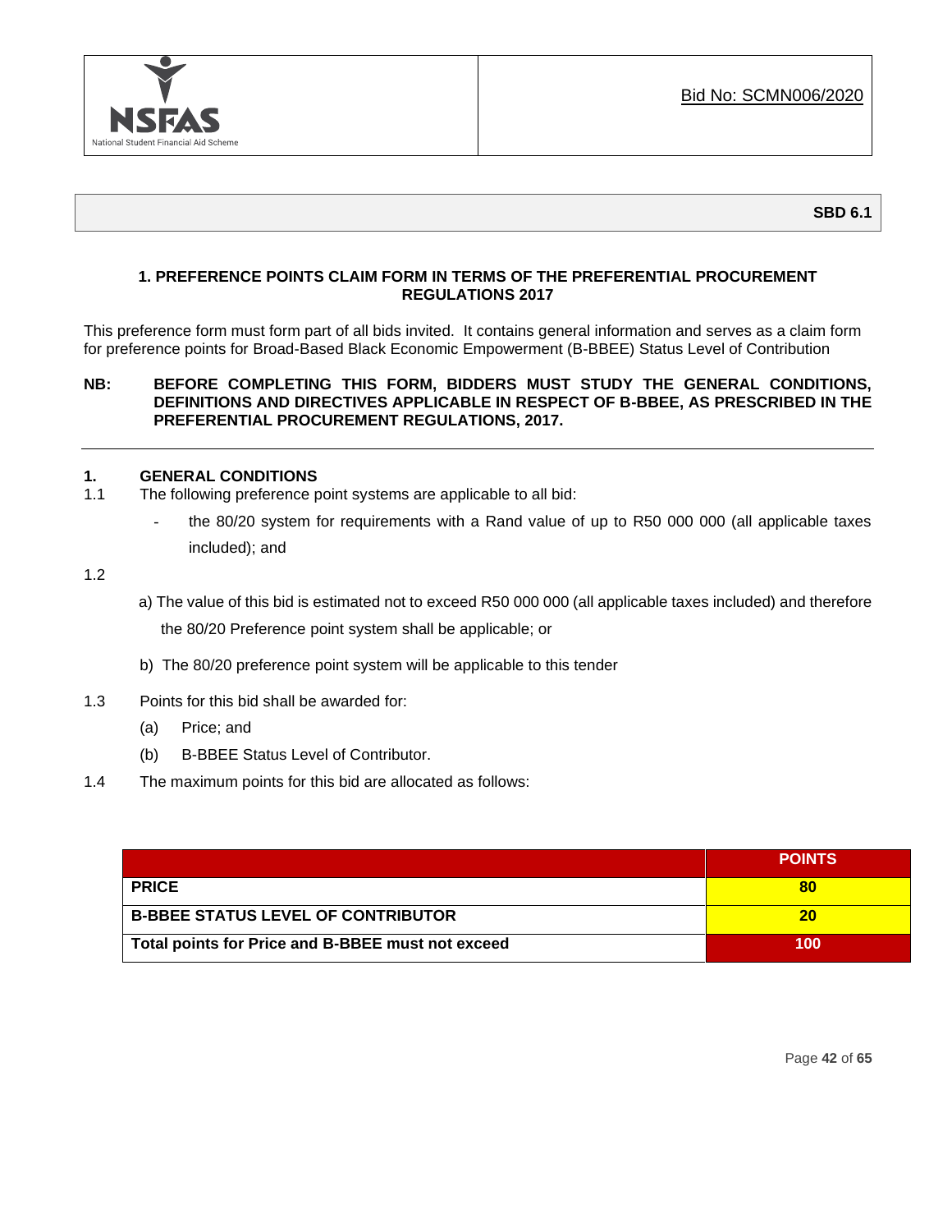Bid No: SCMN006/2020

**SBD 6.1**

**1. PREFERENCE POINTS CLAIM FORM IN TERMS OF THE PREFERENTIAL PROCUREMENT REGULATIONS 2017**

This preference form must form part of all bids invited. It contains general information and serves as a claim form for preference points for Broad-Based Black Economic Empowerment (B-BBEE) Status Level of Contribution

**NB: BEFORE COMPLETING THIS FORM, BIDDERS MUST STUDY THE GENERAL CONDITIONS, DEFINITIONS AND DIRECTIVES APPLICABLE IN RESPECT OF B-BBEE, AS PRESCRIBED IN THE PREFERENTIAL PROCUREMENT REGULATIONS, 2017.**

---

**1. GENERAL CONDITIONS**

1.1 The following preference point systems are applicable to all bid:

- the 80/20 system for requirements with a Rand value of up to R50 000 000 (all applicable taxes included); and

1.2

a) The value of this bid is estimated not to exceed R50 000 000 (all applicable taxes included) and therefore the 80/20 Preference point system shall be applicable; or

b) The 80/20 preference point system will be applicable to this tender

1.3 Points for this bid shall be awarded for:

(a) Price; and

(b) B-BBEE Status Level of Contributor.

1.4 The maximum points for this bid are allocated as follows:

| | POINTS |
|---|---|
| **PRICE** | **80** |
| **B-BBEE STATUS LEVEL OF CONTRIBUTOR** | **20** |
| **Total points for Price and B-BBEE must not exceed** | **100** |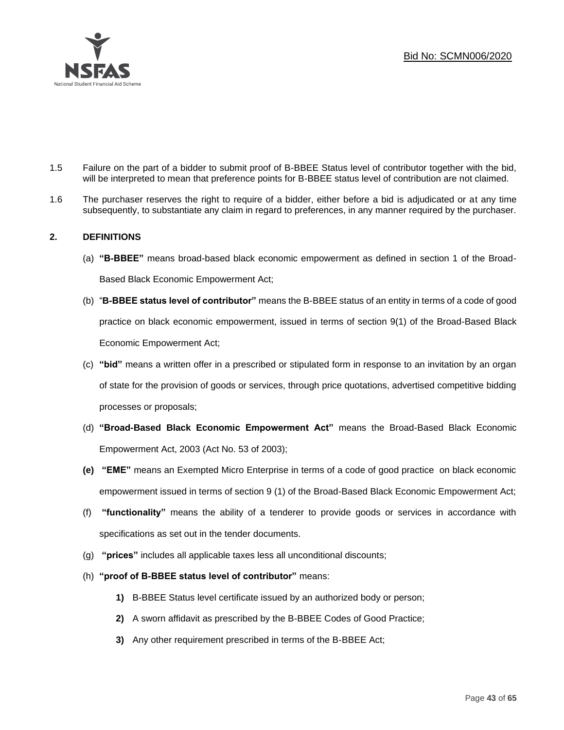1.5 Failure on the part of a bidder to submit proof of B-BBEE Status level of contributor together with the bid, will be interpreted to mean that preference points for B-BBEE status level of contribution are not claimed.

1.6 The purchaser reserves the right to require of a bidder, either before a bid is adjudicated or at any time subsequently, to substantiate any claim in regard to preferences, in any manner required by the purchaser.

## 2. DEFINITIONS

(a) **"B-BBEE"** means broad-based black economic empowerment as defined in section 1 of the Broad-Based Black Economic Empowerment Act;

(b) "**B-BBEE status level of contributor"** means the B-BBEE status of an entity in terms of a code of good practice on black economic empowerment, issued in terms of section 9(1) of the Broad-Based Black Economic Empowerment Act;

(c) **"bid"** means a written offer in a prescribed or stipulated form in response to an invitation by an organ of state for the provision of goods or services, through price quotations, advertised competitive bidding processes or proposals;

(d) **"Broad-Based Black Economic Empowerment Act"** means the Broad-Based Black Economic Empowerment Act, 2003 (Act No. 53 of 2003);

**(e)** **"EME"** means an Exempted Micro Enterprise in terms of a code of good practice on black economic empowerment issued in terms of section 9 (1) of the Broad-Based Black Economic Empowerment Act;

(f) **"functionality"** means the ability of a tenderer to provide goods or services in accordance with specifications as set out in the tender documents.

(g) **"prices"** includes all applicable taxes less all unconditional discounts;

(h) **"proof of B-BBEE status level of contributor"** means:

**1)** B-BBEE Status level certificate issued by an authorized body or person;

**2)** A sworn affidavit as prescribed by the B-BBEE Codes of Good Practice;

**3)** Any other requirement prescribed in terms of the B-BBEE Act;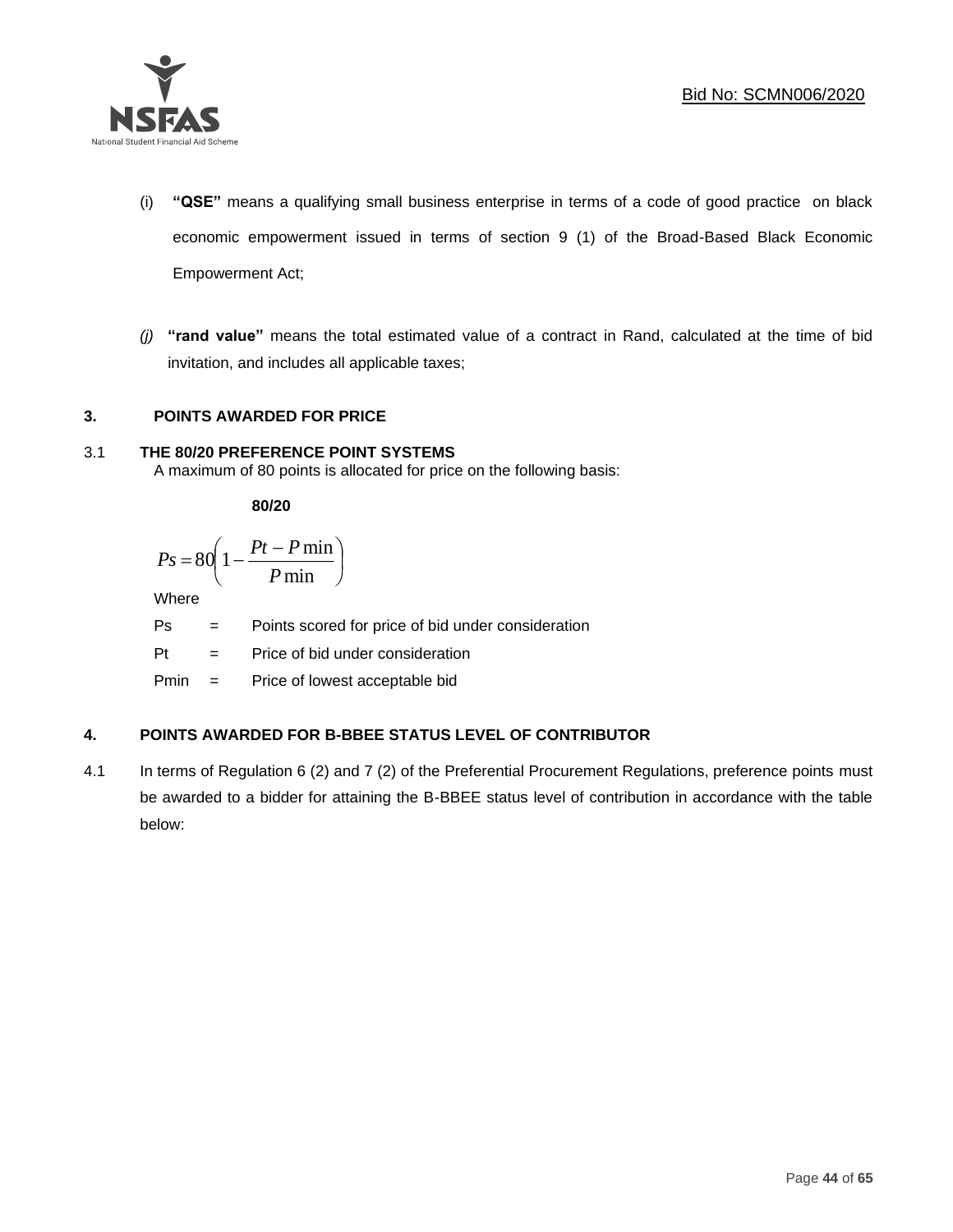(i) **"QSE"** means a qualifying small business enterprise in terms of a code of good practice on black economic empowerment issued in terms of section 9 (1) of the Broad-Based Black Economic Empowerment Act;

*(j)* **"rand value"** means the total estimated value of a contract in Rand, calculated at the time of bid invitation, and includes all applicable taxes;

## 3. POINTS AWARDED FOR PRICE

### 3.1 THE 80/20 PREFERENCE POINT SYSTEMS

A maximum of 80 points is allocated for price on the following basis:

**80/20**

$$Ps = 80\left(1 - \frac{Pt - P\min}{P\min}\right)$$

Where

Ps = Points scored for price of bid under consideration

Pt = Price of bid under consideration

Pmin = Price of lowest acceptable bid

## 4. POINTS AWARDED FOR B-BBEE STATUS LEVEL OF CONTRIBUTOR

4.1 In terms of Regulation 6 (2) and 7 (2) of the Preferential Procurement Regulations, preference points must be awarded to a bidder for attaining the B-BBEE status level of contribution in accordance with the table below: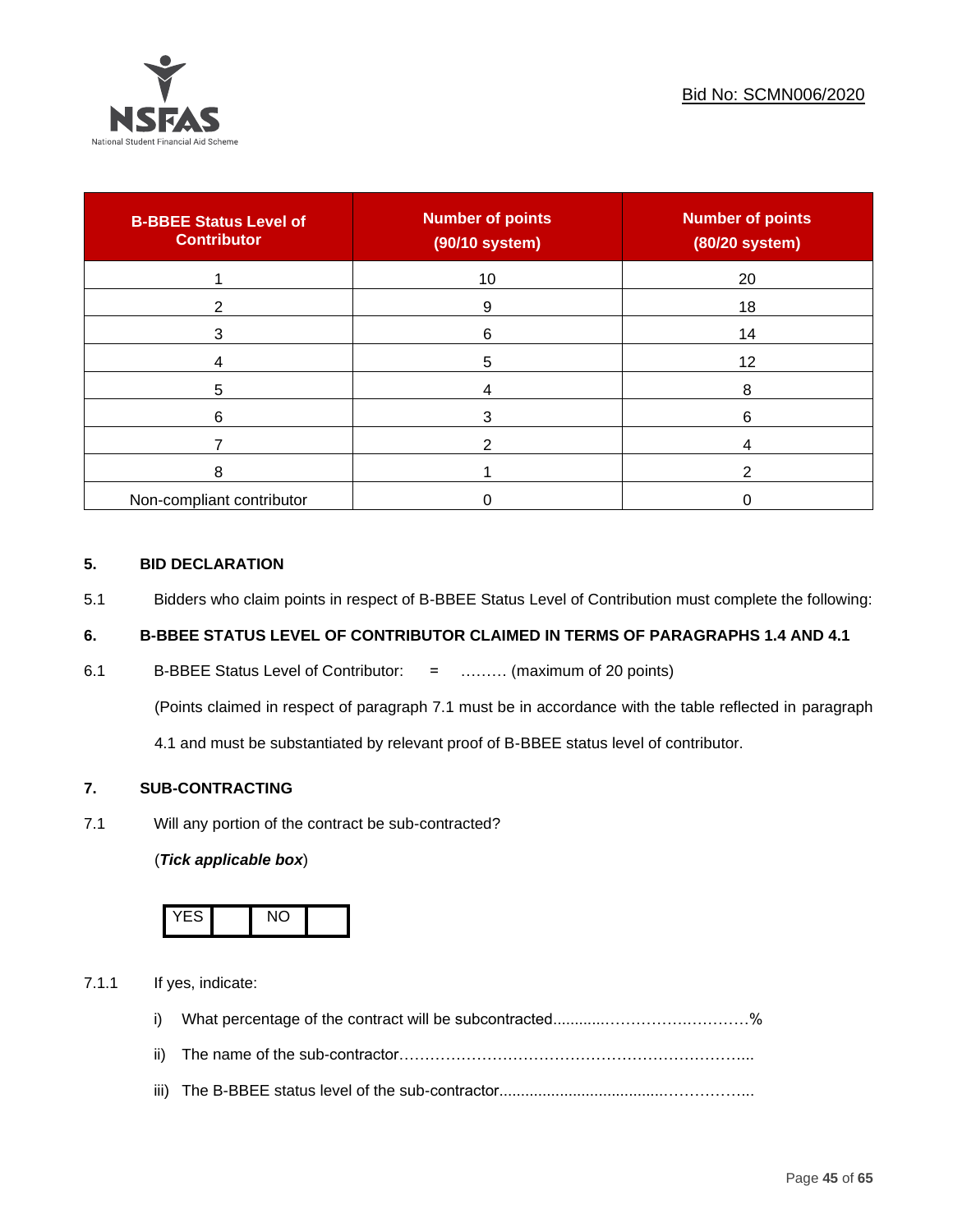| B-BBEE Status Level of Contributor | Number of points (90/10 system) | Number of points (80/20 system) |
|---|---|---|
| 1 | 10 | 20 |
| 2 | 9 | 18 |
| 3 | 6 | 14 |
| 4 | 5 | 12 |
| 5 | 4 | 8 |
| 6 | 3 | 6 |
| 7 | 2 | 4 |
| 8 | 1 | 2 |
| Non-compliant contributor | 0 | 0 |

## 5. BID DECLARATION

5.1 Bidders who claim points in respect of B-BBEE Status Level of Contribution must complete the following:

## 6. B-BBEE STATUS LEVEL OF CONTRIBUTOR CLAIMED IN TERMS OF PARAGRAPHS 1.4 AND 4.1

6.1 B-BBEE Status Level of Contributor: = ……… (maximum of 20 points)

(Points claimed in respect of paragraph 7.1 must be in accordance with the table reflected in paragraph 4.1 and must be substantiated by relevant proof of B-BBEE status level of contributor.

## 7. SUB-CONTRACTING

7.1 Will any portion of the contract be sub-contracted?

(***Tick applicable box***)

| YES | | NO | |
|---|---|---|---|

7.1.1 If yes, indicate:

i) What percentage of the contract will be subcontracted............…………….…………%

ii) The name of the sub-contractor…………………………………………………………..

iii) The B-BBEE status level of the sub-contractor......................................……………..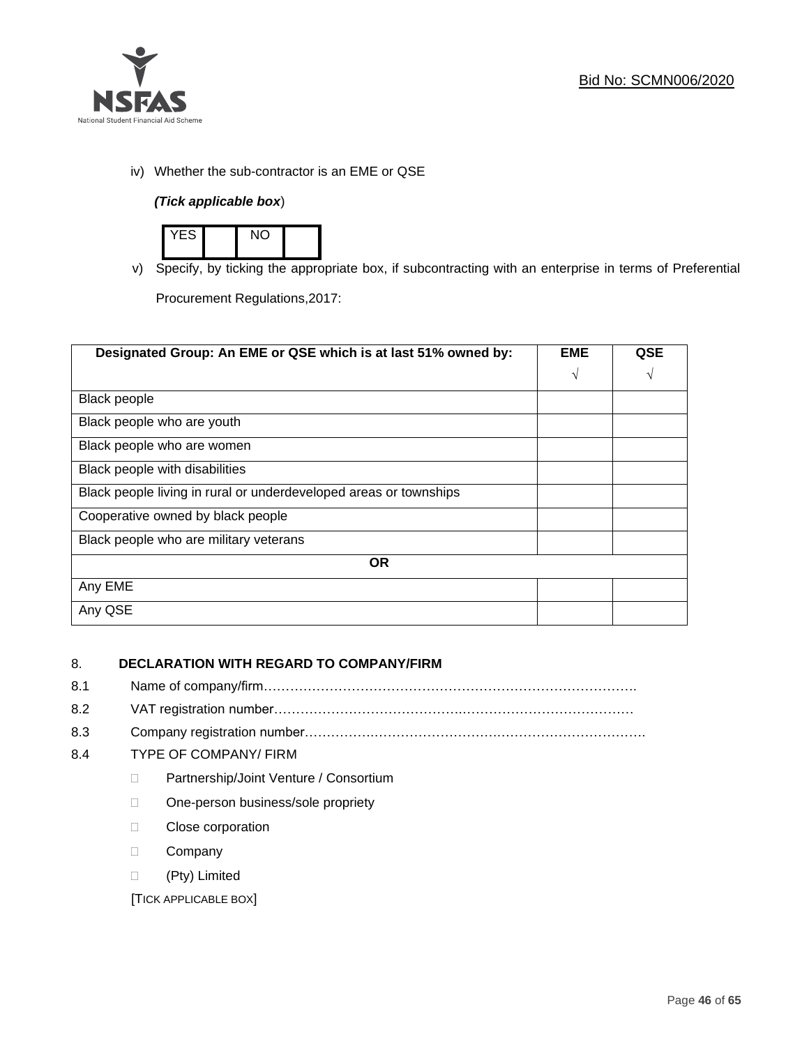iv) Whether the sub-contractor is an EME or QSE

*(Tick applicable box)*

| YES | | NO | |
|---|---|---|---|

v) Specify, by ticking the appropriate box, if subcontracting with an enterprise in terms of Preferential Procurement Regulations,2017:

| Designated Group: An EME or QSE which is at last 51% owned by: | EME √ | QSE √ |
|---|---|---|
| Black people | | |
| Black people who are youth | | |
| Black people who are women | | |
| Black people with disabilities | | |
| Black people living in rural or underdeveloped areas or townships | | |
| Cooperative owned by black people | | |
| Black people who are military veterans | | |
| **OR** | | |
| Any EME | | |
| Any QSE | | |

## 8. DECLARATION WITH REGARD TO COMPANY/FIRM

8.1 Name of company/firm………………………………………………………………………….

8.2 VAT registration number……………………………………….………………………………

8.3 Company registration number…………….……………………….…………………………….

8.4 TYPE OF COMPANY/ FIRM

- ☐ Partnership/Joint Venture / Consortium
- ☐ One-person business/sole propriety
- ☐ Close corporation
- ☐ Company
- ☐ (Pty) Limited

[TICK APPLICABLE BOX]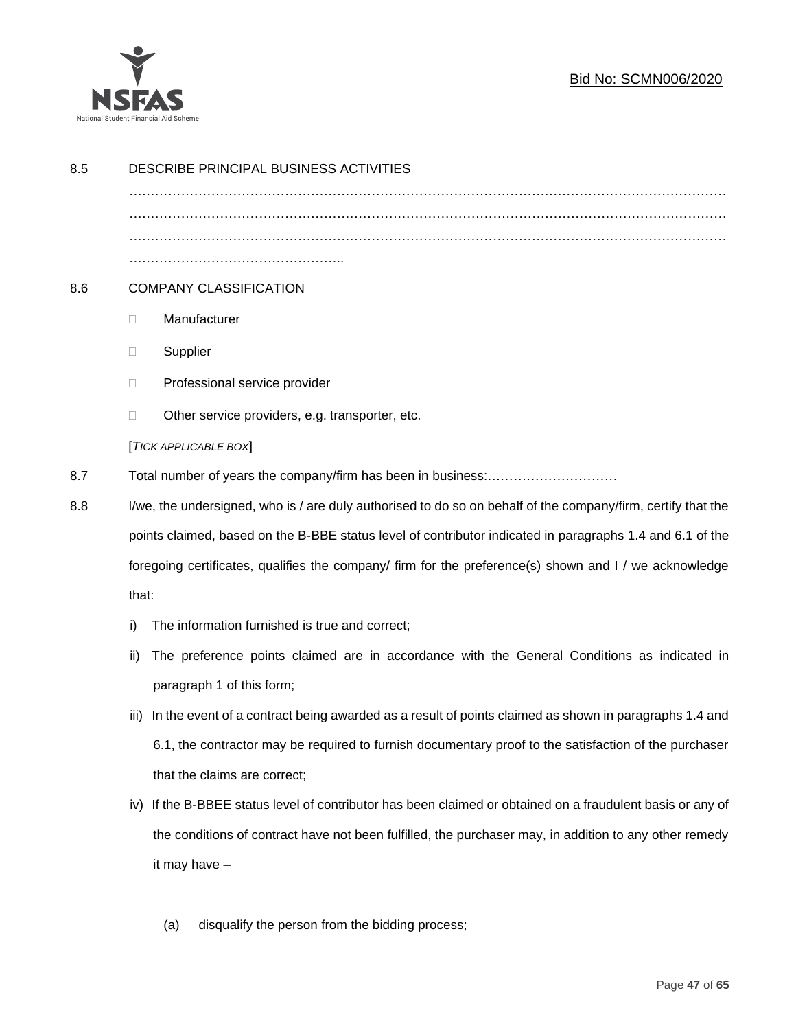8.5 DESCRIBE PRINCIPAL BUSINESS ACTIVITIES

…………………………………………………………………………………………………………………………
…………………………………………………………………………………………………………………………
…………………………………………………………………………………………………………………………
…………………………………………..

8.6 COMPANY CLASSIFICATION

- ☐ Manufacturer
- ☐ Supplier
- ☐ Professional service provider
- ☐ Other service providers, e.g. transporter, etc.

[*TICK APPLICABLE BOX*]

8.7 Total number of years the company/firm has been in business:…………………………

8.8 I/we, the undersigned, who is / are duly authorised to do so on behalf of the company/firm, certify that the points claimed, based on the B-BBE status level of contributor indicated in paragraphs 1.4 and 6.1 of the foregoing certificates, qualifies the company/ firm for the preference(s) shown and I / we acknowledge that:

i) The information furnished is true and correct;

ii) The preference points claimed are in accordance with the General Conditions as indicated in paragraph 1 of this form;

iii) In the event of a contract being awarded as a result of points claimed as shown in paragraphs 1.4 and 6.1, the contractor may be required to furnish documentary proof to the satisfaction of the purchaser that the claims are correct;

iv) If the B-BBEE status level of contributor has been claimed or obtained on a fraudulent basis or any of the conditions of contract have not been fulfilled, the purchaser may, in addition to any other remedy it may have –

(a) disqualify the person from the bidding process;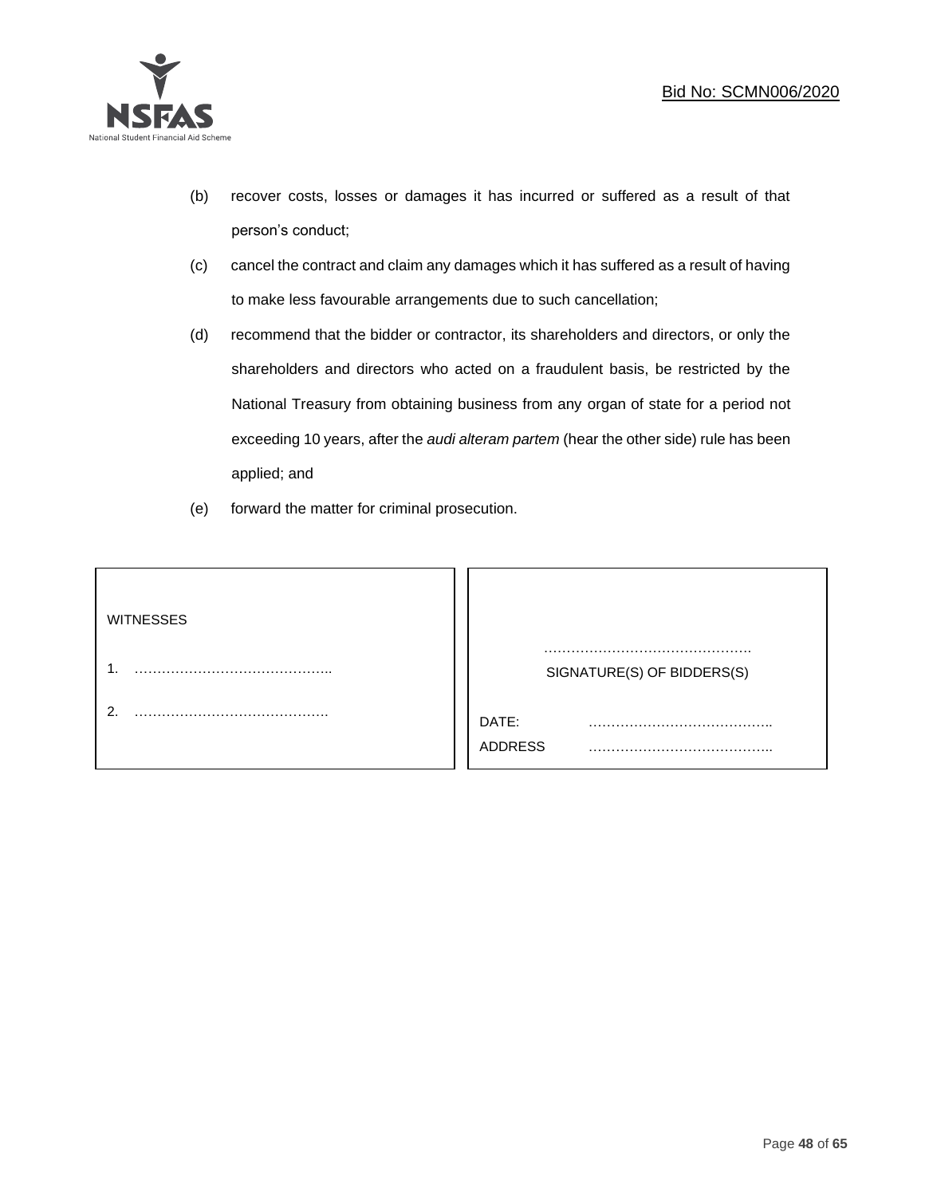(b) recover costs, losses or damages it has incurred or suffered as a result of that person's conduct;

(c) cancel the contract and claim any damages which it has suffered as a result of having to make less favourable arrangements due to such cancellation;

(d) recommend that the bidder or contractor, its shareholders and directors, or only the shareholders and directors who acted on a fraudulent basis, be restricted by the National Treasury from obtaining business from any organ of state for a period not exceeding 10 years, after the *audi alteram partem* (hear the other side) rule has been applied; and

(e) forward the matter for criminal prosecution.

| WITNESSES | |
|---|---|
| 1. …………………………………….. | ………………………………………. |
| | SIGNATURE(S) OF BIDDERS(S) |
| 2. ……………………………………. | DATE: ………………………………….. |
| | ADDRESS ………………………………….. |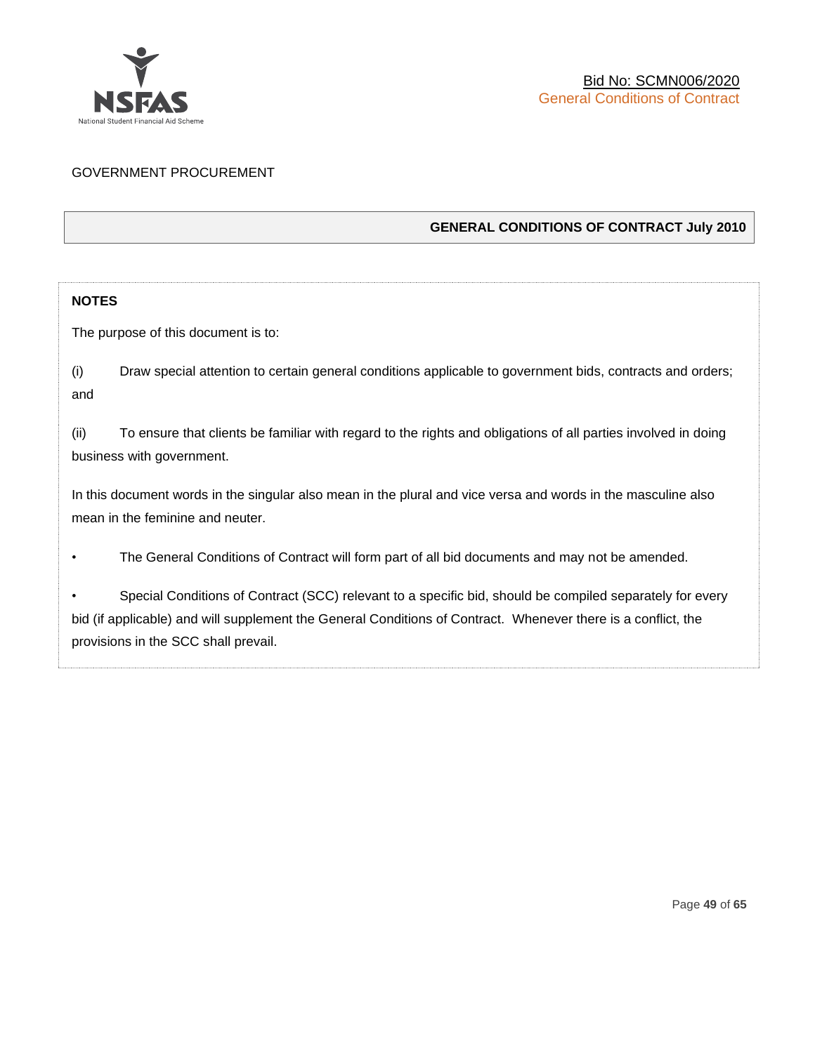GOVERNMENT PROCUREMENT

## GENERAL CONDITIONS OF CONTRACT July 2010

**NOTES**

The purpose of this document is to:

(i) Draw special attention to certain general conditions applicable to government bids, contracts and orders; and

(ii) To ensure that clients be familiar with regard to the rights and obligations of all parties involved in doing business with government.

In this document words in the singular also mean in the plural and vice versa and words in the masculine also mean in the feminine and neuter.

- The General Conditions of Contract will form part of all bid documents and may not be amended.
- Special Conditions of Contract (SCC) relevant to a specific bid, should be compiled separately for every bid (if applicable) and will supplement the General Conditions of Contract. Whenever there is a conflict, the provisions in the SCC shall prevail.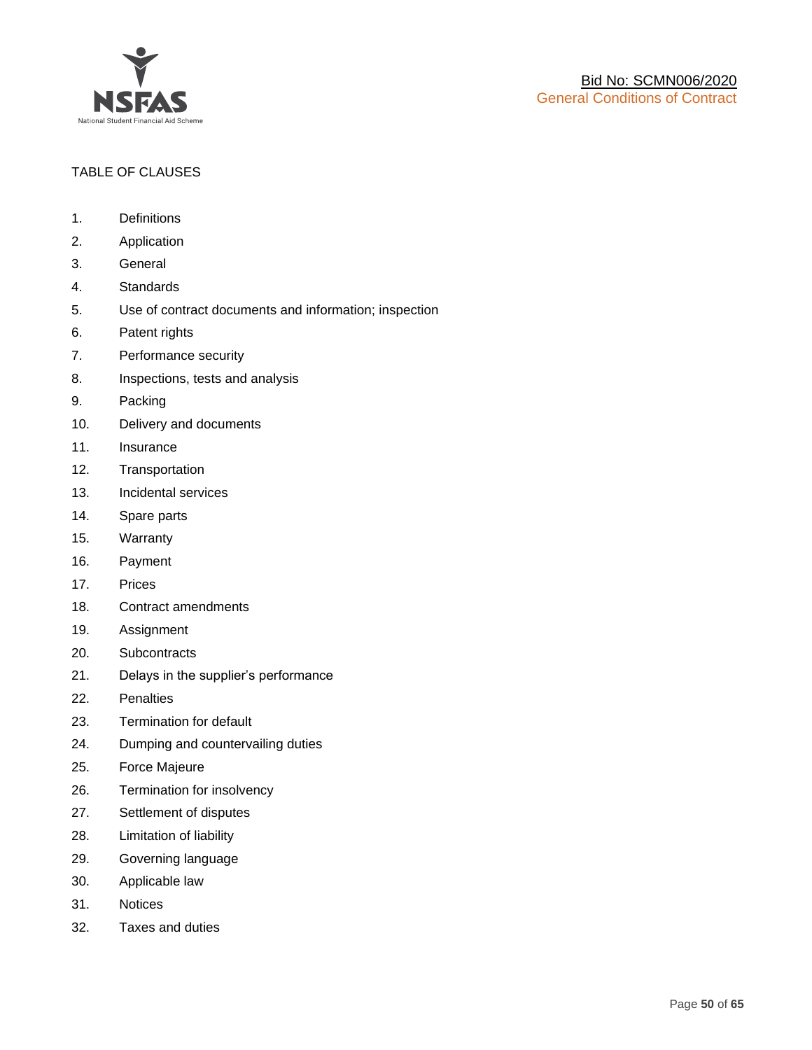TABLE OF CLAUSES

1. Definitions
2. Application
3. General
4. Standards
5. Use of contract documents and information; inspection
6. Patent rights
7. Performance security
8. Inspections, tests and analysis
9. Packing
10. Delivery and documents
11. Insurance
12. Transportation
13. Incidental services
14. Spare parts
15. Warranty
16. Payment
17. Prices
18. Contract amendments
19. Assignment
20. Subcontracts
21. Delays in the supplier's performance
22. Penalties
23. Termination for default
24. Dumping and countervailing duties
25. Force Majeure
26. Termination for insolvency
27. Settlement of disputes
28. Limitation of liability
29. Governing language
30. Applicable law
31. Notices
32. Taxes and duties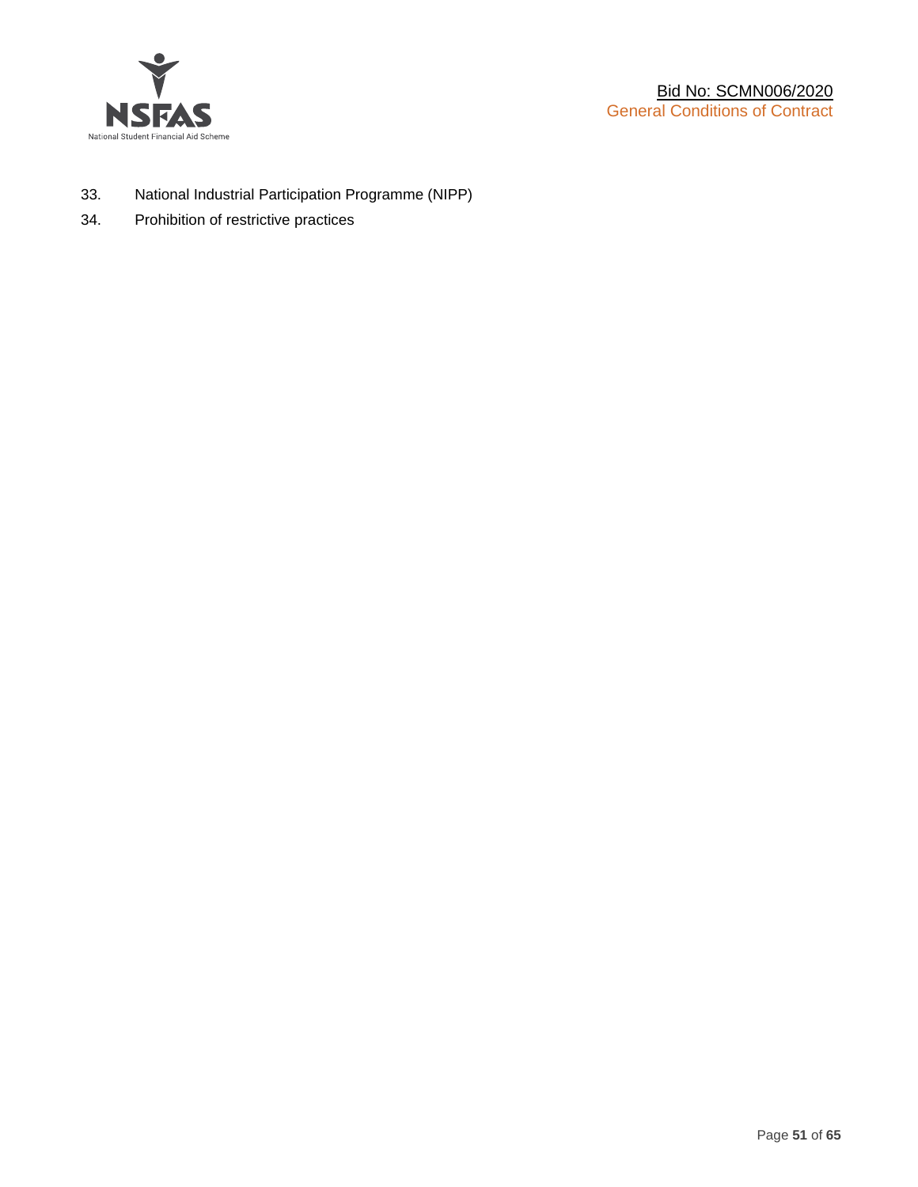33. National Industrial Participation Programme (NIPP)
34. Prohibition of restrictive practices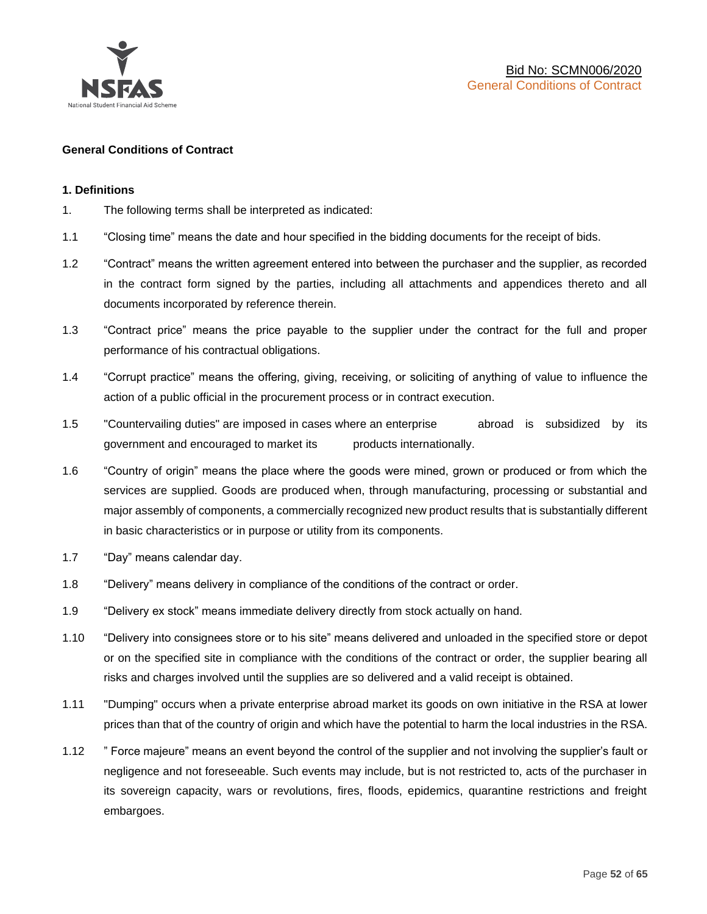**General Conditions of Contract**

**1. Definitions**

1. The following terms shall be interpreted as indicated:

1.1 "Closing time" means the date and hour specified in the bidding documents for the receipt of bids.

1.2 "Contract" means the written agreement entered into between the purchaser and the supplier, as recorded in the contract form signed by the parties, including all attachments and appendices thereto and all documents incorporated by reference therein.

1.3 "Contract price" means the price payable to the supplier under the contract for the full and proper performance of his contractual obligations.

1.4 "Corrupt practice" means the offering, giving, receiving, or soliciting of anything of value to influence the action of a public official in the procurement process or in contract execution.

1.5 "Countervailing duties" are imposed in cases where an enterprise abroad is subsidized by its government and encouraged to market its products internationally.

1.6 "Country of origin" means the place where the goods were mined, grown or produced or from which the services are supplied. Goods are produced when, through manufacturing, processing or substantial and major assembly of components, a commercially recognized new product results that is substantially different in basic characteristics or in purpose or utility from its components.

1.7 "Day" means calendar day.

1.8 "Delivery" means delivery in compliance of the conditions of the contract or order.

1.9 "Delivery ex stock" means immediate delivery directly from stock actually on hand.

1.10 "Delivery into consignees store or to his site" means delivered and unloaded in the specified store or depot or on the specified site in compliance with the conditions of the contract or order, the supplier bearing all risks and charges involved until the supplies are so delivered and a valid receipt is obtained.

1.11 "Dumping" occurs when a private enterprise abroad market its goods on own initiative in the RSA at lower prices than that of the country of origin and which have the potential to harm the local industries in the RSA.

1.12 " Force majeure" means an event beyond the control of the supplier and not involving the supplier's fault or negligence and not foreseeable. Such events may include, but is not restricted to, acts of the purchaser in its sovereign capacity, wars or revolutions, fires, floods, epidemics, quarantine restrictions and freight embargoes.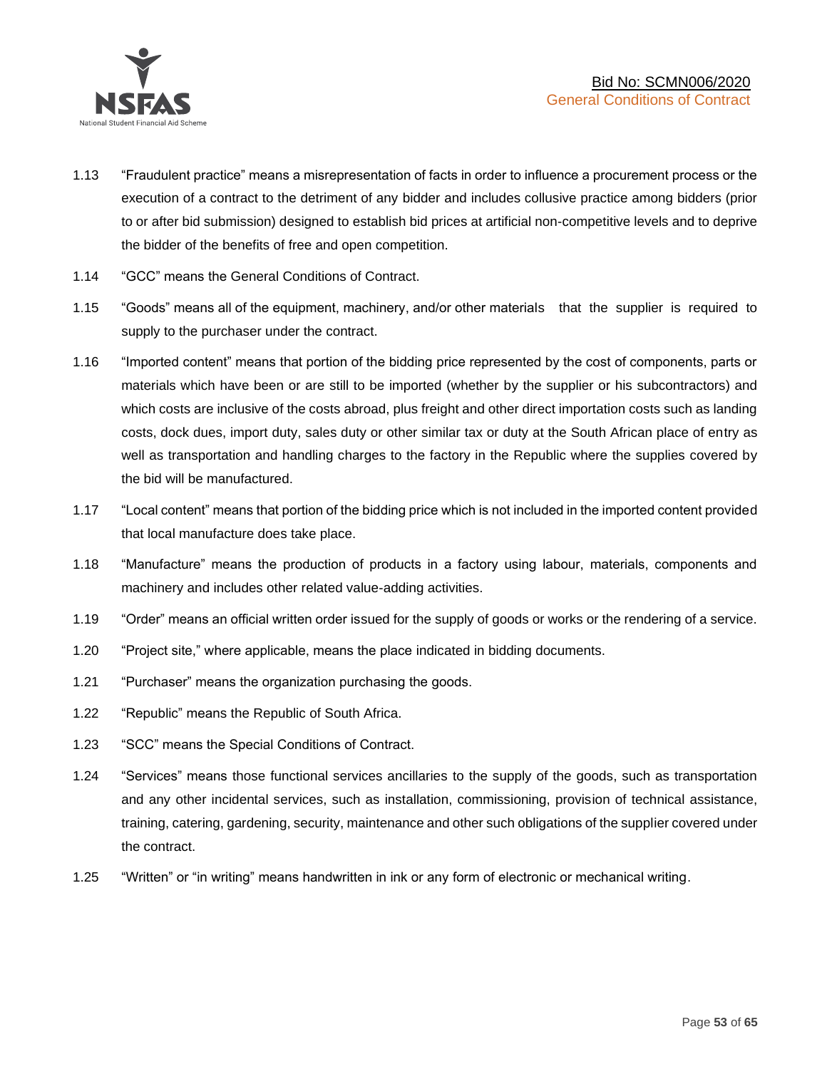1.13 "Fraudulent practice" means a misrepresentation of facts in order to influence a procurement process or the execution of a contract to the detriment of any bidder and includes collusive practice among bidders (prior to or after bid submission) designed to establish bid prices at artificial non-competitive levels and to deprive the bidder of the benefits of free and open competition.

1.14 "GCC" means the General Conditions of Contract.

1.15 "Goods" means all of the equipment, machinery, and/or other materials that the supplier is required to supply to the purchaser under the contract.

1.16 "Imported content" means that portion of the bidding price represented by the cost of components, parts or materials which have been or are still to be imported (whether by the supplier or his subcontractors) and which costs are inclusive of the costs abroad, plus freight and other direct importation costs such as landing costs, dock dues, import duty, sales duty or other similar tax or duty at the South African place of entry as well as transportation and handling charges to the factory in the Republic where the supplies covered by the bid will be manufactured.

1.17 "Local content" means that portion of the bidding price which is not included in the imported content provided that local manufacture does take place.

1.18 "Manufacture" means the production of products in a factory using labour, materials, components and machinery and includes other related value-adding activities.

1.19 "Order" means an official written order issued for the supply of goods or works or the rendering of a service.

1.20 "Project site," where applicable, means the place indicated in bidding documents.

1.21 "Purchaser" means the organization purchasing the goods.

1.22 "Republic" means the Republic of South Africa.

1.23 "SCC" means the Special Conditions of Contract.

1.24 "Services" means those functional services ancillaries to the supply of the goods, such as transportation and any other incidental services, such as installation, commissioning, provision of technical assistance, training, catering, gardening, security, maintenance and other such obligations of the supplier covered under the contract.

1.25 "Written" or "in writing" means handwritten in ink or any form of electronic or mechanical writing.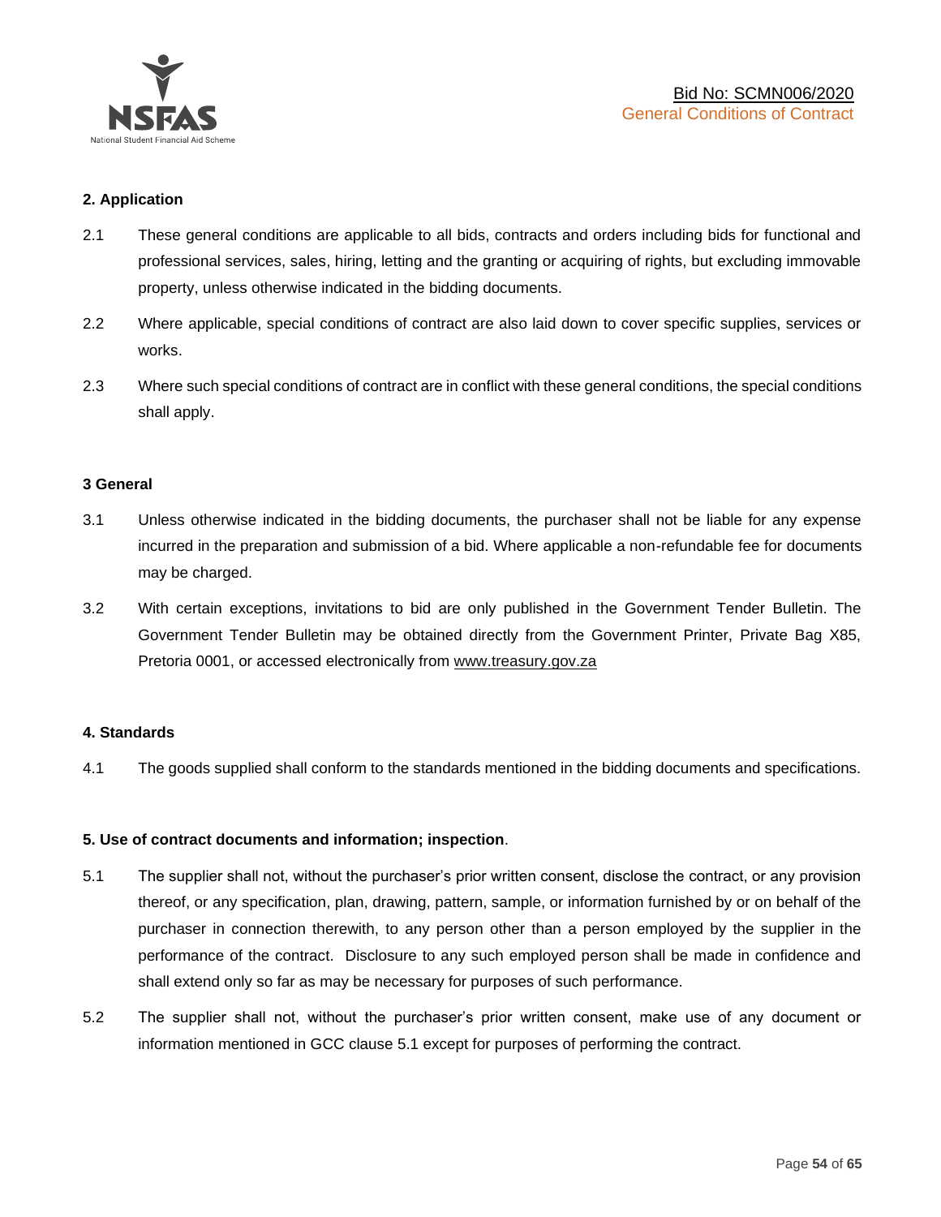## 2. Application

2.1 These general conditions are applicable to all bids, contracts and orders including bids for functional and professional services, sales, hiring, letting and the granting or acquiring of rights, but excluding immovable property, unless otherwise indicated in the bidding documents.

2.2 Where applicable, special conditions of contract are also laid down to cover specific supplies, services or works.

2.3 Where such special conditions of contract are in conflict with these general conditions, the special conditions shall apply.

## 3 General

3.1 Unless otherwise indicated in the bidding documents, the purchaser shall not be liable for any expense incurred in the preparation and submission of a bid. Where applicable a non-refundable fee for documents may be charged.

3.2 With certain exceptions, invitations to bid are only published in the Government Tender Bulletin. The Government Tender Bulletin may be obtained directly from the Government Printer, Private Bag X85, Pretoria 0001, or accessed electronically from www.treasury.gov.za

## 4. Standards

4.1 The goods supplied shall conform to the standards mentioned in the bidding documents and specifications.

## 5. Use of contract documents and information; inspection.

5.1 The supplier shall not, without the purchaser's prior written consent, disclose the contract, or any provision thereof, or any specification, plan, drawing, pattern, sample, or information furnished by or on behalf of the purchaser in connection therewith, to any person other than a person employed by the supplier in the performance of the contract. Disclosure to any such employed person shall be made in confidence and shall extend only so far as may be necessary for purposes of such performance.

5.2 The supplier shall not, without the purchaser's prior written consent, make use of any document or information mentioned in GCC clause 5.1 except for purposes of performing the contract.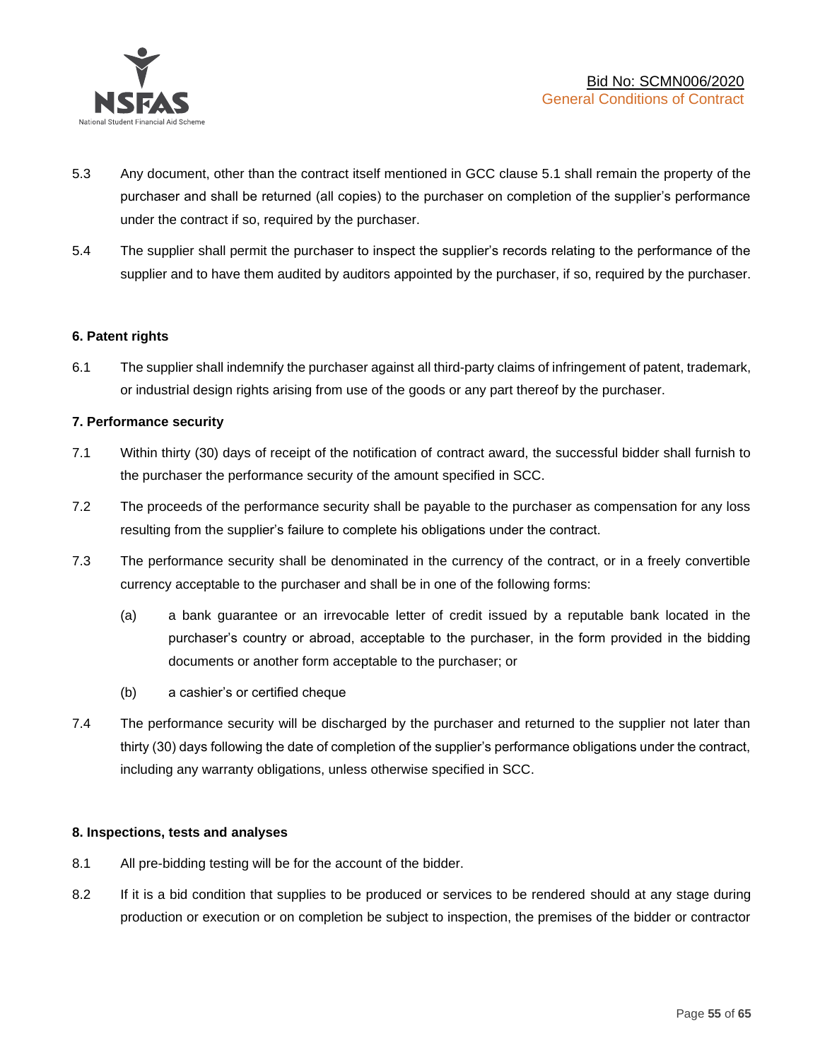5.3 Any document, other than the contract itself mentioned in GCC clause 5.1 shall remain the property of the purchaser and shall be returned (all copies) to the purchaser on completion of the supplier's performance under the contract if so, required by the purchaser.

5.4 The supplier shall permit the purchaser to inspect the supplier's records relating to the performance of the supplier and to have them audited by auditors appointed by the purchaser, if so, required by the purchaser.

**6. Patent rights**

6.1 The supplier shall indemnify the purchaser against all third-party claims of infringement of patent, trademark, or industrial design rights arising from use of the goods or any part thereof by the purchaser.

**7. Performance security**

7.1 Within thirty (30) days of receipt of the notification of contract award, the successful bidder shall furnish to the purchaser the performance security of the amount specified in SCC.

7.2 The proceeds of the performance security shall be payable to the purchaser as compensation for any loss resulting from the supplier's failure to complete his obligations under the contract.

7.3 The performance security shall be denominated in the currency of the contract, or in a freely convertible currency acceptable to the purchaser and shall be in one of the following forms:

(a) a bank guarantee or an irrevocable letter of credit issued by a reputable bank located in the purchaser's country or abroad, acceptable to the purchaser, in the form provided in the bidding documents or another form acceptable to the purchaser; or

(b) a cashier's or certified cheque

7.4 The performance security will be discharged by the purchaser and returned to the supplier not later than thirty (30) days following the date of completion of the supplier's performance obligations under the contract, including any warranty obligations, unless otherwise specified in SCC.

**8. Inspections, tests and analyses**

8.1 All pre-bidding testing will be for the account of the bidder.

8.2 If it is a bid condition that supplies to be produced or services to be rendered should at any stage during production or execution or on completion be subject to inspection, the premises of the bidder or contractor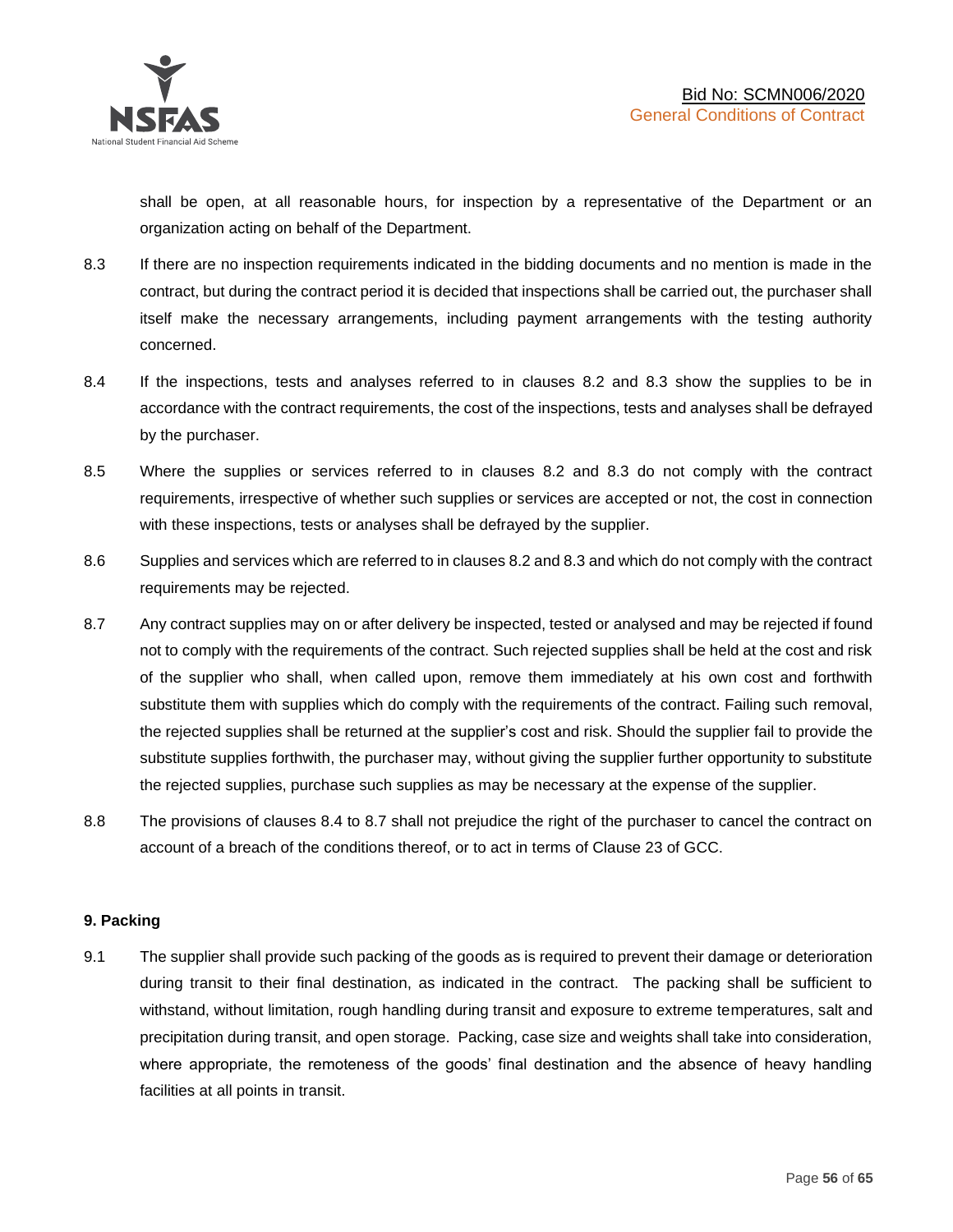shall be open, at all reasonable hours, for inspection by a representative of the Department or an organization acting on behalf of the Department.

8.3 If there are no inspection requirements indicated in the bidding documents and no mention is made in the contract, but during the contract period it is decided that inspections shall be carried out, the purchaser shall itself make the necessary arrangements, including payment arrangements with the testing authority concerned.

8.4 If the inspections, tests and analyses referred to in clauses 8.2 and 8.3 show the supplies to be in accordance with the contract requirements, the cost of the inspections, tests and analyses shall be defrayed by the purchaser.

8.5 Where the supplies or services referred to in clauses 8.2 and 8.3 do not comply with the contract requirements, irrespective of whether such supplies or services are accepted or not, the cost in connection with these inspections, tests or analyses shall be defrayed by the supplier.

8.6 Supplies and services which are referred to in clauses 8.2 and 8.3 and which do not comply with the contract requirements may be rejected.

8.7 Any contract supplies may on or after delivery be inspected, tested or analysed and may be rejected if found not to comply with the requirements of the contract. Such rejected supplies shall be held at the cost and risk of the supplier who shall, when called upon, remove them immediately at his own cost and forthwith substitute them with supplies which do comply with the requirements of the contract. Failing such removal, the rejected supplies shall be returned at the supplier's cost and risk. Should the supplier fail to provide the substitute supplies forthwith, the purchaser may, without giving the supplier further opportunity to substitute the rejected supplies, purchase such supplies as may be necessary at the expense of the supplier.

8.8 The provisions of clauses 8.4 to 8.7 shall not prejudice the right of the purchaser to cancel the contract on account of a breach of the conditions thereof, or to act in terms of Clause 23 of GCC.

**9. Packing**

9.1 The supplier shall provide such packing of the goods as is required to prevent their damage or deterioration during transit to their final destination, as indicated in the contract. The packing shall be sufficient to withstand, without limitation, rough handling during transit and exposure to extreme temperatures, salt and precipitation during transit, and open storage. Packing, case size and weights shall take into consideration, where appropriate, the remoteness of the goods' final destination and the absence of heavy handling facilities at all points in transit.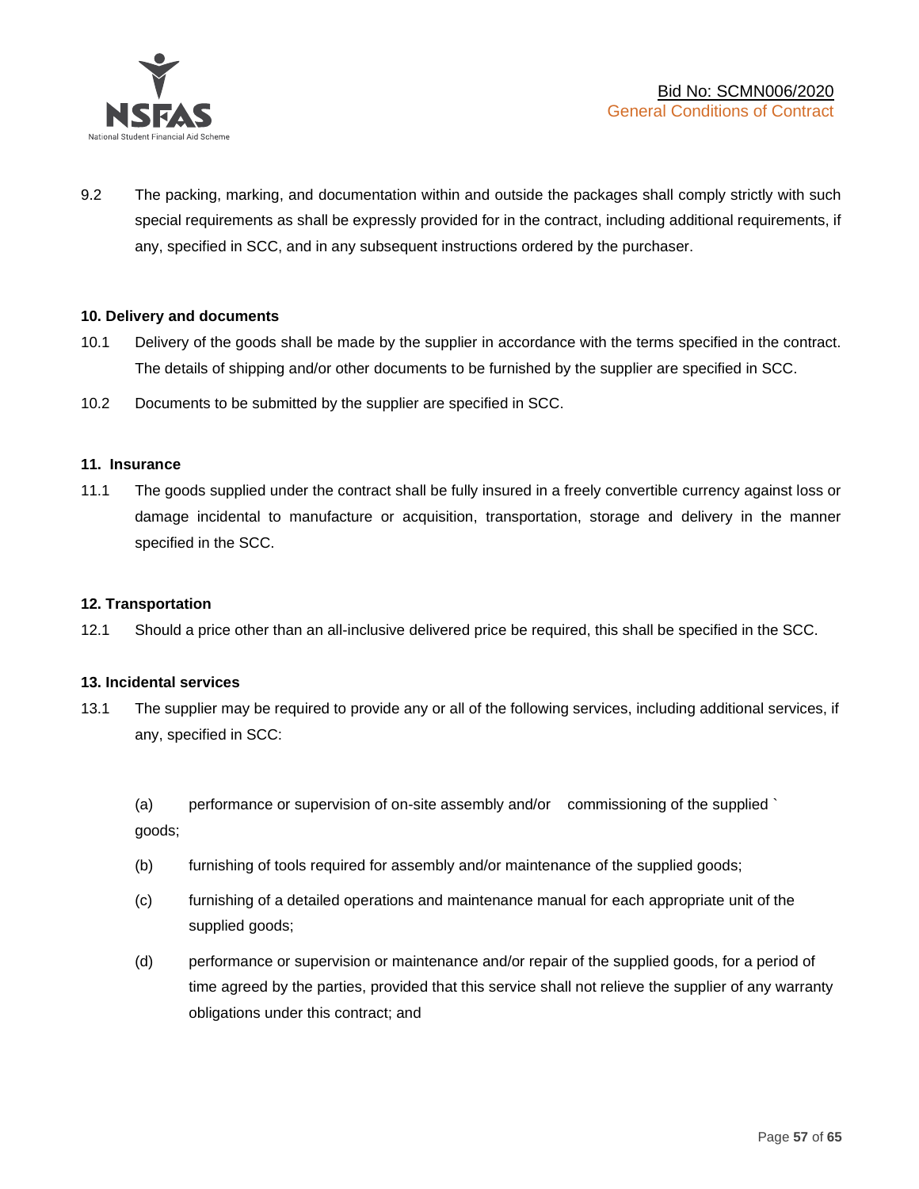9.2 The packing, marking, and documentation within and outside the packages shall comply strictly with such special requirements as shall be expressly provided for in the contract, including additional requirements, if any, specified in SCC, and in any subsequent instructions ordered by the purchaser.

**10. Delivery and documents**

10.1 Delivery of the goods shall be made by the supplier in accordance with the terms specified in the contract. The details of shipping and/or other documents to be furnished by the supplier are specified in SCC.

10.2 Documents to be submitted by the supplier are specified in SCC.

**11. Insurance**

11.1 The goods supplied under the contract shall be fully insured in a freely convertible currency against loss or damage incidental to manufacture or acquisition, transportation, storage and delivery in the manner specified in the SCC.

**12. Transportation**

12.1 Should a price other than an all-inclusive delivered price be required, this shall be specified in the SCC.

**13. Incidental services**

13.1 The supplier may be required to provide any or all of the following services, including additional services, if any, specified in SCC:

(a) performance or supervision of on-site assembly and/or commissioning of the supplied ` goods;

(b) furnishing of tools required for assembly and/or maintenance of the supplied goods;

(c) furnishing of a detailed operations and maintenance manual for each appropriate unit of the supplied goods;

(d) performance or supervision or maintenance and/or repair of the supplied goods, for a period of time agreed by the parties, provided that this service shall not relieve the supplier of any warranty obligations under this contract; and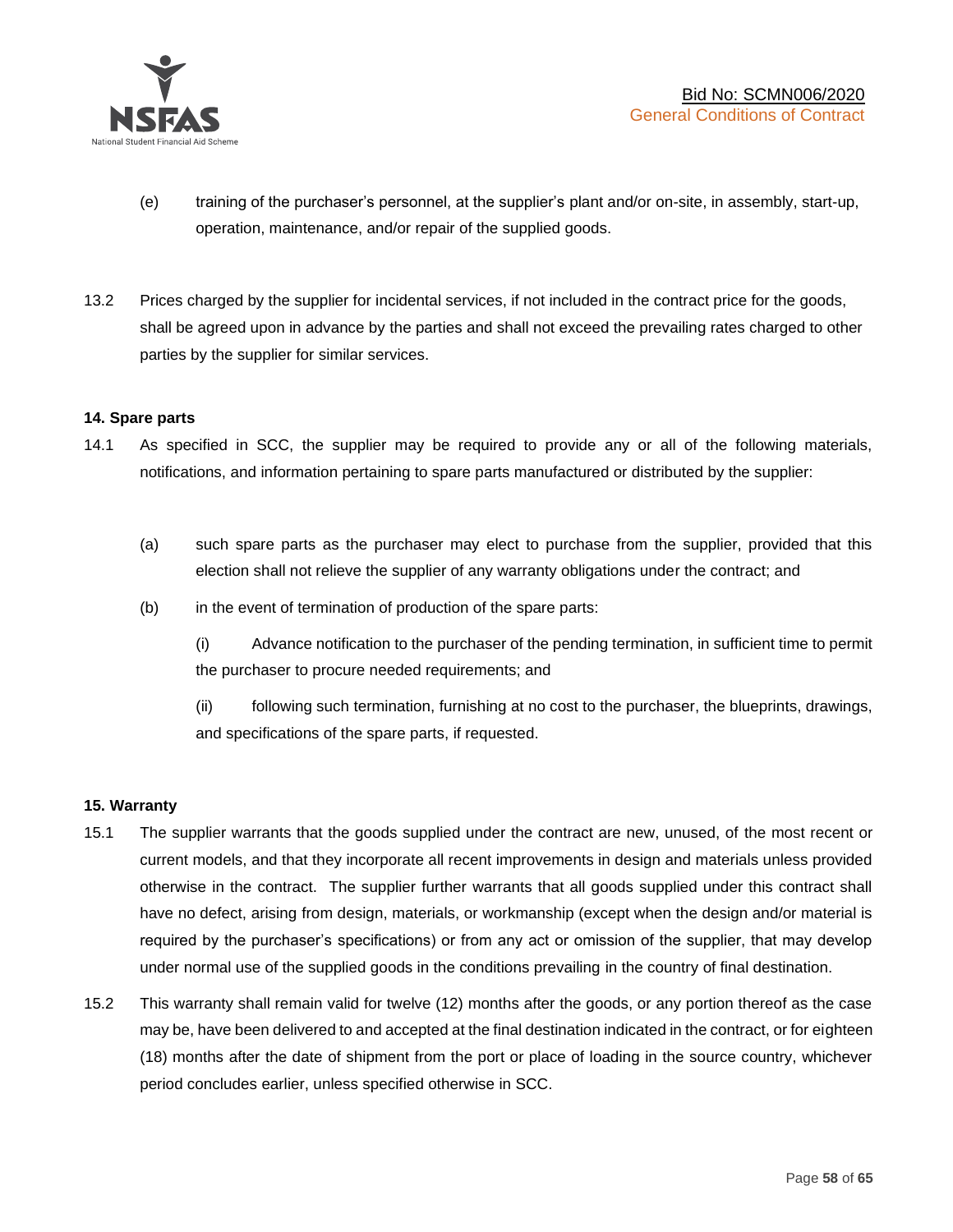(e) training of the purchaser's personnel, at the supplier's plant and/or on-site, in assembly, start-up, operation, maintenance, and/or repair of the supplied goods.

13.2 Prices charged by the supplier for incidental services, if not included in the contract price for the goods, shall be agreed upon in advance by the parties and shall not exceed the prevailing rates charged to other parties by the supplier for similar services.

**14. Spare parts**

14.1 As specified in SCC, the supplier may be required to provide any or all of the following materials, notifications, and information pertaining to spare parts manufactured or distributed by the supplier:

(a) such spare parts as the purchaser may elect to purchase from the supplier, provided that this election shall not relieve the supplier of any warranty obligations under the contract; and

(b) in the event of termination of production of the spare parts:

(i) Advance notification to the purchaser of the pending termination, in sufficient time to permit the purchaser to procure needed requirements; and

(ii) following such termination, furnishing at no cost to the purchaser, the blueprints, drawings, and specifications of the spare parts, if requested.

**15. Warranty**

15.1 The supplier warrants that the goods supplied under the contract are new, unused, of the most recent or current models, and that they incorporate all recent improvements in design and materials unless provided otherwise in the contract. The supplier further warrants that all goods supplied under this contract shall have no defect, arising from design, materials, or workmanship (except when the design and/or material is required by the purchaser's specifications) or from any act or omission of the supplier, that may develop under normal use of the supplied goods in the conditions prevailing in the country of final destination.

15.2 This warranty shall remain valid for twelve (12) months after the goods, or any portion thereof as the case may be, have been delivered to and accepted at the final destination indicated in the contract, or for eighteen (18) months after the date of shipment from the port or place of loading in the source country, whichever period concludes earlier, unless specified otherwise in SCC.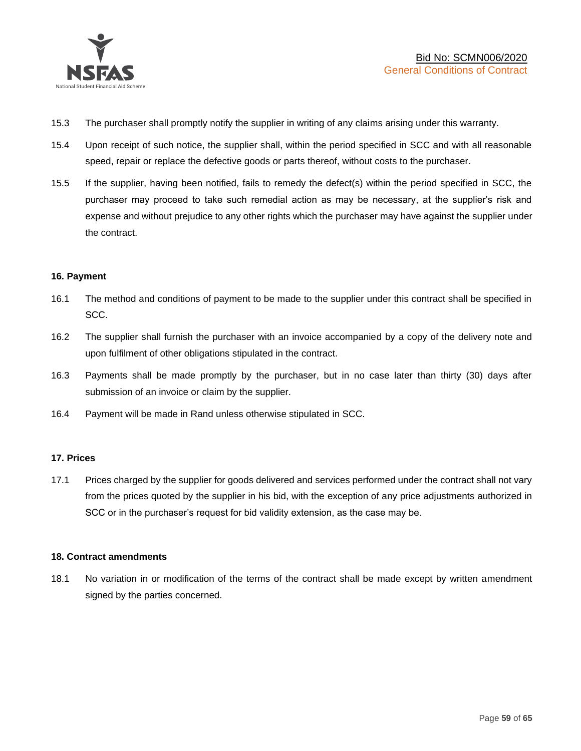15.3 The purchaser shall promptly notify the supplier in writing of any claims arising under this warranty.

15.4 Upon receipt of such notice, the supplier shall, within the period specified in SCC and with all reasonable speed, repair or replace the defective goods or parts thereof, without costs to the purchaser.

15.5 If the supplier, having been notified, fails to remedy the defect(s) within the period specified in SCC, the purchaser may proceed to take such remedial action as may be necessary, at the supplier's risk and expense and without prejudice to any other rights which the purchaser may have against the supplier under the contract.

**16. Payment**

16.1 The method and conditions of payment to be made to the supplier under this contract shall be specified in SCC.

16.2 The supplier shall furnish the purchaser with an invoice accompanied by a copy of the delivery note and upon fulfilment of other obligations stipulated in the contract.

16.3 Payments shall be made promptly by the purchaser, but in no case later than thirty (30) days after submission of an invoice or claim by the supplier.

16.4 Payment will be made in Rand unless otherwise stipulated in SCC.

**17. Prices**

17.1 Prices charged by the supplier for goods delivered and services performed under the contract shall not vary from the prices quoted by the supplier in his bid, with the exception of any price adjustments authorized in SCC or in the purchaser's request for bid validity extension, as the case may be.

**18. Contract amendments**

18.1 No variation in or modification of the terms of the contract shall be made except by written amendment signed by the parties concerned.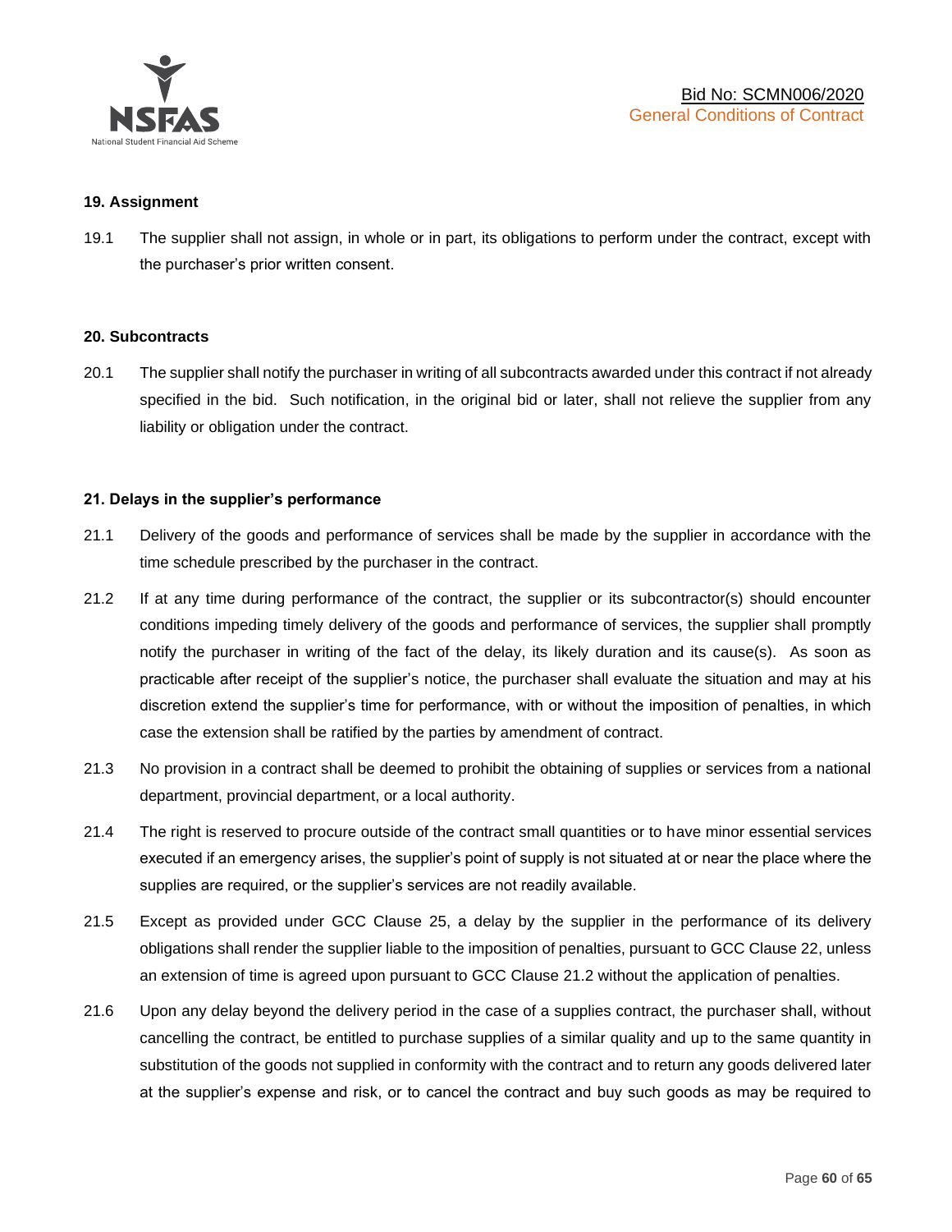## 19. Assignment

19.1 The supplier shall not assign, in whole or in part, its obligations to perform under the contract, except with the purchaser's prior written consent.

## 20. Subcontracts

20.1 The supplier shall notify the purchaser in writing of all subcontracts awarded under this contract if not already specified in the bid. Such notification, in the original bid or later, shall not relieve the supplier from any liability or obligation under the contract.

## 21. Delays in the supplier's performance

21.1 Delivery of the goods and performance of services shall be made by the supplier in accordance with the time schedule prescribed by the purchaser in the contract.

21.2 If at any time during performance of the contract, the supplier or its subcontractor(s) should encounter conditions impeding timely delivery of the goods and performance of services, the supplier shall promptly notify the purchaser in writing of the fact of the delay, its likely duration and its cause(s). As soon as practicable after receipt of the supplier's notice, the purchaser shall evaluate the situation and may at his discretion extend the supplier's time for performance, with or without the imposition of penalties, in which case the extension shall be ratified by the parties by amendment of contract.

21.3 No provision in a contract shall be deemed to prohibit the obtaining of supplies or services from a national department, provincial department, or a local authority.

21.4 The right is reserved to procure outside of the contract small quantities or to have minor essential services executed if an emergency arises, the supplier's point of supply is not situated at or near the place where the supplies are required, or the supplier's services are not readily available.

21.5 Except as provided under GCC Clause 25, a delay by the supplier in the performance of its delivery obligations shall render the supplier liable to the imposition of penalties, pursuant to GCC Clause 22, unless an extension of time is agreed upon pursuant to GCC Clause 21.2 without the application of penalties.

21.6 Upon any delay beyond the delivery period in the case of a supplies contract, the purchaser shall, without cancelling the contract, be entitled to purchase supplies of a similar quality and up to the same quantity in substitution of the goods not supplied in conformity with the contract and to return any goods delivered later at the supplier's expense and risk, or to cancel the contract and buy such goods as may be required to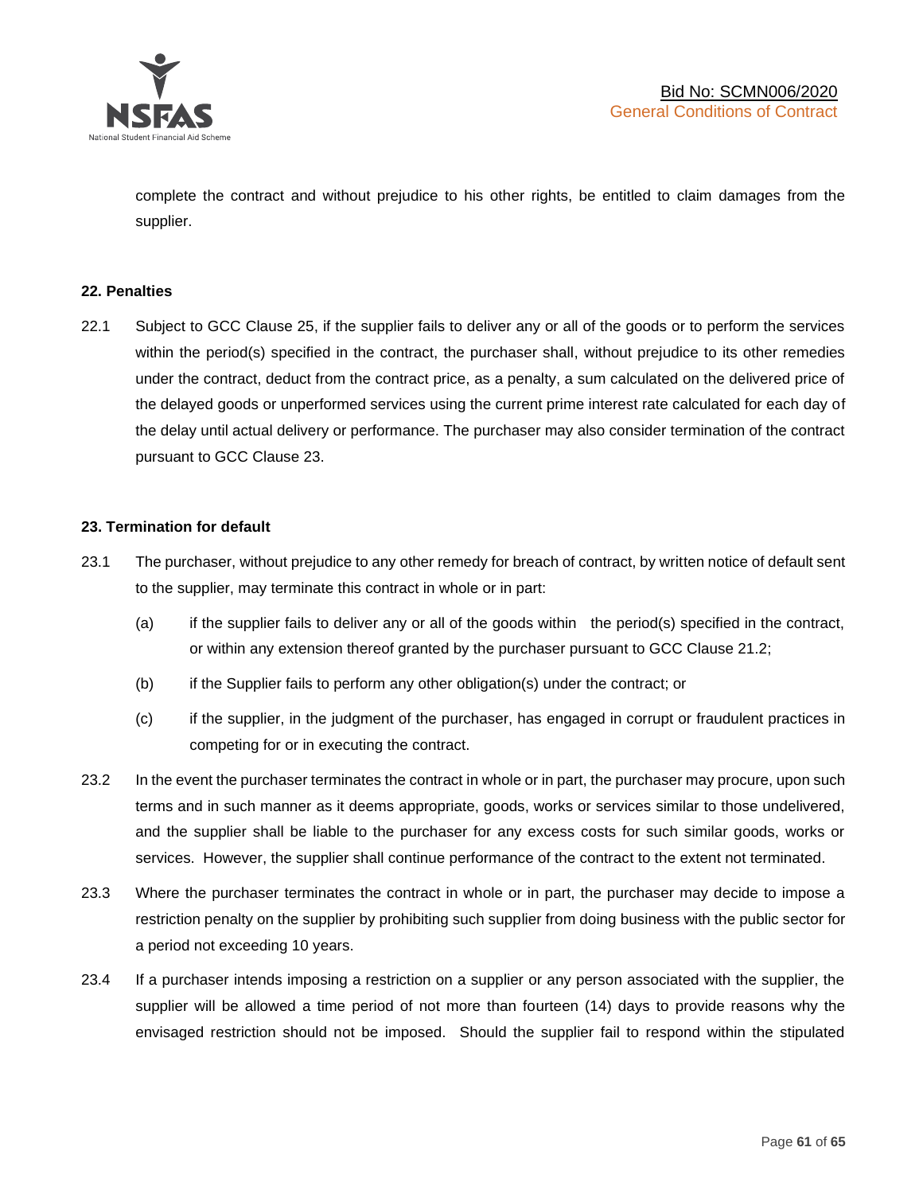complete the contract and without prejudice to his other rights, be entitled to claim damages from the supplier.

**22. Penalties**

22.1 Subject to GCC Clause 25, if the supplier fails to deliver any or all of the goods or to perform the services within the period(s) specified in the contract, the purchaser shall, without prejudice to its other remedies under the contract, deduct from the contract price, as a penalty, a sum calculated on the delivered price of the delayed goods or unperformed services using the current prime interest rate calculated for each day of the delay until actual delivery or performance. The purchaser may also consider termination of the contract pursuant to GCC Clause 23.

**23. Termination for default**

23.1 The purchaser, without prejudice to any other remedy for breach of contract, by written notice of default sent to the supplier, may terminate this contract in whole or in part:

(a) if the supplier fails to deliver any or all of the goods within the period(s) specified in the contract, or within any extension thereof granted by the purchaser pursuant to GCC Clause 21.2;

(b) if the Supplier fails to perform any other obligation(s) under the contract; or

(c) if the supplier, in the judgment of the purchaser, has engaged in corrupt or fraudulent practices in competing for or in executing the contract.

23.2 In the event the purchaser terminates the contract in whole or in part, the purchaser may procure, upon such terms and in such manner as it deems appropriate, goods, works or services similar to those undelivered, and the supplier shall be liable to the purchaser for any excess costs for such similar goods, works or services. However, the supplier shall continue performance of the contract to the extent not terminated.

23.3 Where the purchaser terminates the contract in whole or in part, the purchaser may decide to impose a restriction penalty on the supplier by prohibiting such supplier from doing business with the public sector for a period not exceeding 10 years.

23.4 If a purchaser intends imposing a restriction on a supplier or any person associated with the supplier, the supplier will be allowed a time period of not more than fourteen (14) days to provide reasons why the envisaged restriction should not be imposed. Should the supplier fail to respond within the stipulated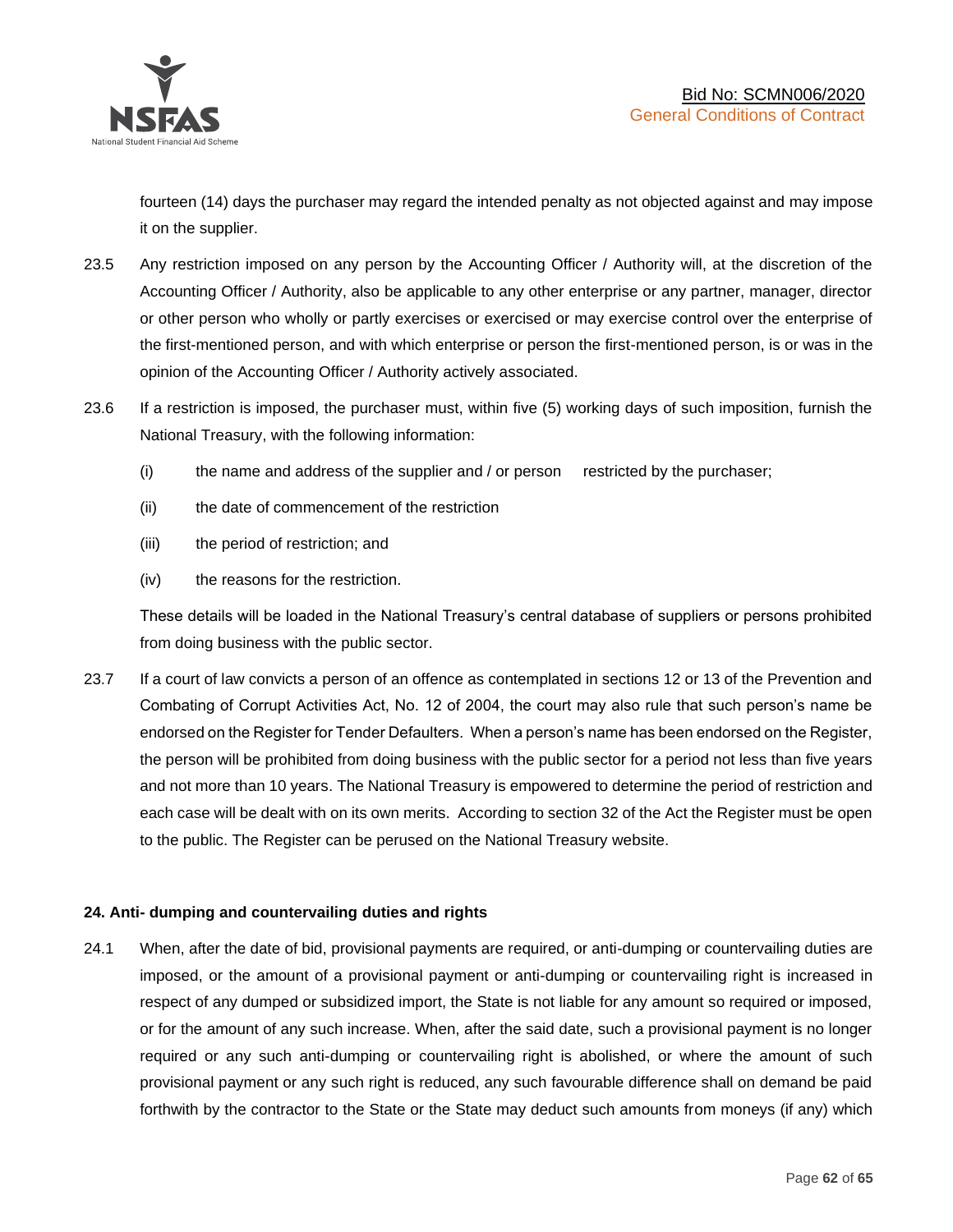fourteen (14) days the purchaser may regard the intended penalty as not objected against and may impose it on the supplier.

23.5 Any restriction imposed on any person by the Accounting Officer / Authority will, at the discretion of the Accounting Officer / Authority, also be applicable to any other enterprise or any partner, manager, director or other person who wholly or partly exercises or exercised or may exercise control over the enterprise of the first-mentioned person, and with which enterprise or person the first-mentioned person, is or was in the opinion of the Accounting Officer / Authority actively associated.

23.6 If a restriction is imposed, the purchaser must, within five (5) working days of such imposition, furnish the National Treasury, with the following information:

(i) the name and address of the supplier and / or person restricted by the purchaser;

(ii) the date of commencement of the restriction

(iii) the period of restriction; and

(iv) the reasons for the restriction.

These details will be loaded in the National Treasury's central database of suppliers or persons prohibited from doing business with the public sector.

23.7 If a court of law convicts a person of an offence as contemplated in sections 12 or 13 of the Prevention and Combating of Corrupt Activities Act, No. 12 of 2004, the court may also rule that such person's name be endorsed on the Register for Tender Defaulters. When a person's name has been endorsed on the Register, the person will be prohibited from doing business with the public sector for a period not less than five years and not more than 10 years. The National Treasury is empowered to determine the period of restriction and each case will be dealt with on its own merits. According to section 32 of the Act the Register must be open to the public. The Register can be perused on the National Treasury website.

**24. Anti- dumping and countervailing duties and rights**

24.1 When, after the date of bid, provisional payments are required, or anti-dumping or countervailing duties are imposed, or the amount of a provisional payment or anti-dumping or countervailing right is increased in respect of any dumped or subsidized import, the State is not liable for any amount so required or imposed, or for the amount of any such increase. When, after the said date, such a provisional payment is no longer required or any such anti-dumping or countervailing right is abolished, or where the amount of such provisional payment or any such right is reduced, any such favourable difference shall on demand be paid forthwith by the contractor to the State or the State may deduct such amounts from moneys (if any) which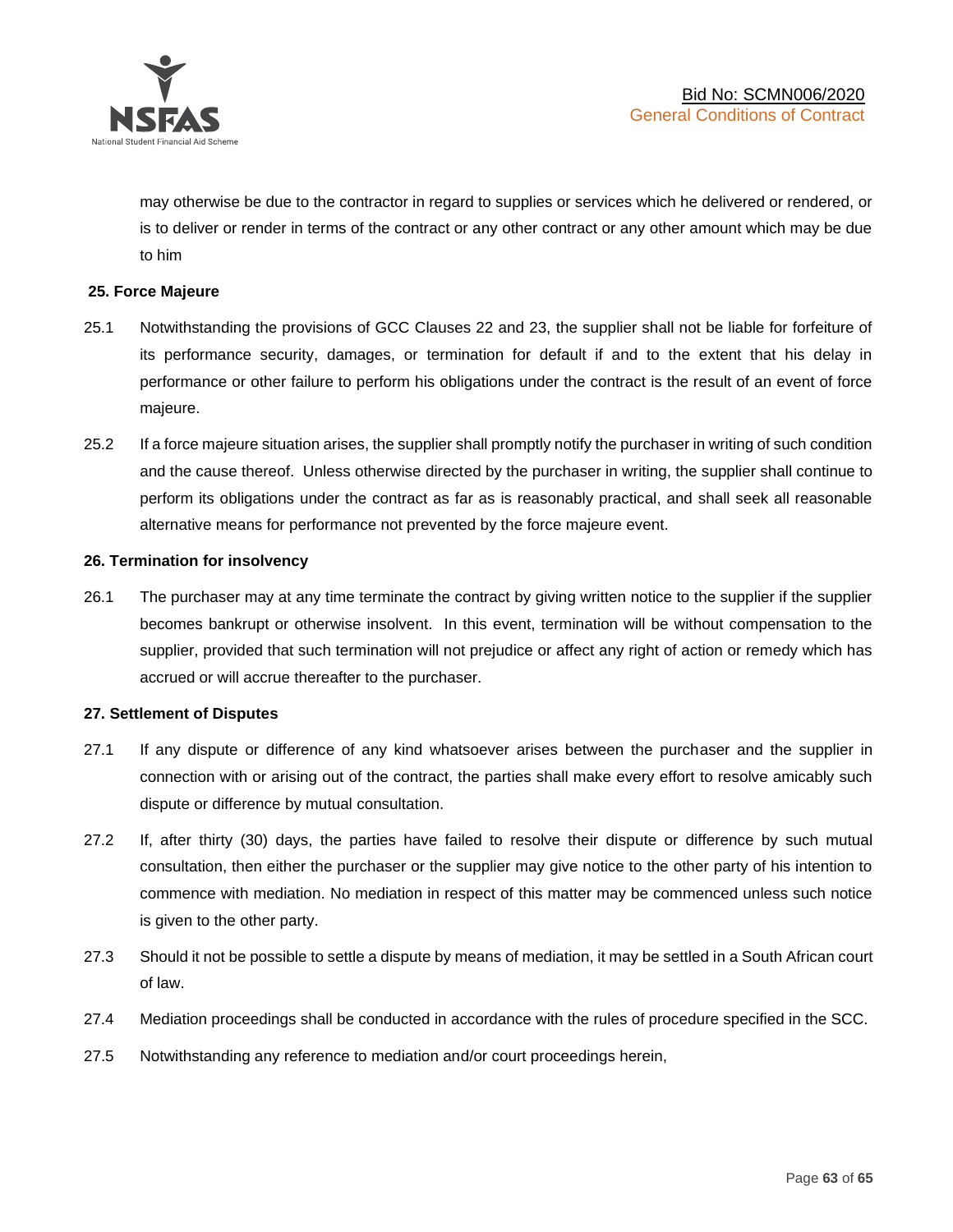may otherwise be due to the contractor in regard to supplies or services which he delivered or rendered, or is to deliver or render in terms of the contract or any other contract or any other amount which may be due to him

**25. Force Majeure**

25.1 Notwithstanding the provisions of GCC Clauses 22 and 23, the supplier shall not be liable for forfeiture of its performance security, damages, or termination for default if and to the extent that his delay in performance or other failure to perform his obligations under the contract is the result of an event of force majeure.

25.2 If a force majeure situation arises, the supplier shall promptly notify the purchaser in writing of such condition and the cause thereof. Unless otherwise directed by the purchaser in writing, the supplier shall continue to perform its obligations under the contract as far as is reasonably practical, and shall seek all reasonable alternative means for performance not prevented by the force majeure event.

**26. Termination for insolvency**

26.1 The purchaser may at any time terminate the contract by giving written notice to the supplier if the supplier becomes bankrupt or otherwise insolvent. In this event, termination will be without compensation to the supplier, provided that such termination will not prejudice or affect any right of action or remedy which has accrued or will accrue thereafter to the purchaser.

**27. Settlement of Disputes**

27.1 If any dispute or difference of any kind whatsoever arises between the purchaser and the supplier in connection with or arising out of the contract, the parties shall make every effort to resolve amicably such dispute or difference by mutual consultation.

27.2 If, after thirty (30) days, the parties have failed to resolve their dispute or difference by such mutual consultation, then either the purchaser or the supplier may give notice to the other party of his intention to commence with mediation. No mediation in respect of this matter may be commenced unless such notice is given to the other party.

27.3 Should it not be possible to settle a dispute by means of mediation, it may be settled in a South African court of law.

27.4 Mediation proceedings shall be conducted in accordance with the rules of procedure specified in the SCC.

27.5 Notwithstanding any reference to mediation and/or court proceedings herein,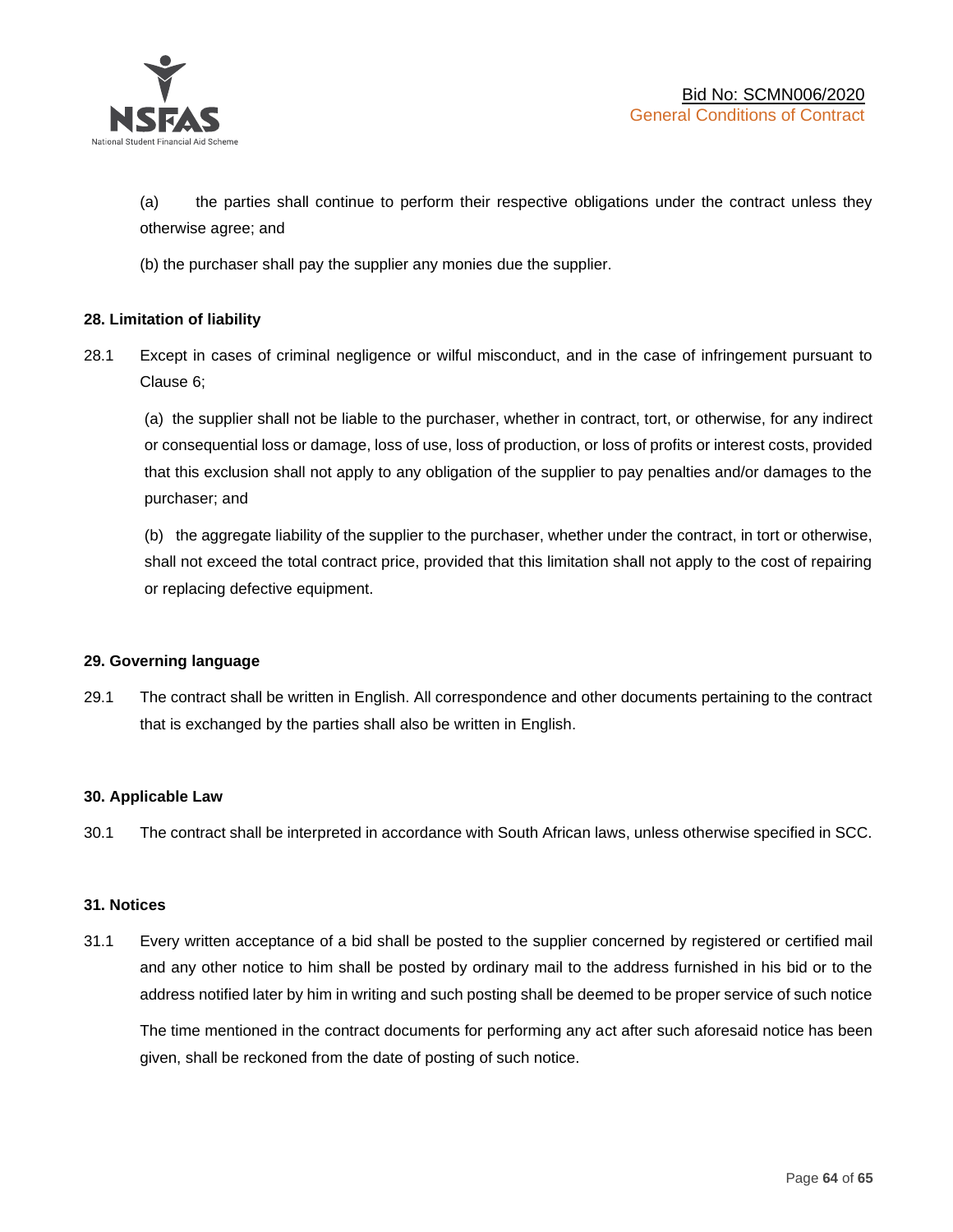(a) the parties shall continue to perform their respective obligations under the contract unless they otherwise agree; and

(b) the purchaser shall pay the supplier any monies due the supplier.

**28. Limitation of liability**

28.1 Except in cases of criminal negligence or wilful misconduct, and in the case of infringement pursuant to Clause 6;

(a) the supplier shall not be liable to the purchaser, whether in contract, tort, or otherwise, for any indirect or consequential loss or damage, loss of use, loss of production, or loss of profits or interest costs, provided that this exclusion shall not apply to any obligation of the supplier to pay penalties and/or damages to the purchaser; and

(b) the aggregate liability of the supplier to the purchaser, whether under the contract, in tort or otherwise, shall not exceed the total contract price, provided that this limitation shall not apply to the cost of repairing or replacing defective equipment.

**29. Governing language**

29.1 The contract shall be written in English. All correspondence and other documents pertaining to the contract that is exchanged by the parties shall also be written in English.

**30. Applicable Law**

30.1 The contract shall be interpreted in accordance with South African laws, unless otherwise specified in SCC.

**31. Notices**

31.1 Every written acceptance of a bid shall be posted to the supplier concerned by registered or certified mail and any other notice to him shall be posted by ordinary mail to the address furnished in his bid or to the address notified later by him in writing and such posting shall be deemed to be proper service of such notice

The time mentioned in the contract documents for performing any act after such aforesaid notice has been given, shall be reckoned from the date of posting of such notice.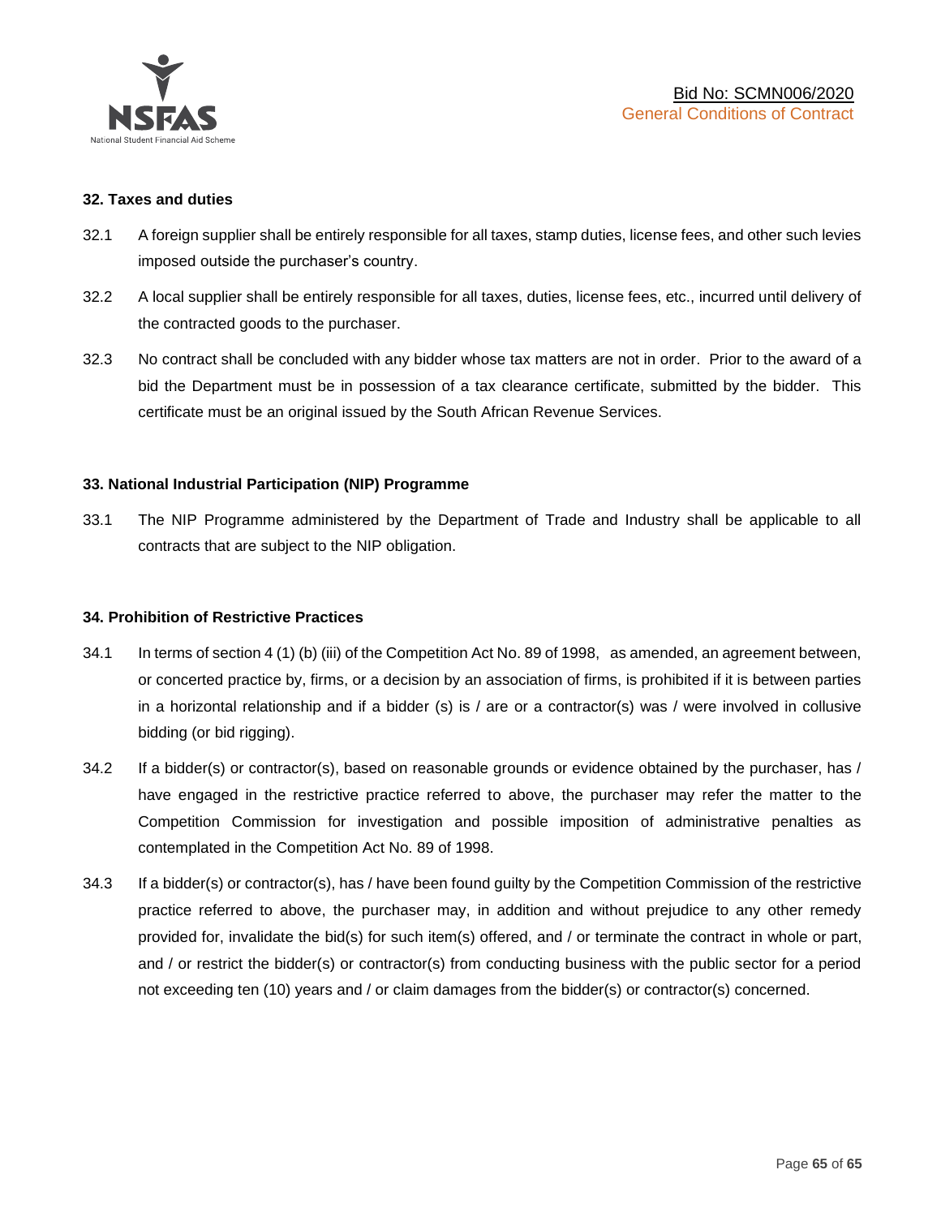### 32. Taxes and duties

32.1 A foreign supplier shall be entirely responsible for all taxes, stamp duties, license fees, and other such levies imposed outside the purchaser's country.

32.2 A local supplier shall be entirely responsible for all taxes, duties, license fees, etc., incurred until delivery of the contracted goods to the purchaser.

32.3 No contract shall be concluded with any bidder whose tax matters are not in order. Prior to the award of a bid the Department must be in possession of a tax clearance certificate, submitted by the bidder. This certificate must be an original issued by the South African Revenue Services.

### 33. National Industrial Participation (NIP) Programme

33.1 The NIP Programme administered by the Department of Trade and Industry shall be applicable to all contracts that are subject to the NIP obligation.

### 34. Prohibition of Restrictive Practices

34.1 In terms of section 4 (1) (b) (iii) of the Competition Act No. 89 of 1998, as amended, an agreement between, or concerted practice by, firms, or a decision by an association of firms, is prohibited if it is between parties in a horizontal relationship and if a bidder (s) is / are or a contractor(s) was / were involved in collusive bidding (or bid rigging).

34.2 If a bidder(s) or contractor(s), based on reasonable grounds or evidence obtained by the purchaser, has / have engaged in the restrictive practice referred to above, the purchaser may refer the matter to the Competition Commission for investigation and possible imposition of administrative penalties as contemplated in the Competition Act No. 89 of 1998.

34.3 If a bidder(s) or contractor(s), has / have been found guilty by the Competition Commission of the restrictive practice referred to above, the purchaser may, in addition and without prejudice to any other remedy provided for, invalidate the bid(s) for such item(s) offered, and / or terminate the contract in whole or part, and / or restrict the bidder(s) or contractor(s) from conducting business with the public sector for a period not exceeding ten (10) years and / or claim damages from the bidder(s) or contractor(s) concerned.